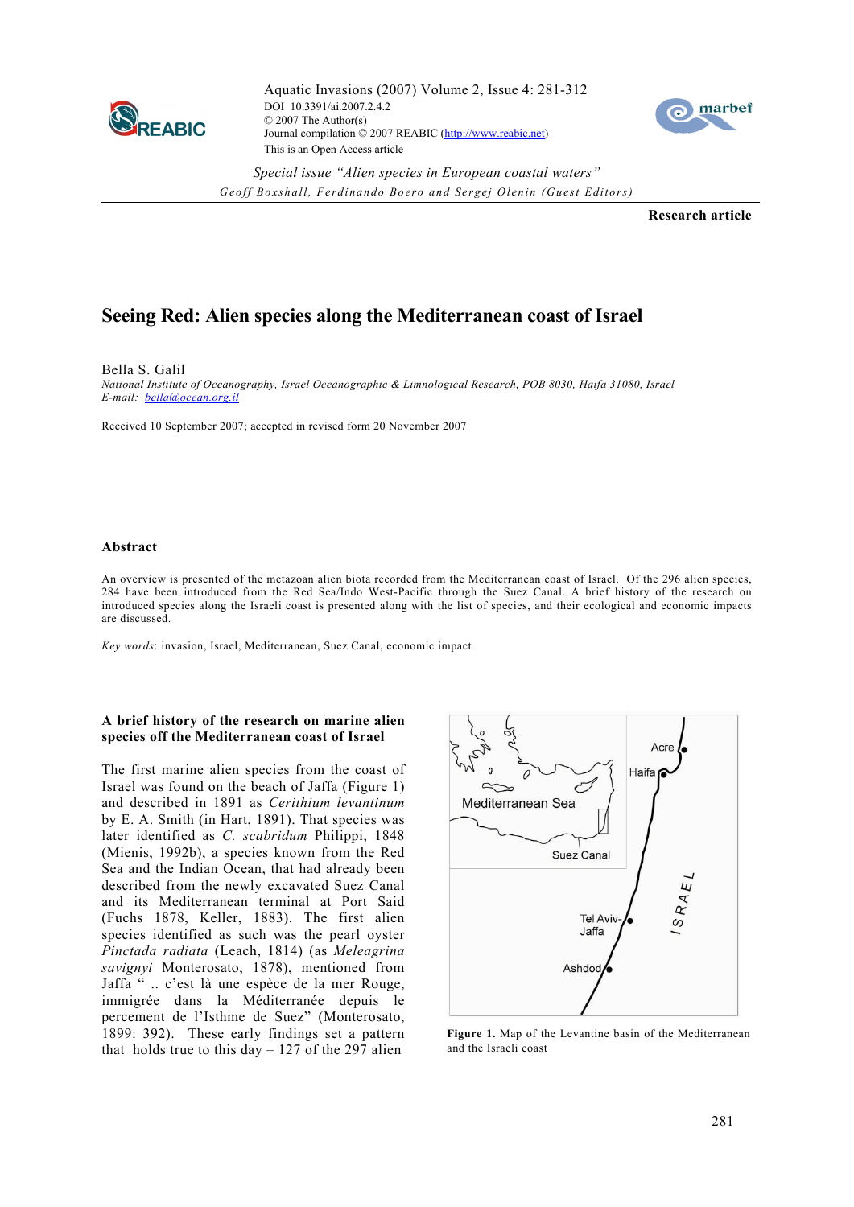Aquatic Invasions (2007) Volume 2, Issue 4: 281-312
DOI 10.3391/ai.2007.2.4.2
© 2007 The Author(s)
Journal compilation © 2007 REABIC (http://www.reabic.net)
This is an Open Access article

*Special issue "Alien species in European coastal waters"*
*Geoff Boxshall, Ferdinando Boero and Sergej Olenin (Guest Editors)*

**Research article**

# Seeing Red: Alien species along the Mediterranean coast of Israel

Bella S. Galil

*National Institute of Oceanography, Israel Oceanographic & Limnological Research, POB 8030, Haifa 31080, Israel*
*E-mail: bella@ocean.org.il*

Received 10 September 2007; accepted in revised form 20 November 2007

## Abstract

An overview is presented of the metazoan alien biota recorded from the Mediterranean coast of Israel. Of the 296 alien species, 284 have been introduced from the Red Sea/Indo West-Pacific through the Suez Canal. A brief history of the research on introduced species along the Israeli coast is presented along with the list of species, and their ecological and economic impacts are discussed.

*Key words*: invasion, Israel, Mediterranean, Suez Canal, economic impact

## A brief history of the research on marine alien species off the Mediterranean coast of Israel

The first marine alien species from the coast of Israel was found on the beach of Jaffa (Figure 1) and described in 1891 as *Cerithium levantinum* by E. A. Smith (in Hart, 1891). That species was later identified as *C. scabridum* Philippi, 1848 (Mienis, 1992b), a species known from the Red Sea and the Indian Ocean, that had already been described from the newly excavated Suez Canal and its Mediterranean terminal at Port Said (Fuchs 1878, Keller, 1883). The first alien species identified as such was the pearl oyster *Pinctada radiata* (Leach, 1814) (as *Meleagrina savignyi* Monterosato, 1878), mentioned from Jaffa " .. c'est là une espèce de la mer Rouge, immigrée dans la Méditerranée depuis le percement de l'Isthme de Suez" (Monterosato, 1899: 392). These early findings set a pattern that holds true to this day – 127 of the 297 alien

**Figure 1.** Map of the Levantine basin of the Mediterranean and the Israeli coast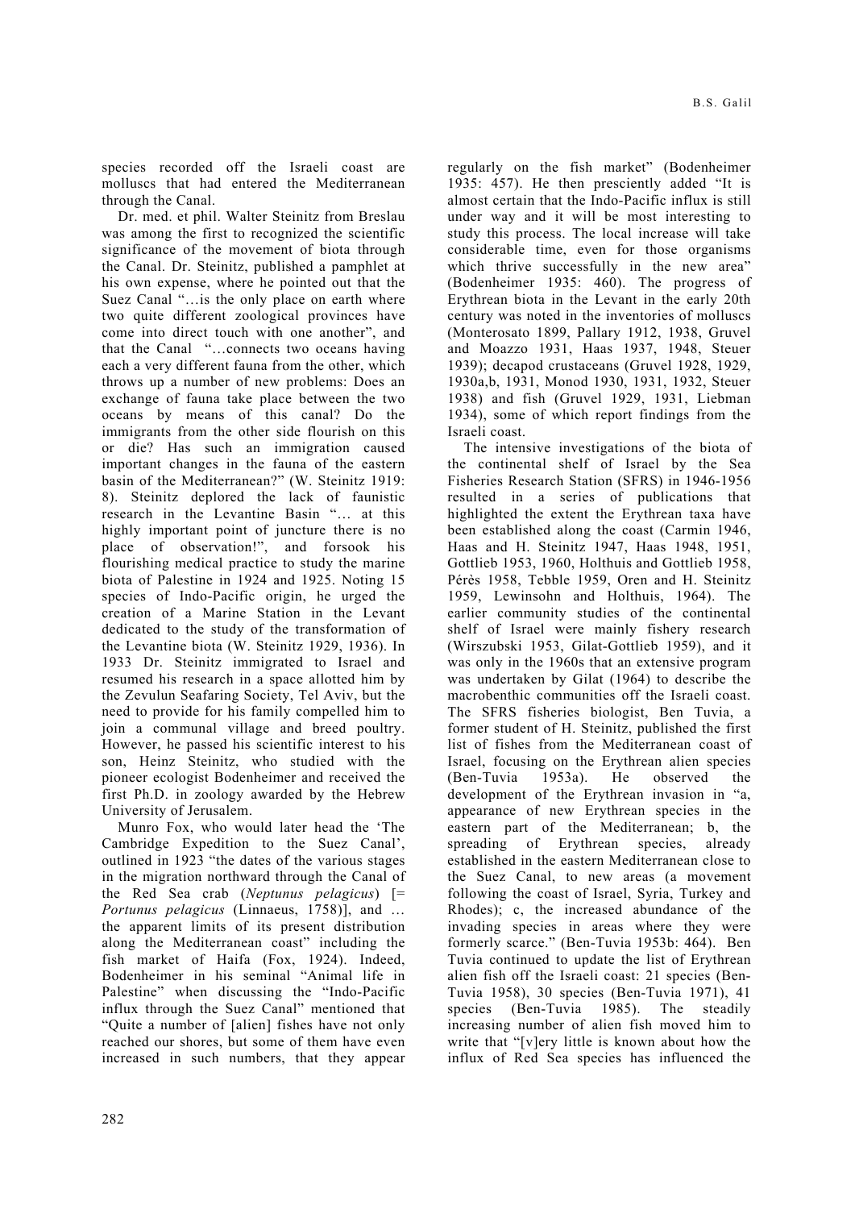species recorded off the Israeli coast are molluscs that had entered the Mediterranean through the Canal.

Dr. med. et phil. Walter Steinitz from Breslau was among the first to recognized the scientific significance of the movement of biota through the Canal. Dr. Steinitz, published a pamphlet at his own expense, where he pointed out that the Suez Canal "…is the only place on earth where two quite different zoological provinces have come into direct touch with one another", and that the Canal "…connects two oceans having each a very different fauna from the other, which throws up a number of new problems: Does an exchange of fauna take place between the two oceans by means of this canal? Do the immigrants from the other side flourish on this or die? Has such an immigration caused important changes in the fauna of the eastern basin of the Mediterranean?" (W. Steinitz 1919: 8). Steinitz deplored the lack of faunistic research in the Levantine Basin "… at this highly important point of juncture there is no place of observation!", and forsook his flourishing medical practice to study the marine biota of Palestine in 1924 and 1925. Noting 15 species of Indo-Pacific origin, he urged the creation of a Marine Station in the Levant dedicated to the study of the transformation of the Levantine biota (W. Steinitz 1929, 1936). In 1933 Dr. Steinitz immigrated to Israel and resumed his research in a space allotted him by the Zevulun Seafaring Society, Tel Aviv, but the need to provide for his family compelled him to join a communal village and breed poultry. However, he passed his scientific interest to his son, Heinz Steinitz, who studied with the pioneer ecologist Bodenheimer and received the first Ph.D. in zoology awarded by the Hebrew University of Jerusalem.

Munro Fox, who would later head the 'The Cambridge Expedition to the Suez Canal', outlined in 1923 "the dates of the various stages in the migration northward through the Canal of the Red Sea crab (*Neptunus pelagicus*) [= *Portunus pelagicus* (Linnaeus, 1758)], and … the apparent limits of its present distribution along the Mediterranean coast" including the fish market of Haifa (Fox, 1924). Indeed, Bodenheimer in his seminal "Animal life in Palestine" when discussing the "Indo-Pacific influx through the Suez Canal" mentioned that "Quite a number of [alien] fishes have not only reached our shores, but some of them have even increased in such numbers, that they appear regularly on the fish market" (Bodenheimer 1935: 457). He then presciently added "It is almost certain that the Indo-Pacific influx is still under way and it will be most interesting to study this process. The local increase will take considerable time, even for those organisms which thrive successfully in the new area" (Bodenheimer 1935: 460). The progress of Erythrean biota in the Levant in the early 20th century was noted in the inventories of molluscs (Monterosato 1899, Pallary 1912, 1938, Gruvel and Moazzo 1931, Haas 1937, 1948, Steuer 1939); decapod crustaceans (Gruvel 1928, 1929, 1930a,b, 1931, Monod 1930, 1931, 1932, Steuer 1938) and fish (Gruvel 1929, 1931, Liebman 1934), some of which report findings from the Israeli coast.

The intensive investigations of the biota of the continental shelf of Israel by the Sea Fisheries Research Station (SFRS) in 1946-1956 resulted in a series of publications that highlighted the extent the Erythrean taxa have been established along the coast (Carmin 1946, Haas and H. Steinitz 1947, Haas 1948, 1951, Gottlieb 1953, 1960, Holthuis and Gottlieb 1958, Pérès 1958, Tebble 1959, Oren and H. Steinitz 1959, Lewinsohn and Holthuis, 1964). The earlier community studies of the continental shelf of Israel were mainly fishery research (Wirszubski 1953, Gilat-Gottlieb 1959), and it was only in the 1960s that an extensive program was undertaken by Gilat (1964) to describe the macrobenthic communities off the Israeli coast. The SFRS fisheries biologist, Ben Tuvia, a former student of H. Steinitz, published the first list of fishes from the Mediterranean coast of Israel, focusing on the Erythrean alien species (Ben-Tuvia 1953a). He observed the development of the Erythrean invasion in "a, appearance of new Erythrean species in the eastern part of the Mediterranean; b, the spreading of Erythrean species, already established in the eastern Mediterranean close to the Suez Canal, to new areas (a movement following the coast of Israel, Syria, Turkey and Rhodes); c, the increased abundance of the invading species in areas where they were formerly scarce." (Ben-Tuvia 1953b: 464). Ben Tuvia continued to update the list of Erythrean alien fish off the Israeli coast: 21 species (Ben-Tuvia 1958), 30 species (Ben-Tuvia 1971), 41 species (Ben-Tuvia 1985). The steadily increasing number of alien fish moved him to write that "[v]ery little is known about how the influx of Red Sea species has influenced the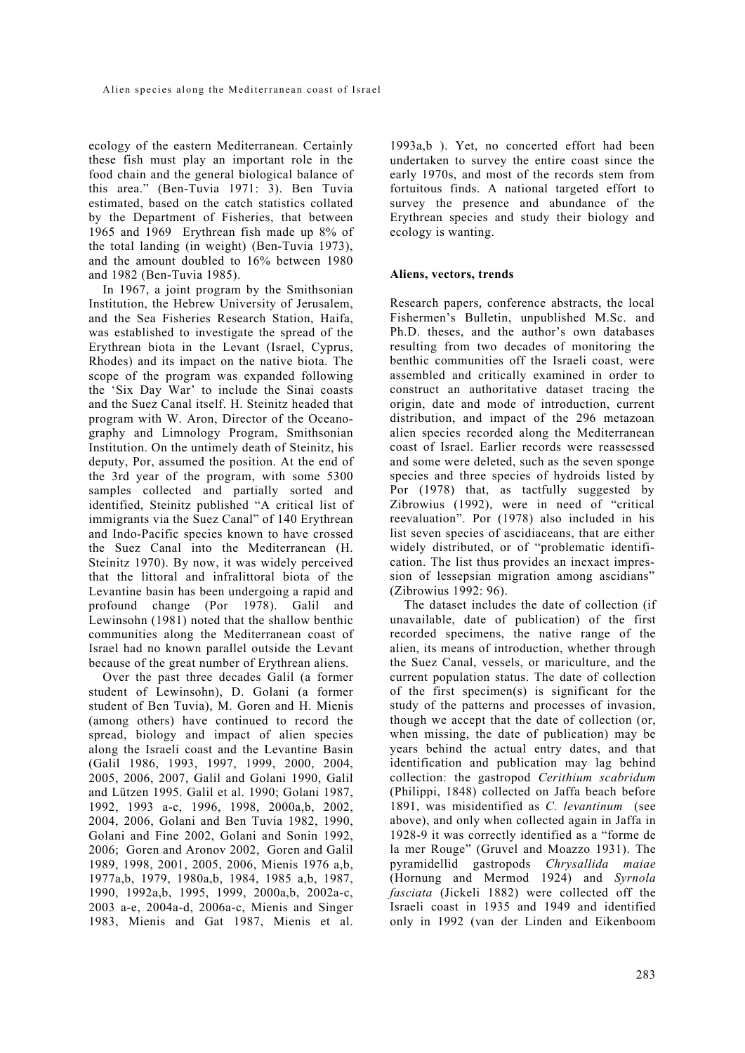ecology of the eastern Mediterranean. Certainly these fish must play an important role in the food chain and the general biological balance of this area." (Ben-Tuvia 1971: 3). Ben Tuvia estimated, based on the catch statistics collated by the Department of Fisheries, that between 1965 and 1969 Erythrean fish made up 8% of the total landing (in weight) (Ben-Tuvia 1973), and the amount doubled to 16% between 1980 and 1982 (Ben-Tuvia 1985).

In 1967, a joint program by the Smithsonian Institution, the Hebrew University of Jerusalem, and the Sea Fisheries Research Station, Haifa, was established to investigate the spread of the Erythrean biota in the Levant (Israel, Cyprus, Rhodes) and its impact on the native biota. The scope of the program was expanded following the 'Six Day War' to include the Sinai coasts and the Suez Canal itself. H. Steinitz headed that program with W. Aron, Director of the Oceanography and Limnology Program, Smithsonian Institution. On the untimely death of Steinitz, his deputy, Por, assumed the position. At the end of the 3rd year of the program, with some 5300 samples collected and partially sorted and identified, Steinitz published "A critical list of immigrants via the Suez Canal" of 140 Erythrean and Indo-Pacific species known to have crossed the Suez Canal into the Mediterranean (H. Steinitz 1970). By now, it was widely perceived that the littoral and infralittoral biota of the Levantine basin has been undergoing a rapid and profound change (Por 1978). Galil and Lewinsohn (1981) noted that the shallow benthic communities along the Mediterranean coast of Israel had no known parallel outside the Levant because of the great number of Erythrean aliens.

Over the past three decades Galil (a former student of Lewinsohn), D. Golani (a former student of Ben Tuvia), M. Goren and H. Mienis (among others) have continued to record the spread, biology and impact of alien species along the Israeli coast and the Levantine Basin (Galil 1986, 1993, 1997, 1999, 2000, 2004, 2005, 2006, 2007, Galil and Golani 1990, Galil and Lützen 1995. Galil et al. 1990; Golani 1987, 1992, 1993 a-c, 1996, 1998, 2000a,b, 2002, 2004, 2006, Golani and Ben Tuvia 1982, 1990, Golani and Fine 2002, Golani and Sonin 1992, 2006; Goren and Aronov 2002, Goren and Galil 1989, 1998, 2001, 2005, 2006, Mienis 1976 a,b, 1977a,b, 1979, 1980a,b, 1984, 1985 a,b, 1987, 1990, 1992a,b, 1995, 1999, 2000a,b, 2002a-c, 2003 a-e, 2004a-d, 2006a-c, Mienis and Singer 1983, Mienis and Gat 1987, Mienis et al. 1993a,b ). Yet, no concerted effort had been undertaken to survey the entire coast since the early 1970s, and most of the records stem from fortuitous finds. A national targeted effort to survey the presence and abundance of the Erythrean species and study their biology and ecology is wanting.

## Aliens, vectors, trends

Research papers, conference abstracts, the local Fishermen's Bulletin, unpublished M.Sc. and Ph.D. theses, and the author's own databases resulting from two decades of monitoring the benthic communities off the Israeli coast, were assembled and critically examined in order to construct an authoritative dataset tracing the origin, date and mode of introduction, current distribution, and impact of the 296 metazoan alien species recorded along the Mediterranean coast of Israel. Earlier records were reassessed and some were deleted, such as the seven sponge species and three species of hydroids listed by Por (1978) that, as tactfully suggested by Zibrowius (1992), were in need of "critical reevaluation". Por (1978) also included in his list seven species of ascidiaceans, that are either widely distributed, or of "problematic identification. The list thus provides an inexact impression of lessepsian migration among ascidians" (Zibrowius 1992: 96).

The dataset includes the date of collection (if unavailable, date of publication) of the first recorded specimens, the native range of the alien, its means of introduction, whether through the Suez Canal, vessels, or mariculture, and the current population status. The date of collection of the first specimen(s) is significant for the study of the patterns and processes of invasion, though we accept that the date of collection (or, when missing, the date of publication) may be years behind the actual entry dates, and that identification and publication may lag behind collection: the gastropod *Cerithium scabridum* (Philippi, 1848) collected on Jaffa beach before 1891, was misidentified as *C. levantinum* (see above), and only when collected again in Jaffa in 1928-9 it was correctly identified as a "forme de la mer Rouge" (Gruvel and Moazzo 1931). The pyramidellid gastropods *Chrysallida maiae* (Hornung and Mermod 1924) and *Syrnola fasciata* (Jickeli 1882) were collected off the Israeli coast in 1935 and 1949 and identified only in 1992 (van der Linden and Eikenboom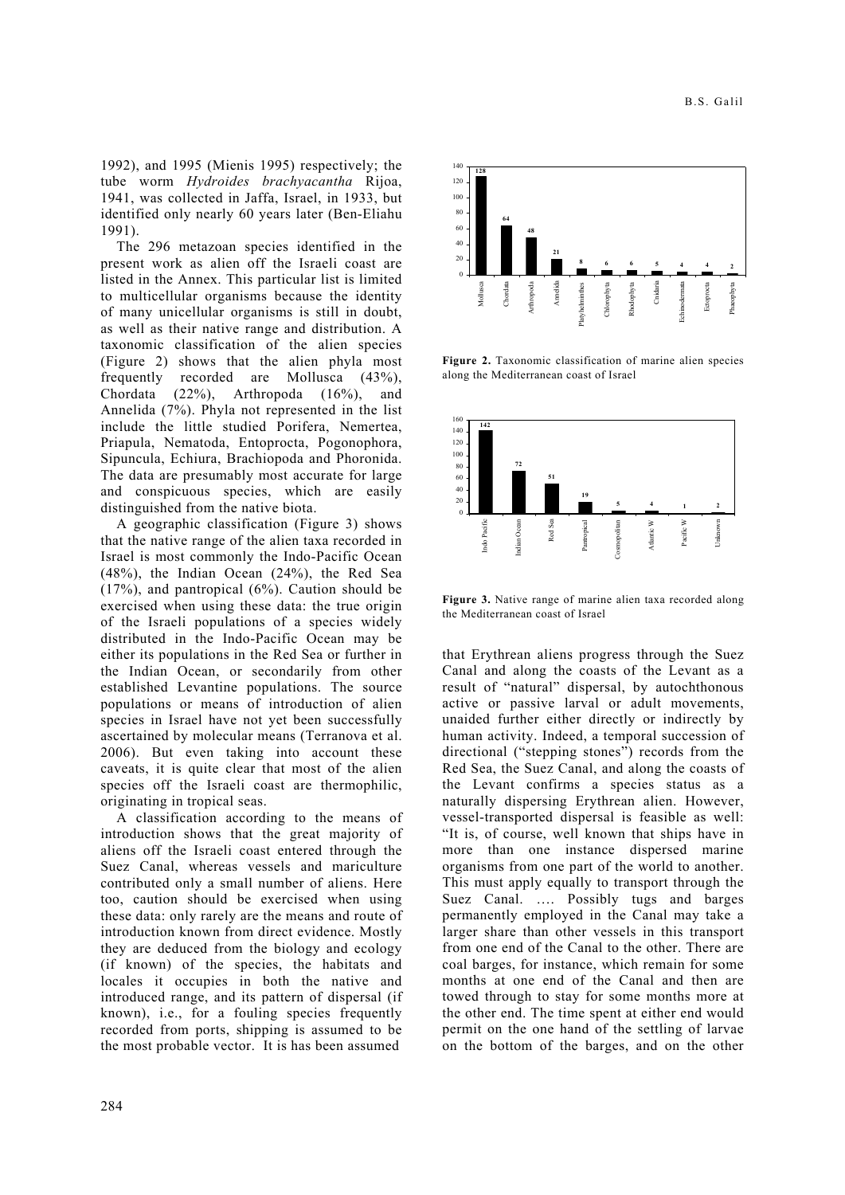1992), and 1995 (Mienis 1995) respectively; the tube worm *Hydroides brachyacantha* Rijoa, 1941, was collected in Jaffa, Israel, in 1933, but identified only nearly 60 years later (Ben-Eliahu 1991).

The 296 metazoan species identified in the present work as alien off the Israeli coast are listed in the Annex. This particular list is limited to multicellular organisms because the identity of many unicellular organisms is still in doubt, as well as their native range and distribution. A taxonomic classification of the alien species (Figure 2) shows that the alien phyla most frequently recorded are Mollusca (43%), Chordata (22%), Arthropoda (16%), and Annelida (7%). Phyla not represented in the list include the little studied Porifera, Nemertea, Priapula, Nematoda, Entoprocta, Pogonophora, Sipuncula, Echiura, Brachiopoda and Phoronida. The data are presumably most accurate for large and conspicuous species, which are easily distinguished from the native biota.

A geographic classification (Figure 3) shows that the native range of the alien taxa recorded in Israel is most commonly the Indo-Pacific Ocean (48%), the Indian Ocean (24%), the Red Sea (17%), and pantropical (6%). Caution should be exercised when using these data: the true origin of the Israeli populations of a species widely distributed in the Indo-Pacific Ocean may be either its populations in the Red Sea or further in the Indian Ocean, or secondarily from other established Levantine populations. The source populations or means of introduction of alien species in Israel have not yet been successfully ascertained by molecular means (Terranova et al. 2006). But even taking into account these caveats, it is quite clear that most of the alien species off the Israeli coast are thermophilic, originating in tropical seas.

A classification according to the means of introduction shows that the great majority of aliens off the Israeli coast entered through the Suez Canal, whereas vessels and mariculture contributed only a small number of aliens. Here too, caution should be exercised when using these data: only rarely are the means and route of introduction known from direct evidence. Mostly they are deduced from the biology and ecology (if known) of the species, the habitats and locales it occupies in both the native and introduced range, and its pattern of dispersal (if known), i.e., for a fouling species frequently recorded from ports, shipping is assumed to be the most probable vector. It is has been assumed that Erythrean aliens progress through the Suez Canal and along the coasts of the Levant as a result of "natural" dispersal, by autochthonous active or passive larval or adult movements, unaided further either directly or indirectly by human activity. Indeed, a temporal succession of directional ("stepping stones") records from the Red Sea, the Suez Canal, and along the coasts of the Levant confirms a species status as a naturally dispersing Erythrean alien. However, vessel-transported dispersal is feasible as well: "It is, of course, well known that ships have in more than one instance dispersed marine organisms from one part of the world to another. This must apply equally to transport through the Suez Canal. …. Possibly tugs and barges permanently employed in the Canal may take a larger share than other vessels in this transport from one end of the Canal to the other. There are coal barges, for instance, which remain for some months at one end of the Canal and then are towed through to stay for some months more at the other end. The time spent at either end would permit on the one hand of the settling of larvae on the bottom of the barges, and on the other

| Phylum | Number of species |
|---|---|
| Mollusca | 128 |
| Chordata | 64 |
| Arthropoda | 48 |
| Annelida | 21 |
| Platyhelminthes | 8 |
| Chlorophyta | 6 |
| Rhodophyta | 6 |
| Cnidaria | 5 |
| Echinodermata | 4 |
| Ectoprocta | 4 |
| Phaeophyta | 2 |

**Figure 2.** Taxonomic classification of marine alien species along the Mediterranean coast of Israel

| Native range | Number of taxa |
|---|---|
| Indo Pacific | 142 |
| Indian Ocean | 72 |
| Red Sea | 51 |
| Pantropical | 19 |
| Cosmopolitan | 5 |
| Atlantic W | 4 |
| Pacific W | 1 |
| Unknown | 2 |

**Figure 3.** Native range of marine alien taxa recorded along the Mediterranean coast of Israel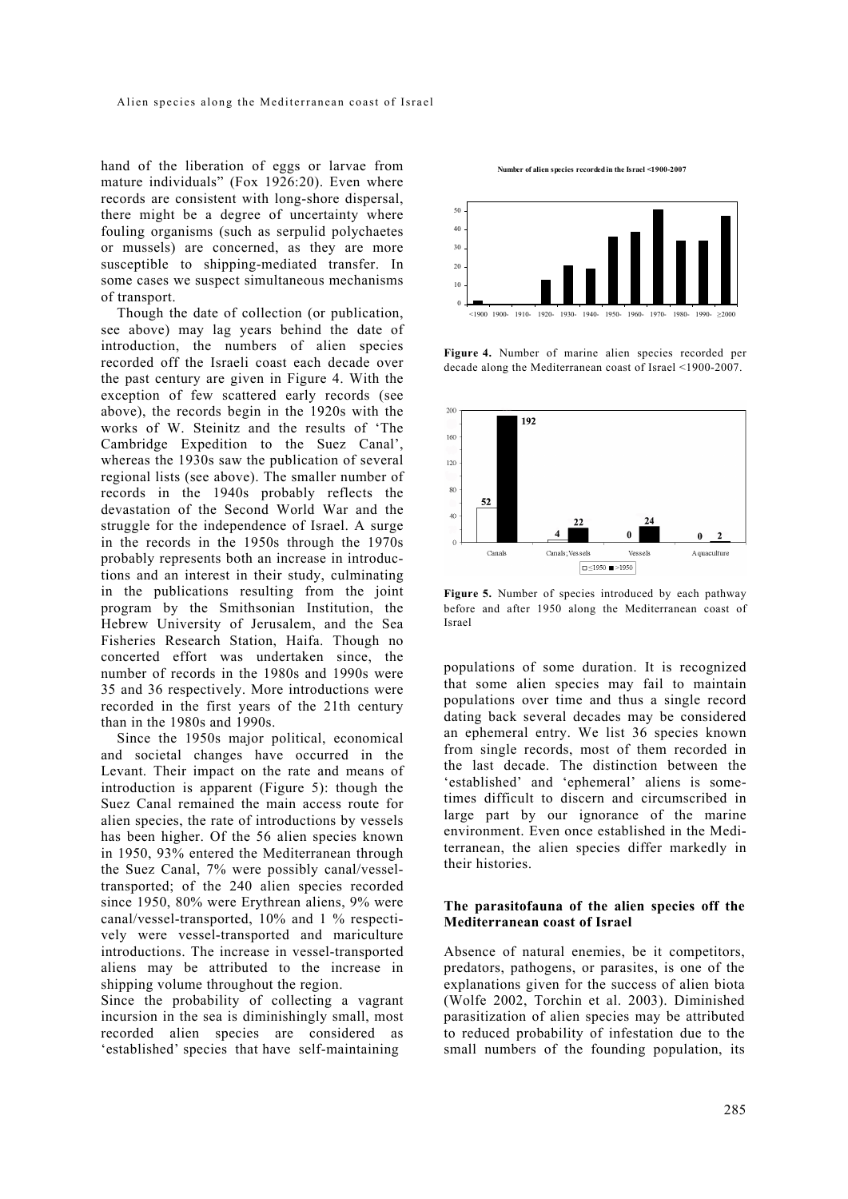hand of the liberation of eggs or larvae from mature individuals" (Fox 1926:20). Even where records are consistent with long-shore dispersal, there might be a degree of uncertainty where fouling organisms (such as serpulid polychaetes or mussels) are concerned, as they are more susceptible to shipping-mediated transfer. In some cases we suspect simultaneous mechanisms of transport.

Though the date of collection (or publication, see above) may lag years behind the date of introduction, the numbers of alien species recorded off the Israeli coast each decade over the past century are given in Figure 4. With the exception of few scattered early records (see above), the records begin in the 1920s with the works of W. Steinitz and the results of 'The Cambridge Expedition to the Suez Canal', whereas the 1930s saw the publication of several regional lists (see above). The smaller number of records in the 1940s probably reflects the devastation of the Second World War and the struggle for the independence of Israel. A surge in the records in the 1950s through the 1970s probably represents both an increase in introductions and an interest in their study, culminating in the publications resulting from the joint program by the Smithsonian Institution, the Hebrew University of Jerusalem, and the Sea Fisheries Research Station, Haifa. Though no concerted effort was undertaken since, the number of records in the 1980s and 1990s were 35 and 36 respectively. More introductions were recorded in the first years of the 21th century than in the 1980s and 1990s.

Since the 1950s major political, economical and societal changes have occurred in the Levant. Their impact on the rate and means of introduction is apparent (Figure 5): though the Suez Canal remained the main access route for alien species, the rate of introductions by vessels has been higher. Of the 56 alien species known in 1950, 93% entered the Mediterranean through the Suez Canal, 7% were possibly canal/vessel-transported; of the 240 alien species recorded since 1950, 80% were Erythrean aliens, 9% were canal/vessel-transported, 10% and 1 % respectively were vessel-transported and mariculture introductions. The increase in vessel-transported aliens may be attributed to the increase in shipping volume throughout the region.

Since the probability of collecting a vagrant incursion in the sea is diminishingly small, most recorded alien species are considered as 'established' species that have self-maintaining populations of some duration. It is recognized that some alien species may fail to maintain populations over time and thus a single record dating back several decades may be considered an ephemeral entry. We list 36 species known from single records, most of them recorded in the last decade. The distinction between the 'established' and 'ephemeral' aliens is sometimes difficult to discern and circumscribed in large part by our ignorance of the marine environment. Even once established in the Mediterranean, the alien species differ markedly in their histories.

**Figure 4.** Number of marine alien species recorded per decade along the Mediterranean coast of Israel <1900-2007.

**Figure 5.** Number of species introduced by each pathway before and after 1950 along the Mediterranean coast of Israel

## The parasitofauna of the alien species off the Mediterranean coast of Israel

Absence of natural enemies, be it competitors, predators, pathogens, or parasites, is one of the explanations given for the success of alien biota (Wolfe 2002, Torchin et al. 2003). Diminished parasitization of alien species may be attributed to reduced probability of infestation due to the small numbers of the founding population, its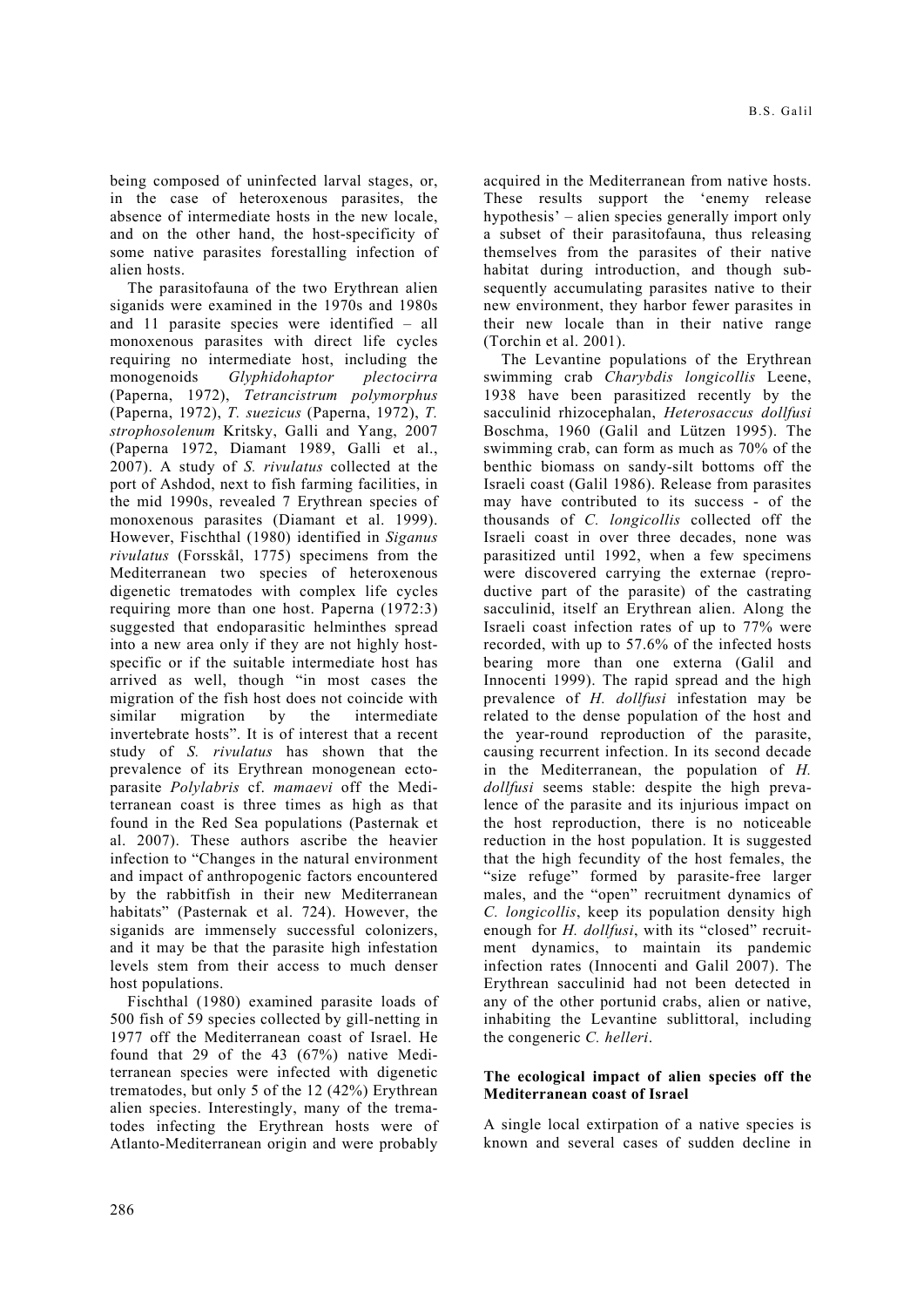being composed of uninfected larval stages, or, in the case of heteroxenous parasites, the absence of intermediate hosts in the new locale, and on the other hand, the host-specificity of some native parasites forestalling infection of alien hosts.

The parasitofauna of the two Erythrean alien siganids were examined in the 1970s and 1980s and 11 parasite species were identified – all monoxenous parasites with direct life cycles requiring no intermediate host, including the monogenoids *Glyphidohaptor plectocirra* (Paperna, 1972), *Tetrancistrum polymorphus* (Paperna, 1972), *T. suezicus* (Paperna, 1972), *T. strophosolenum* Kritsky, Galli and Yang, 2007 (Paperna 1972, Diamant 1989, Galli et al., 2007). A study of *S. rivulatus* collected at the port of Ashdod, next to fish farming facilities, in the mid 1990s, revealed 7 Erythrean species of monoxenous parasites (Diamant et al. 1999). However, Fischthal (1980) identified in *Siganus rivulatus* (Forsskål, 1775) specimens from the Mediterranean two species of heteroxenous digenetic trematodes with complex life cycles requiring more than one host. Paperna (1972:3) suggested that endoparasitic helminthes spread into a new area only if they are not highly host-specific or if the suitable intermediate host has arrived as well, though "in most cases the migration of the fish host does not coincide with similar migration by the intermediate invertebrate hosts". It is of interest that a recent study of *S. rivulatus* has shown that the prevalence of its Erythrean monogenean ecto-parasite *Polylabris* cf. *mamaevi* off the Mediterranean coast is three times as high as that found in the Red Sea populations (Pasternak et al. 2007). These authors ascribe the heavier infection to "Changes in the natural environment and impact of anthropogenic factors encountered by the rabbitfish in their new Mediterranean habitats" (Pasternak et al. 724). However, the siganids are immensely successful colonizers, and it may be that the parasite high infestation levels stem from their access to much denser host populations.

Fischthal (1980) examined parasite loads of 500 fish of 59 species collected by gill-netting in 1977 off the Mediterranean coast of Israel. He found that 29 of the 43 (67%) native Mediterranean species were infected with digenetic trematodes, but only 5 of the 12 (42%) Erythrean alien species. Interestingly, many of the trematodes infecting the Erythrean hosts were of Atlanto-Mediterranean origin and were probably acquired in the Mediterranean from native hosts. These results support the 'enemy release hypothesis' – alien species generally import only a subset of their parasitofauna, thus releasing themselves from the parasites of their native habitat during introduction, and though subsequently accumulating parasites native to their new environment, they harbor fewer parasites in their new locale than in their native range (Torchin et al. 2001).

The Levantine populations of the Erythrean swimming crab *Charybdis longicollis* Leene, 1938 have been parasitized recently by the sacculinid rhizocephalan, *Heterosaccus dollfusi* Boschma, 1960 (Galil and Lützen 1995). The swimming crab, can form as much as 70% of the benthic biomass on sandy-silt bottoms off the Israeli coast (Galil 1986). Release from parasites may have contributed to its success - of the thousands of *C. longicollis* collected off the Israeli coast in over three decades, none was parasitized until 1992, when a few specimens were discovered carrying the externae (reproductive part of the parasite) of the castrating sacculinid, itself an Erythrean alien. Along the Israeli coast infection rates of up to 77% were recorded, with up to 57.6% of the infected hosts bearing more than one externa (Galil and Innocenti 1999). The rapid spread and the high prevalence of *H. dollfusi* infestation may be related to the dense population of the host and the year-round reproduction of the parasite, causing recurrent infection. In its second decade in the Mediterranean, the population of *H. dollfusi* seems stable: despite the high prevalence of the parasite and its injurious impact on the host reproduction, there is no noticeable reduction in the host population. It is suggested that the high fecundity of the host females, the "size refuge" formed by parasite-free larger males, and the "open" recruitment dynamics of *C. longicollis*, keep its population density high enough for *H. dollfusi*, with its "closed" recruitment dynamics, to maintain its pandemic infection rates (Innocenti and Galil 2007). The Erythrean sacculinid had not been detected in any of the other portunid crabs, alien or native, inhabiting the Levantine sublittoral, including the congeneric *C. helleri*.

### The ecological impact of alien species off the Mediterranean coast of Israel

A single local extirpation of a native species is known and several cases of sudden decline in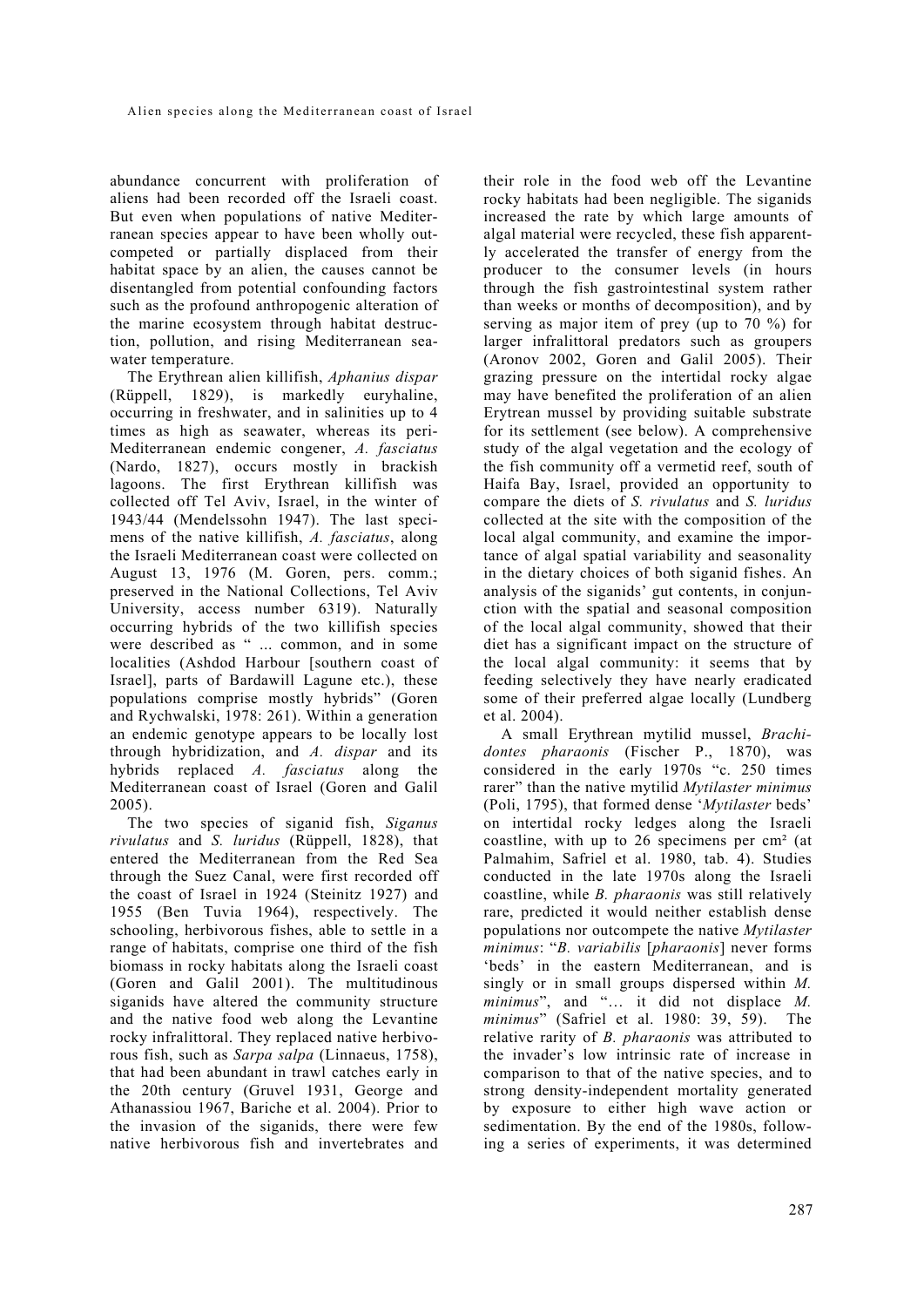abundance concurrent with proliferation of aliens had been recorded off the Israeli coast. But even when populations of native Mediterranean species appear to have been wholly outcompeted or partially displaced from their habitat space by an alien, the causes cannot be disentangled from potential confounding factors such as the profound anthropogenic alteration of the marine ecosystem through habitat destruction, pollution, and rising Mediterranean seawater temperature.

The Erythrean alien killifish, *Aphanius dispar* (Rüppell, 1829), is markedly euryhaline, occurring in freshwater, and in salinities up to 4 times as high as seawater, whereas its peri-Mediterranean endemic congener, *A. fasciatus* (Nardo, 1827), occurs mostly in brackish lagoons. The first Erythrean killifish was collected off Tel Aviv, Israel, in the winter of 1943/44 (Mendelssohn 1947). The last specimens of the native killifish, *A. fasciatus*, along the Israeli Mediterranean coast were collected on August 13, 1976 (M. Goren, pers. comm.; preserved in the National Collections, Tel Aviv University, access number 6319). Naturally occurring hybrids of the two killifish species were described as " ... common, and in some localities (Ashdod Harbour [southern coast of Israel], parts of Bardawill Lagune etc.), these populations comprise mostly hybrids" (Goren and Rychwalski, 1978: 261). Within a generation an endemic genotype appears to be locally lost through hybridization, and *A. dispar* and its hybrids replaced *A. fasciatus* along the Mediterranean coast of Israel (Goren and Galil 2005).

The two species of siganid fish, *Siganus rivulatus* and *S. luridus* (Rüppell, 1828), that entered the Mediterranean from the Red Sea through the Suez Canal, were first recorded off the coast of Israel in 1924 (Steinitz 1927) and 1955 (Ben Tuvia 1964), respectively. The schooling, herbivorous fishes, able to settle in a range of habitats, comprise one third of the fish biomass in rocky habitats along the Israeli coast (Goren and Galil 2001). The multitudinous siganids have altered the community structure and the native food web along the Levantine rocky infralittoral. They replaced native herbivorous fish, such as *Sarpa salpa* (Linnaeus, 1758), that had been abundant in trawl catches early in the 20th century (Gruvel 1931, George and Athanassiou 1967, Bariche et al. 2004). Prior to the invasion of the siganids, there were few native herbivorous fish and invertebrates and their role in the food web off the Levantine rocky habitats had been negligible. The siganids increased the rate by which large amounts of algal material were recycled, these fish apparently accelerated the transfer of energy from the producer to the consumer levels (in hours through the fish gastrointestinal system rather than weeks or months of decomposition), and by serving as major item of prey (up to 70 %) for larger infralittoral predators such as groupers (Aronov 2002, Goren and Galil 2005). Their grazing pressure on the intertidal rocky algae may have benefited the proliferation of an alien Erytrean mussel by providing suitable substrate for its settlement (see below). A comprehensive study of the algal vegetation and the ecology of the fish community off a vermetid reef, south of Haifa Bay, Israel, provided an opportunity to compare the diets of *S. rivulatus* and *S. luridus* collected at the site with the composition of the local algal community, and examine the importance of algal spatial variability and seasonality in the dietary choices of both siganid fishes. An analysis of the siganids' gut contents, in conjunction with the spatial and seasonal composition of the local algal community, showed that their diet has a significant impact on the structure of the local algal community: it seems that by feeding selectively they have nearly eradicated some of their preferred algae locally (Lundberg et al. 2004).

A small Erythrean mytilid mussel, *Brachidontes pharaonis* (Fischer P., 1870), was considered in the early 1970s "c. 250 times rarer" than the native mytilid *Mytilaster minimus* (Poli, 1795), that formed dense '*Mytilaster* beds' on intertidal rocky ledges along the Israeli coastline, with up to 26 specimens per cm² (at Palmahim, Safriel et al. 1980, tab. 4). Studies conducted in the late 1970s along the Israeli coastline, while *B. pharaonis* was still relatively rare, predicted it would neither establish dense populations nor outcompete the native *Mytilaster minimus*: "*B. variabilis* [*pharaonis*] never forms 'beds' in the eastern Mediterranean, and is singly or in small groups dispersed within *M. minimus*", and "… it did not displace *M. minimus*" (Safriel et al. 1980: 39, 59). The relative rarity of *B. pharaonis* was attributed to the invader's low intrinsic rate of increase in comparison to that of the native species, and to strong density-independent mortality generated by exposure to either high wave action or sedimentation. By the end of the 1980s, following a series of experiments, it was determined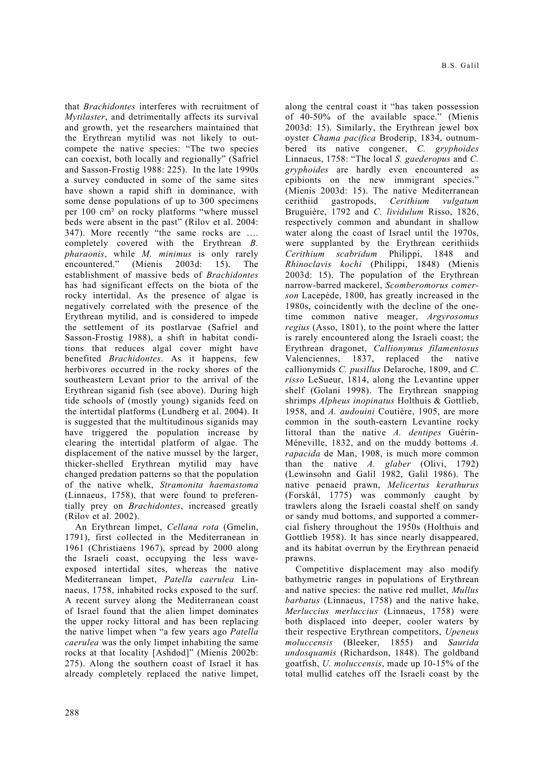that *Brachidontes* interferes with recruitment of *Mytilaster*, and detrimentally affects its survival and growth, yet the researchers maintained that the Erythrean mytilid was not likely to outcompete the native species: "The two species can coexist, both locally and regionally" (Safriel and Sasson-Frostig 1988: 225). In the late 1990s a survey conducted in some of the same sites have shown a rapid shift in dominance, with some dense populations of up to 300 specimens per 100 cm² on rocky platforms "where mussel beds were absent in the past" (Rilov et al. 2004: 347). More recently "the same rocks are …. completely covered with the Erythrean *B. pharaonis*, while *M. minimus* is only rarely encountered." (Mienis 2003d: 15). The establishment of massive beds of *Brachidontes* has had significant effects on the biota of the rocky intertidal. As the presence of algae is negatively correlated with the presence of the Erythrean mytilid, and is considered to impede the settlement of its postlarvae (Safriel and Sasson-Frostig 1988), a shift in habitat conditions that reduces algal cover might have benefited *Brachidontes*. As it happens, few herbivores occurred in the rocky shores of the southeastern Levant prior to the arrival of the Erythrean siganid fish (see above). During high tide schools of (mostly young) siganids feed on the intertidal platforms (Lundberg et al. 2004). It is suggested that the multitudinous siganids may have triggered the population increase by clearing the intertidal platform of algae. The displacement of the native mussel by the larger, thicker-shelled Erythrean mytilid may have changed predation patterns so that the population of the native whelk, *Stramonita haemastoma* (Linnaeus, 1758), that were found to preferentially prey on *Brachidontes*, increased greatly (Rilov et al. 2002).

An Erythrean limpet, *Cellana rota* (Gmelin, 1791), first collected in the Mediterranean in 1961 (Christiaens 1967), spread by 2000 along the Israeli coast, occupying the less wave-exposed intertidal sites, whereas the native Mediterranean limpet, *Patella caerulea* Linnaeus, 1758, inhabited rocks exposed to the surf. A recent survey along the Mediterranean coast of Israel found that the alien limpet dominates the upper rocky littoral and has been replacing the native limpet when "a few years ago *Patella caerulea* was the only limpet inhabiting the same rocks at that locality [Ashdod]" (Mienis 2002b: 275). Along the southern coast of Israel it has already completely replaced the native limpet, along the central coast it "has taken possession of 40-50% of the available space." (Mienis 2003d: 15). Similarly, the Erythrean jewel box oyster *Chama pacifica* Broderip, 1834, outnumbered its native congener, *C. gryphoides* Linnaeus, 1758: "The local *S. gaederopus* and *C. gryphoides* are hardly even encountered as epibionts on the new immigrant species." (Mienis 2003d: 15). The native Mediterranean cerithiid gastropods, *Cerithium vulgatum* Bruguière, 1792 and *C. lividulum* Risso, 1826, respectively common and abundant in shallow water along the coast of Israel until the 1970s, were supplanted by the Erythrean cerithiids *Cerithium scabridum* Philippi, 1848 and *Rhinoclavis kochi* (Philippi, 1848) (Mienis 2003d: 15). The population of the Erythrean narrow-barred mackerel, *Scomberomorus commerson* Lacepède, 1800, has greatly increased in the 1980s, coincidently with the decline of the one-time common native meager, *Argyrosomus regius* (Asso, 1801), to the point where the latter is rarely encountered along the Israeli coast; the Erythrean dragonet, *Callionymus filamentosus* Valenciennes, 1837, replaced the native callionymids *C. pusillus* Delaroche, 1809, and *C. risso* LeSueur, 1814, along the Levantine upper shelf (Golani 1998). The Erythrean snapping shrimps *Alpheus inopinatus* Holthuis & Gottlieb, 1958, and *A. audouini* Coutière, 1905, are more common in the south-eastern Levantine rocky littoral than the native *A. dentipes* Guérin-Méneville, 1832, and on the muddy bottoms *A. rapacida* de Man, 1908, is much more common than the native *A. glaber* (Olivi, 1792) (Lewinsohn and Galil 1982, Galil 1986). The native penaeid prawn, *Melicertus kerathurus* (Forskål, 1775) was commonly caught by trawlers along the Israeli coastal shelf on sandy or sandy mud bottoms, and supported a commercial fishery throughout the 1950s (Holthuis and Gottlieb 1958). It has since nearly disappeared, and its habitat overrun by the Erythrean penaeid prawns.

Competitive displacement may also modify bathymetric ranges in populations of Erythrean and native species: the native red mullet, *Mullus barbatus* (Linnaeus, 1758) and the native hake, *Merluccius merluccius* (Linnaeus, 1758) were both displaced into deeper, cooler waters by their respective Erythrean competitors, *Upeneus moluccensis* (Bleeker, 1855) and *Saurida undosquamis* (Richardson, 1848). The goldband goatfish, *U. moluccensis*, made up 10-15% of the total mullid catches off the Israeli coast by the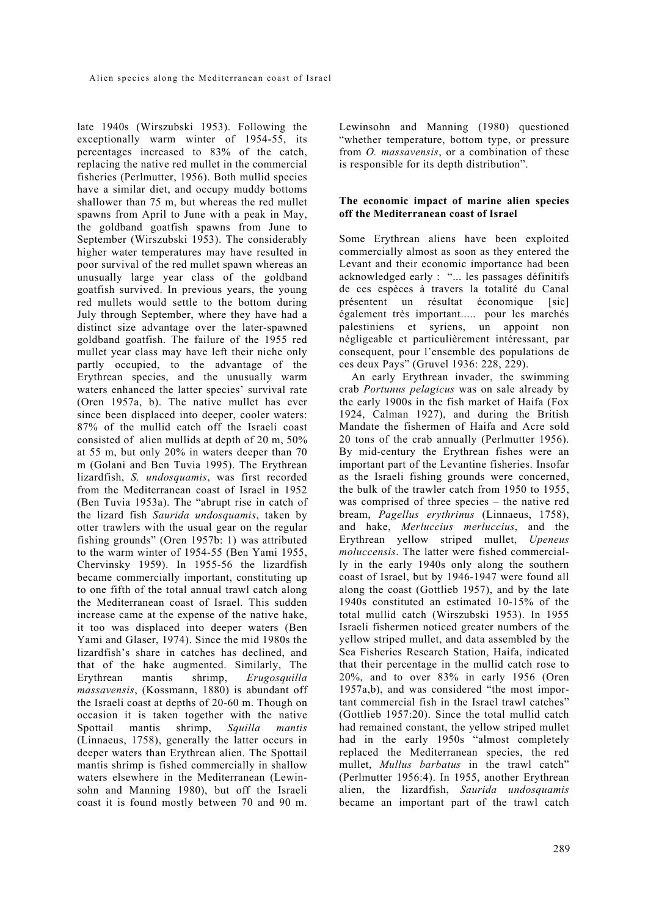late 1940s (Wirszubski 1953). Following the exceptionally warm winter of 1954-55, its percentages increased to 83% of the catch, replacing the native red mullet in the commercial fisheries (Perlmutter, 1956). Both mullid species have a similar diet, and occupy muddy bottoms shallower than 75 m, but whereas the red mullet spawns from April to June with a peak in May, the goldband goatfish spawns from June to September (Wirszubski 1953). The considerably higher water temperatures may have resulted in poor survival of the red mullet spawn whereas an unusually large year class of the goldband goatfish survived. In previous years, the young red mullets would settle to the bottom during July through September, where they have had a distinct size advantage over the later-spawned goldband goatfish. The failure of the 1955 red mullet year class may have left their niche only partly occupied, to the advantage of the Erythrean species, and the unusually warm waters enhanced the latter species' survival rate (Oren 1957a, b). The native mullet has ever since been displaced into deeper, cooler waters: 87% of the mullid catch off the Israeli coast consisted of alien mullids at depth of 20 m, 50% at 55 m, but only 20% in waters deeper than 70 m (Golani and Ben Tuvia 1995). The Erythrean lizardfish, *S. undosquamis*, was first recorded from the Mediterranean coast of Israel in 1952 (Ben Tuvia 1953a). The "abrupt rise in catch of the lizard fish *Saurida undosquamis*, taken by otter trawlers with the usual gear on the regular fishing grounds" (Oren 1957b: 1) was attributed to the warm winter of 1954-55 (Ben Yami 1955, Chervinsky 1959). In 1955-56 the lizardfish became commercially important, constituting up to one fifth of the total annual trawl catch along the Mediterranean coast of Israel. This sudden increase came at the expense of the native hake, it too was displaced into deeper waters (Ben Yami and Glaser, 1974). Since the mid 1980s the lizardfish's share in catches has declined, and that of the hake augmented. Similarly, The Erythrean mantis shrimp, *Erugosquilla massavensis*, (Kossmann, 1880) is abundant off the Israeli coast at depths of 20-60 m. Though on occasion it is taken together with the native Spottail mantis shrimp, *Squilla mantis* (Linnaeus, 1758), generally the latter occurs in deeper waters than Erythrean alien. The Spottail mantis shrimp is fished commercially in shallow waters elsewhere in the Mediterranean (Lewinsohn and Manning 1980), but off the Israeli coast it is found mostly between 70 and 90 m. Lewinsohn and Manning (1980) questioned "whether temperature, bottom type, or pressure from *O. massavensis*, or a combination of these is responsible for its depth distribution".

## The economic impact of marine alien species off the Mediterranean coast of Israel

Some Erythrean aliens have been exploited commercially almost as soon as they entered the Levant and their economic importance had been acknowledged early : "... les passages définitifs de ces espèces à travers la totalité du Canal présentent un résultat économique [sic] également très important..... pour les marchés palestiniens et syriens, un appoint non négligeable et particulièrement intéressant, par consequent, pour l'ensemble des populations de ces deux Pays" (Gruvel 1936: 228, 229).

An early Erythrean invader, the swimming crab *Portunus pelagicus* was on sale already by the early 1900s in the fish market of Haifa (Fox 1924, Calman 1927), and during the British Mandate the fishermen of Haifa and Acre sold 20 tons of the crab annually (Perlmutter 1956). By mid-century the Erythrean fishes were an important part of the Levantine fisheries. Insofar as the Israeli fishing grounds were concerned, the bulk of the trawler catch from 1950 to 1955, was comprised of three species – the native red bream, *Pagellus erythrinus* (Linnaeus, 1758), and hake, *Merluccius merluccius*, and the Erythrean yellow striped mullet, *Upeneus moluccensis*. The latter were fished commercially in the early 1940s only along the southern coast of Israel, but by 1946-1947 were found all along the coast (Gottlieb 1957), and by the late 1940s constituted an estimated 10-15% of the total mullid catch (Wirszubski 1953). In 1955 Israeli fishermen noticed greater numbers of the yellow striped mullet, and data assembled by the Sea Fisheries Research Station, Haifa, indicated that their percentage in the mullid catch rose to 20%, and to over 83% in early 1956 (Oren 1957a,b), and was considered "the most important commercial fish in the Israel trawl catches" (Gottlieb 1957:20). Since the total mullid catch had remained constant, the yellow striped mullet had in the early 1950s "almost completely replaced the Mediterranean species, the red mullet, *Mullus barbatus* in the trawl catch" (Perlmutter 1956:4). In 1955, another Erythrean alien, the lizardfish, *Saurida undosquamis* became an important part of the trawl catch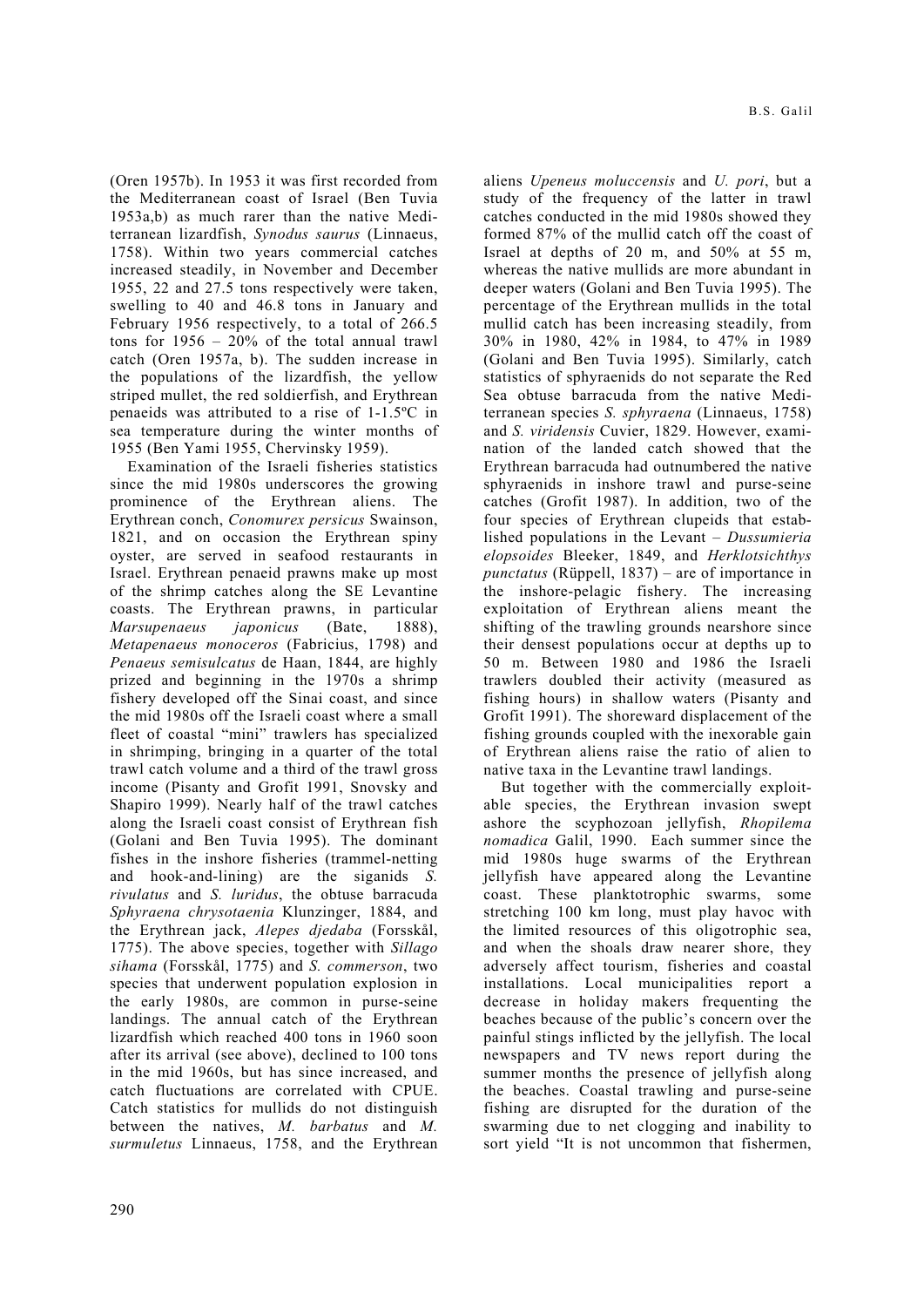(Oren 1957b). In 1953 it was first recorded from the Mediterranean coast of Israel (Ben Tuvia 1953a,b) as much rarer than the native Mediterranean lizardfish, *Synodus saurus* (Linnaeus, 1758). Within two years commercial catches increased steadily, in November and December 1955, 22 and 27.5 tons respectively were taken, swelling to 40 and 46.8 tons in January and February 1956 respectively, to a total of 266.5 tons for 1956 – 20% of the total annual trawl catch (Oren 1957a, b). The sudden increase in the populations of the lizardfish, the yellow striped mullet, the red soldierfish, and Erythrean penaeids was attributed to a rise of 1-1.5ºC in sea temperature during the winter months of 1955 (Ben Yami 1955, Chervinsky 1959).

Examination of the Israeli fisheries statistics since the mid 1980s underscores the growing prominence of the Erythrean aliens. The Erythrean conch, *Conomurex persicus* Swainson, 1821, and on occasion the Erythrean spiny oyster, are served in seafood restaurants in Israel. Erythrean penaeid prawns make up most of the shrimp catches along the SE Levantine coasts. The Erythrean prawns, in particular *Marsupenaeus japonicus* (Bate, 1888), *Metapenaeus monoceros* (Fabricius, 1798) and *Penaeus semisulcatus* de Haan, 1844, are highly prized and beginning in the 1970s a shrimp fishery developed off the Sinai coast, and since the mid 1980s off the Israeli coast where a small fleet of coastal "mini" trawlers has specialized in shrimping, bringing in a quarter of the total trawl catch volume and a third of the trawl gross income (Pisanty and Grofit 1991, Snovsky and Shapiro 1999). Nearly half of the trawl catches along the Israeli coast consist of Erythrean fish (Golani and Ben Tuvia 1995). The dominant fishes in the inshore fisheries (trammel-netting and hook-and-lining) are the siganids *S. rivulatus* and *S. luridus*, the obtuse barracuda *Sphyraena chrysotaenia* Klunzinger, 1884, and the Erythrean jack, *Alepes djedaba* (Forsskål, 1775). The above species, together with *Sillago sihama* (Forsskål, 1775) and *S. commerson*, two species that underwent population explosion in the early 1980s, are common in purse-seine landings. The annual catch of the Erythrean lizardfish which reached 400 tons in 1960 soon after its arrival (see above), declined to 100 tons in the mid 1960s, but has since increased, and catch fluctuations are correlated with CPUE. Catch statistics for mullids do not distinguish between the natives, *M. barbatus* and *M. surmuletus* Linnaeus, 1758, and the Erythrean aliens *Upeneus moluccensis* and *U. pori*, but a study of the frequency of the latter in trawl catches conducted in the mid 1980s showed they formed 87% of the mullid catch off the coast of Israel at depths of 20 m, and 50% at 55 m, whereas the native mullids are more abundant in deeper waters (Golani and Ben Tuvia 1995). The percentage of the Erythrean mullids in the total mullid catch has been increasing steadily, from 30% in 1980, 42% in 1984, to 47% in 1989 (Golani and Ben Tuvia 1995). Similarly, catch statistics of sphyraenids do not separate the Red Sea obtuse barracuda from the native Mediterranean species *S. sphyraena* (Linnaeus, 1758) and *S. viridensis* Cuvier, 1829. However, examination of the landed catch showed that the Erythrean barracuda had outnumbered the native sphyraenids in inshore trawl and purse-seine catches (Grofit 1987). In addition, two of the four species of Erythrean clupeids that established populations in the Levant – *Dussumieria elopsoides* Bleeker, 1849, and *Herklotsichthys punctatus* (Rüppell, 1837) – are of importance in the inshore-pelagic fishery. The increasing exploitation of Erythrean aliens meant the shifting of the trawling grounds nearshore since their densest populations occur at depths up to 50 m. Between 1980 and 1986 the Israeli trawlers doubled their activity (measured as fishing hours) in shallow waters (Pisanty and Grofit 1991). The shoreward displacement of the fishing grounds coupled with the inexorable gain of Erythrean aliens raise the ratio of alien to native taxa in the Levantine trawl landings.

But together with the commercially exploitable species, the Erythrean invasion swept ashore the scyphozoan jellyfish, *Rhopilema nomadica* Galil, 1990. Each summer since the mid 1980s huge swarms of the Erythrean jellyfish have appeared along the Levantine coast. These planktotrophic swarms, some stretching 100 km long, must play havoc with the limited resources of this oligotrophic sea, and when the shoals draw nearer shore, they adversely affect tourism, fisheries and coastal installations. Local municipalities report a decrease in holiday makers frequenting the beaches because of the public's concern over the painful stings inflicted by the jellyfish. The local newspapers and TV news report during the summer months the presence of jellyfish along the beaches. Coastal trawling and purse-seine fishing are disrupted for the duration of the swarming due to net clogging and inability to sort yield "It is not uncommon that fishermen,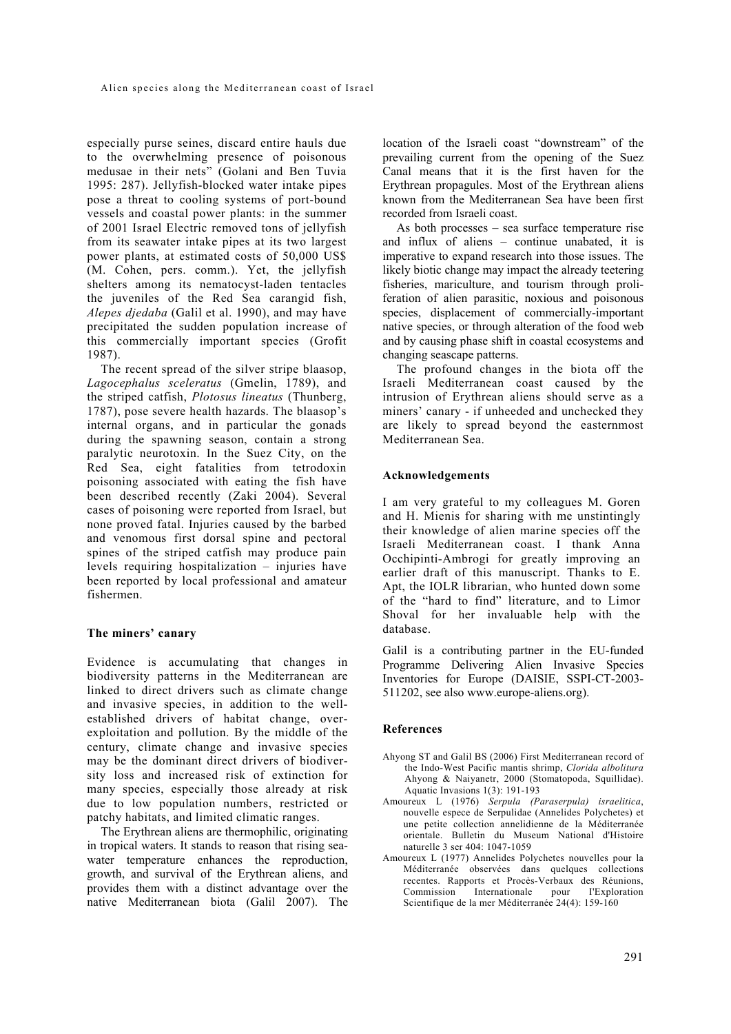especially purse seines, discard entire hauls due to the overwhelming presence of poisonous medusae in their nets" (Golani and Ben Tuvia 1995: 287). Jellyfish-blocked water intake pipes pose a threat to cooling systems of port-bound vessels and coastal power plants: in the summer of 2001 Israel Electric removed tons of jellyfish from its seawater intake pipes at its two largest power plants, at estimated costs of 50,000 US$ (M. Cohen, pers. comm.). Yet, the jellyfish shelters among its nematocyst-laden tentacles the juveniles of the Red Sea carangid fish, *Alepes djedaba* (Galil et al. 1990), and may have precipitated the sudden population increase of this commercially important species (Grofit 1987).

The recent spread of the silver stripe blaasop, *Lagocephalus sceleratus* (Gmelin, 1789), and the striped catfish, *Plotosus lineatus* (Thunberg, 1787), pose severe health hazards. The blaasop's internal organs, and in particular the gonads during the spawning season, contain a strong paralytic neurotoxin. In the Suez City, on the Red Sea, eight fatalities from tetrodoxin poisoning associated with eating the fish have been described recently (Zaki 2004). Several cases of poisoning were reported from Israel, but none proved fatal. Injuries caused by the barbed and venomous first dorsal spine and pectoral spines of the striped catfish may produce pain levels requiring hospitalization – injuries have been reported by local professional and amateur fishermen.

## The miners' canary

Evidence is accumulating that changes in biodiversity patterns in the Mediterranean are linked to direct drivers such as climate change and invasive species, in addition to the well-established drivers of habitat change, over-exploitation and pollution. By the middle of the century, climate change and invasive species may be the dominant direct drivers of biodiversity loss and increased risk of extinction for many species, especially those already at risk due to low population numbers, restricted or patchy habitats, and limited climatic ranges.

The Erythrean aliens are thermophilic, originating in tropical waters. It stands to reason that rising seawater temperature enhances the reproduction, growth, and survival of the Erythrean aliens, and provides them with a distinct advantage over the native Mediterranean biota (Galil 2007). The location of the Israeli coast "downstream" of the prevailing current from the opening of the Suez Canal means that it is the first haven for the Erythrean propagules. Most of the Erythrean aliens known from the Mediterranean Sea have been first recorded from Israeli coast.

As both processes – sea surface temperature rise and influx of aliens – continue unabated, it is imperative to expand research into those issues. The likely biotic change may impact the already teetering fisheries, mariculture, and tourism through proliferation of alien parasitic, noxious and poisonous species, displacement of commercially-important native species, or through alteration of the food web and by causing phase shift in coastal ecosystems and changing seascape patterns.

The profound changes in the biota off the Israeli Mediterranean coast caused by the intrusion of Erythrean aliens should serve as a miners' canary - if unheeded and unchecked they are likely to spread beyond the easternmost Mediterranean Sea.

## Acknowledgements

I am very grateful to my colleagues M. Goren and H. Mienis for sharing with me unstintingly their knowledge of alien marine species off the Israeli Mediterranean coast. I thank Anna Occhipinti-Ambrogi for greatly improving an earlier draft of this manuscript. Thanks to E. Apt, the IOLR librarian, who hunted down some of the "hard to find" literature, and to Limor Shoval for her invaluable help with the database.

Galil is a contributing partner in the EU-funded Programme Delivering Alien Invasive Species Inventories for Europe (DAISIE, SSPI-CT-2003-511202, see also www.europe-aliens.org).

## References

Ahyong ST and Galil BS (2006) First Mediterranean record of the Indo-West Pacific mantis shrimp, *Clorida albolitura* Ahyong & Naiyanetr, 2000 (Stomatopoda, Squillidae). Aquatic Invasions 1(3): 191-193

Amoureux L (1976) *Serpula (Paraserpula) israelitica*, nouvelle espece de Serpulidae (Annelides Polychetes) et une petite collection annelidienne de la Méditerranée orientale. Bulletin du Museum National d'Histoire naturelle 3 ser 404: 1047-1059

Amoureux L (1977) Annelides Polychetes nouvelles pour la Méditerranée observées dans quelques collections recentes. Rapports et Procès-Verbaux des Réunions, Commission Internationale pour l'Exploration Scientifique de la mer Méditerranée 24(4): 159-160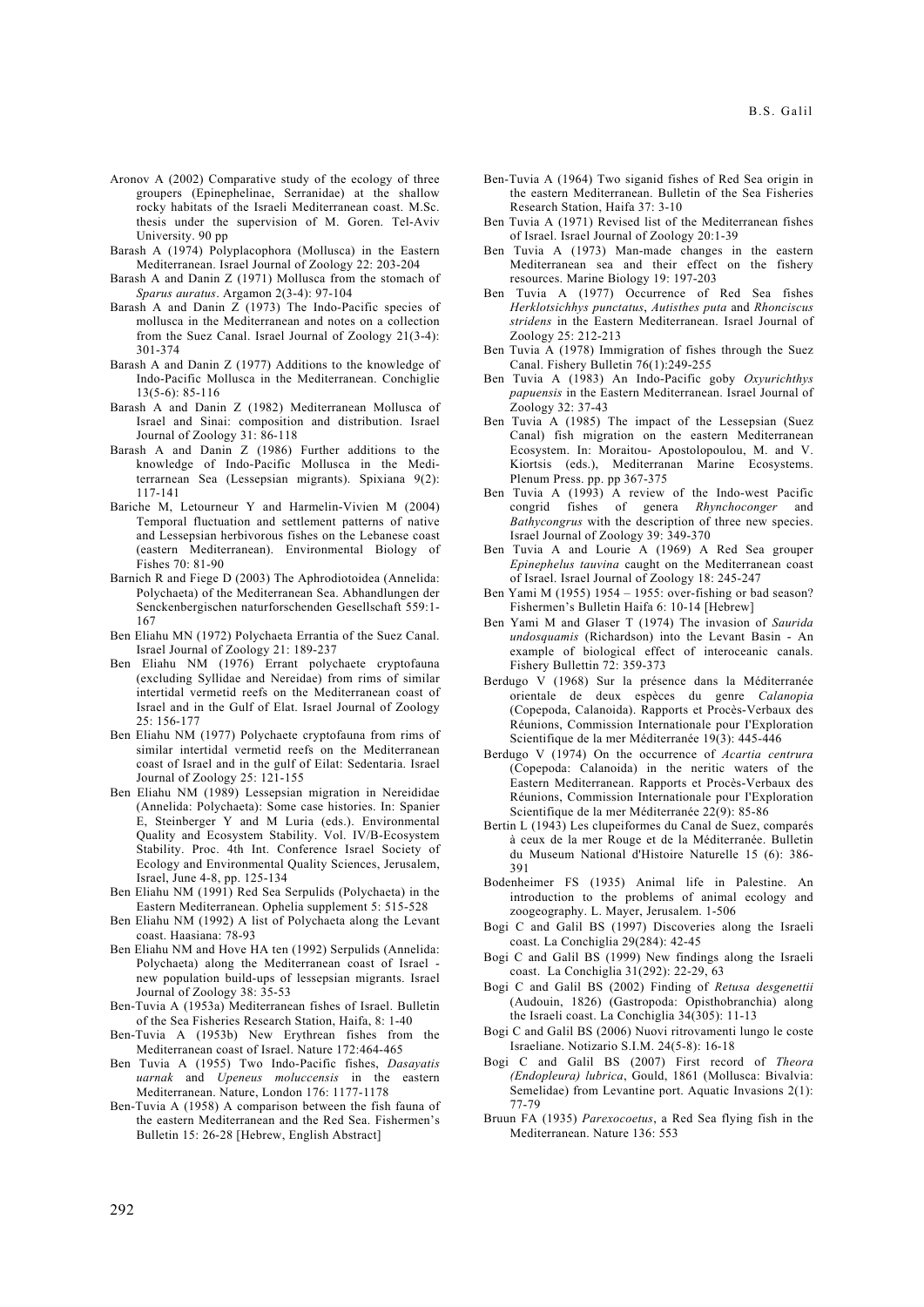Aronov A (2002) Comparative study of the ecology of three groupers (Epinephelinae, Serranidae) at the shallow rocky habitats of the Israeli Mediterranean coast. M.Sc. thesis under the supervision of M. Goren. Tel-Aviv University. 90 pp

Barash A (1974) Polyplacophora (Mollusca) in the Eastern Mediterranean. Israel Journal of Zoology 22: 203-204

Barash A and Danin Z (1971) Mollusca from the stomach of *Sparus auratus*. Argamon 2(3-4): 97-104

Barash A and Danin Z (1973) The Indo-Pacific species of mollusca in the Mediterranean and notes on a collection from the Suez Canal. Israel Journal of Zoology 21(3-4): 301-374

Barash A and Danin Z (1977) Additions to the knowledge of Indo-Pacific Mollusca in the Mediterranean. Conchiglie 13(5-6): 85-116

Barash A and Danin Z (1982) Mediterranean Mollusca of Israel and Sinai: composition and distribution. Israel Journal of Zoology 31: 86-118

Barash A and Danin Z (1986) Further additions to the knowledge of Indo-Pacific Mollusca in the Mediterranean Sea (Lessepsian migrants). Spixiana 9(2): 117-141

Bariche M, Letourneur Y and Harmelin-Vivien M (2004) Temporal fluctuation and settlement patterns of native and Lessepsian herbivorous fishes on the Lebanese coast (eastern Mediterranean). Environmental Biology of Fishes 70: 81-90

Barnich R and Fiege D (2003) The Aphrodiotoidea (Annelida: Polychaeta) of the Mediterranean Sea. Abhandlungen der Senckenbergischen naturforschenden Gesellschaft 559:1-167

Ben Eliahu MN (1972) Polychaeta Errantia of the Suez Canal. Israel Journal of Zoology 21: 189-237

Ben Eliahu NM (1976) Errant polychaete cryptofauna (excluding Syllidae and Nereidae) from rims of similar intertidal vermetid reefs on the Mediterranean coast of Israel and in the Gulf of Elat. Israel Journal of Zoology 25: 156-177

Ben Eliahu NM (1977) Polychaete cryptofauna from rims of similar intertidal vermetid reefs on the Mediterranean coast of Israel and in the gulf of Eilat: Sedentaria. Israel Journal of Zoology 25: 121-155

Ben Eliahu NM (1989) Lessepsian migration in Nereididae (Annelida: Polychaeta): Some case histories. In: Spanier E, Steinberger Y and M Luria (eds.). Environmental Quality and Ecosystem Stability. Vol. IV/B-Ecosystem Stability. Proc. 4th Int. Conference Israel Society of Ecology and Environmental Quality Sciences, Jerusalem, Israel, June 4-8, pp. 125-134

Ben Eliahu NM (1991) Red Sea Serpulids (Polychaeta) in the Eastern Mediterranean. Ophelia supplement 5: 515-528

Ben Eliahu NM (1992) A list of Polychaeta along the Levant coast. Haasiana: 78-93

Ben Eliahu NM and Hove HA ten (1992) Serpulids (Annelida: Polychaeta) along the Mediterranean coast of Israel - new population build-ups of lessepsian migrants. Israel Journal of Zoology 38: 35-53

Ben-Tuvia A (1953a) Mediterranean fishes of Israel. Bulletin of the Sea Fisheries Research Station, Haifa, 8: 1-40

Ben-Tuvia A (1953b) New Erythrean fishes from the Mediterranean coast of Israel. Nature 172:464-465

Ben Tuvia A (1955) Two Indo-Pacific fishes, *Dasayatis uarnak* and *Upeneus moluccensis* in the eastern Mediterranean. Nature, London 176: 1177-1178

Ben-Tuvia A (1958) A comparison between the fish fauna of the eastern Mediterranean and the Red Sea. Fishermen's Bulletin 15: 26-28 [Hebrew, English Abstract]

Ben-Tuvia A (1964) Two siganid fishes of Red Sea origin in the eastern Mediterranean. Bulletin of the Sea Fisheries Research Station, Haifa 37: 3-10

Ben Tuvia A (1971) Revised list of the Mediterranean fishes of Israel. Israel Journal of Zoology 20:1-39

Ben Tuvia A (1973) Man-made changes in the eastern Mediterranean sea and their effect on the fishery resources. Marine Biology 19: 197-203

Ben Tuvia A (1977) Occurrence of Red Sea fishes *Herklotsichhys punctatus*, *Autisthes puta* and *Rhonciscus stridens* in the Eastern Mediterranean. Israel Journal of Zoology 25: 212-213

Ben Tuvia A (1978) Immigration of fishes through the Suez Canal. Fishery Bulletin 76(1):249-255

Ben Tuvia A (1983) An Indo-Pacific goby *Oxyurichthys papuensis* in the Eastern Mediterranean. Israel Journal of Zoology 32: 37-43

Ben Tuvia A (1985) The impact of the Lessepsian (Suez Canal) fish migration on the eastern Mediterranean Ecosystem. In: Moraitou- Apostolopoulou, M. and V. Kiortsis (eds.), Mediterranan Marine Ecosystems. Plenum Press. pp. pp 367-375

Ben Tuvia A (1993) A review of the Indo-west Pacific congrid fishes of genera *Rhynchoconger* and *Bathycongrus* with the description of three new species. Israel Journal of Zoology 39: 349-370

Ben Tuvia A and Lourie A (1969) A Red Sea grouper *Epinephelus tauvina* caught on the Mediterranean coast of Israel. Israel Journal of Zoology 18: 245-247

Ben Yami M (1955) 1954 – 1955: over-fishing or bad season? Fishermen's Bulletin Haifa 6: 10-14 [Hebrew]

Ben Yami M and Glaser T (1974) The invasion of *Saurida undosquamis* (Richardson) into the Levant Basin - An example of biological effect of interoceanic canals. Fishery Bullettin 72: 359-373

Berdugo V (1968) Sur la présence dans la Méditerranée orientale de deux espèces du genre *Calanopia* (Copepoda, Calanoida). Rapports et Procès-Verbaux des Réunions, Commission Internationale pour l'Exploration Scientifique de la mer Méditerranée 19(3): 445-446

Berdugo V (1974) On the occurrence of *Acartia centrura* (Copepoda: Calanoida) in the neritic waters of the Eastern Mediterranean. Rapports et Procès-Verbaux des Réunions, Commission Internationale pour l'Exploration Scientifique de la mer Méditerranée 22(9): 85-86

Bertin L (1943) Les clupeiformes du Canal de Suez, comparés à ceux de la mer Rouge et de la Méditerranée. Bulletin du Museum National d'Histoire Naturelle 15 (6): 386-391

Bodenheimer FS (1935) Animal life in Palestine. An introduction to the problems of animal ecology and zoogeography. L. Mayer, Jerusalem. 1-506

Bogi C and Galil BS (1997) Discoveries along the Israeli coast. La Conchiglia 29(284): 42-45

Bogi C and Galil BS (1999) New findings along the Israeli coast. La Conchiglia 31(292): 22-29, 63

Bogi C and Galil BS (2002) Finding of *Retusa desgenettii* (Audouin, 1826) (Gastropoda: Opisthobranchia) along the Israeli coast. La Conchiglia 34(305): 11-13

Bogi C and Galil BS (2006) Nuovi ritrovamenti lungo le coste Israeliane. Notizario S.I.M. 24(5-8): 16-18

Bogi C and Galil BS (2007) First record of *Theora (Endopleura) lubrica*, Gould, 1861 (Mollusca: Bivalvia: Semelidae) from Levantine port. Aquatic Invasions 2(1): 77-79

Bruun FA (1935) *Parexocoetus*, a Red Sea flying fish in the Mediterranean. Nature 136: 553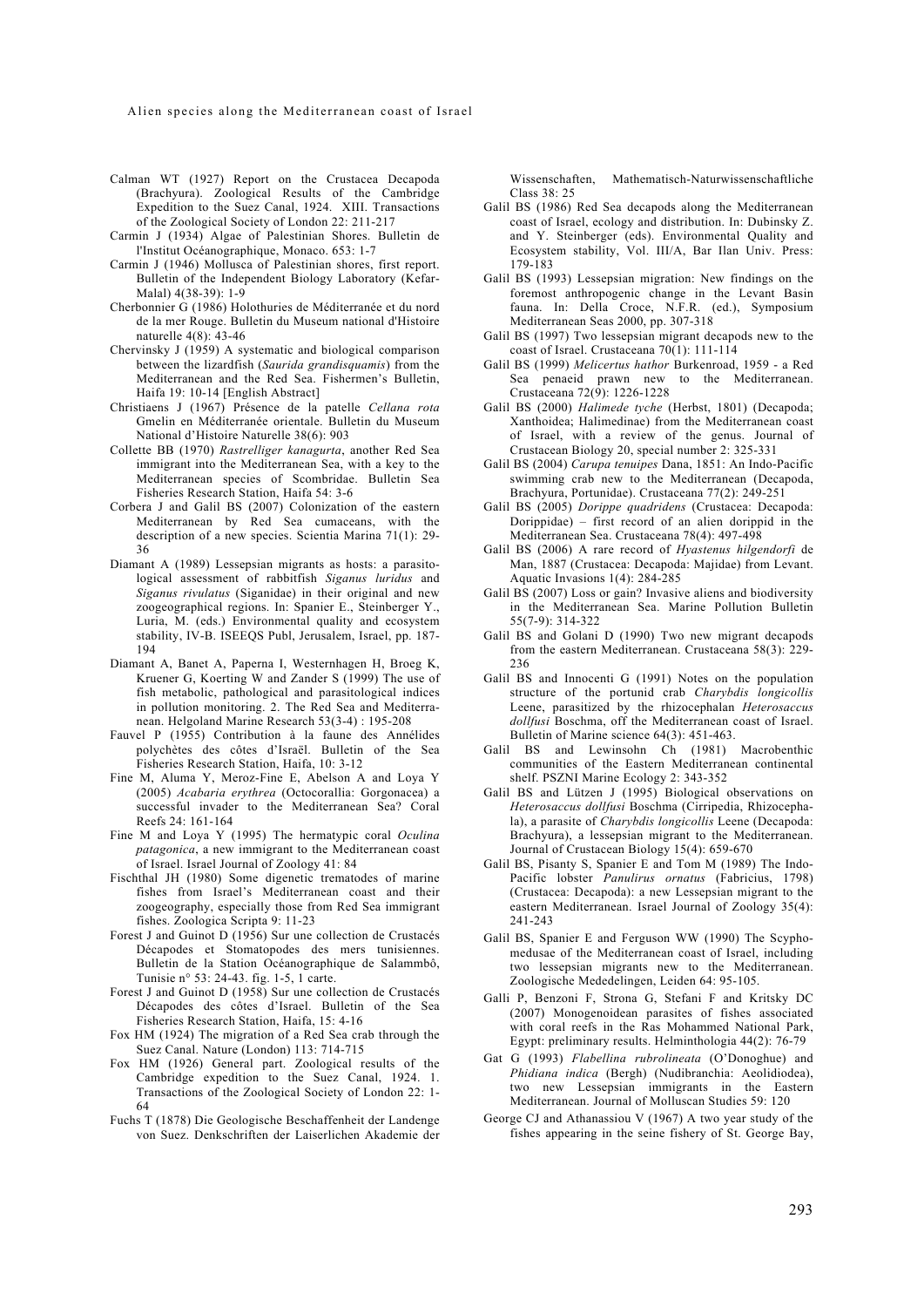Calman WT (1927) Report on the Crustacea Decapoda (Brachyura). Zoological Results of the Cambridge Expedition to the Suez Canal, 1924. XIII. Transactions of the Zoological Society of London 22: 211-217

Carmin J (1934) Algae of Palestinian Shores. Bulletin de l'Institut Océanographique, Monaco. 653: 1-7

Carmin J (1946) Mollusca of Palestinian shores, first report. Bulletin of the Independent Biology Laboratory (Kefar-Malal) 4(38-39): 1-9

Cherbonnier G (1986) Holothuries de Méditerranée et du nord de la mer Rouge. Bulletin du Museum national d'Histoire naturelle 4(8): 43-46

Chervinsky J (1959) A systematic and biological comparison between the lizardfish (*Saurida grandisquamis*) from the Mediterranean and the Red Sea. Fishermen's Bulletin, Haifa 19: 10-14 [English Abstract]

Christiaens J (1967) Présence de la patelle *Cellana rota* Gmelin en Méditerranée orientale. Bulletin du Museum National d'Histoire Naturelle 38(6): 903

Collette BB (1970) *Rastrelliger kanagurta*, another Red Sea immigrant into the Mediterranean Sea, with a key to the Mediterranean species of Scombridae. Bulletin Sea Fisheries Research Station, Haifa 54: 3-6

Corbera J and Galil BS (2007) Colonization of the eastern Mediterranean by Red Sea cumaceans, with the description of a new species. Scientia Marina 71(1): 29-36

Diamant A (1989) Lessepsian migrants as hosts: a parasitological assessment of rabbitfish *Siganus luridus* and *Siganus rivulatus* (Siganidae) in their original and new zoogeographical regions. In: Spanier E., Steinberger Y., Luria, M. (eds.) Environmental quality and ecosystem stability, IV-B. ISEEQS Publ, Jerusalem, Israel, pp. 187-194

Diamant A, Banet A, Paperna I, Westernhagen H, Broeg K, Kruener G, Koerting W and Zander S (1999) The use of fish metabolic, pathological and parasitological indices in pollution monitoring. 2. The Red Sea and Mediterranean. Helgoland Marine Research 53(3-4) : 195-208

Fauvel P (1955) Contribution à la faune des Annélides polychètes des côtes d'Israël. Bulletin of the Sea Fisheries Research Station, Haifa, 10: 3-12

Fine M, Aluma Y, Meroz-Fine E, Abelson A and Loya Y (2005) *Acabaria erythrea* (Octocorallia: Gorgonacea) a successful invader to the Mediterranean Sea? Coral Reefs 24: 161-164

Fine M and Loya Y (1995) The hermatypic coral *Oculina patagonica*, a new immigrant to the Mediterranean coast of Israel. Israel Journal of Zoology 41: 84

Fischthal JH (1980) Some digenetic trematodes of marine fishes from Israel's Mediterranean coast and their zoogeography, especially those from Red Sea immigrant fishes. Zoologica Scripta 9: 11-23

Forest J and Guinot D (1956) Sur une collection de Crustacés Décapodes et Stomatopodes des mers tunisiennes. Bulletin de la Station Océanographique de Salammbô, Tunisie n° 53: 24-43. fig. 1-5, 1 carte.

Forest J and Guinot D (1958) Sur une collection de Crustacés Décapodes des côtes d'Israël. Bulletin of the Sea Fisheries Research Station, Haifa, 15: 4-16

Fox HM (1924) The migration of a Red Sea crab through the Suez Canal. Nature (London) 113: 714-715

Fox HM (1926) General part. Zoological results of the Cambridge expedition to the Suez Canal, 1924. 1. Transactions of the Zoological Society of London 22: 1-64

Fuchs T (1878) Die Geologische Beschaffenheit der Landenge von Suez. Denkschriften der Laiserlichen Akademie der Wissenschaften, Mathematisch-Naturwissenschaftliche Class 38: 25

Galil BS (1986) Red Sea decapods along the Mediterranean coast of Israel, ecology and distribution. In: Dubinsky Z. and Y. Steinberger (eds). Environmental Quality and Ecosystem stability, Vol. III/A, Bar Ilan Univ. Press: 179-183

Galil BS (1993) Lessepsian migration: New findings on the foremost anthropogenic change in the Levant Basin fauna. In: Della Croce, N.F.R. (ed.), Symposium Mediterranean Seas 2000, pp. 307-318

Galil BS (1997) Two lessepsian migrant decapods new to the coast of Israel. Crustaceana 70(1): 111-114

Galil BS (1999) *Melicertus hathor* Burkenroad, 1959 - a Red Sea penaeid prawn new to the Mediterranean. Crustaceana 72(9): 1226-1228

Galil BS (2000) *Halimede tyche* (Herbst, 1801) (Decapoda; Xanthoidea; Halimedinae) from the Mediterranean coast of Israel, with a review of the genus. Journal of Crustacean Biology 20, special number 2: 325-331

Galil BS (2004) *Carupa tenuipes* Dana, 1851: An Indo-Pacific swimming crab new to the Mediterranean (Decapoda, Brachyura, Portunidae). Crustaceana 77(2): 249-251

Galil BS (2005) *Dorippe quadridens* (Crustacea: Decapoda: Dorippidae) – first record of an alien dorippid in the Mediterranean Sea. Crustaceana 78(4): 497-498

Galil BS (2006) A rare record of *Hyastenus hilgendorfi* de Man, 1887 (Crustacea: Decapoda: Majidae) from Levant. Aquatic Invasions 1(4): 284-285

Galil BS (2007) Loss or gain? Invasive aliens and biodiversity in the Mediterranean Sea. Marine Pollution Bulletin 55(7-9): 314-322

Galil BS and Golani D (1990) Two new migrant decapods from the eastern Mediterranean. Crustaceana 58(3): 229-236

Galil BS and Innocenti G (1991) Notes on the population structure of the portunid crab *Charybdis longicollis* Leene, parasitized by the rhizocephalan *Heterosaccus dollfusi* Boschma, off the Mediterranean coast of Israel. Bulletin of Marine science 64(3): 451-463.

Galil BS and Lewinsohn Ch (1981) Macrobenthic communities of the Eastern Mediterranean continental shelf. PSZNI Marine Ecology 2: 343-352

Galil BS and Lützen J (1995) Biological observations on *Heterosaccus dollfusi* Boschma (Cirripedia, Rhizocephala), a parasite of *Charybdis longicollis* Leene (Decapoda: Brachyura), a lessepsian migrant to the Mediterranean. Journal of Crustacean Biology 15(4): 659-670

Galil BS, Pisanty S, Spanier E and Tom M (1989) The Indo-Pacific lobster *Panulirus ornatus* (Fabricius, 1798) (Crustacea: Decapoda): a new Lessepsian migrant to the eastern Mediterranean. Israel Journal of Zoology 35(4): 241-243

Galil BS, Spanier E and Ferguson WW (1990) The Scyphomedusae of the Mediterranean coast of Israel, including two lessepsian migrants new to the Mediterranean. Zoologische Mededelingen, Leiden 64: 95-105.

Galli P, Benzoni F, Strona G, Stefani F and Kritsky DC (2007) Monogenoidean parasites of fishes associated with coral reefs in the Ras Mohammed National Park, Egypt: preliminary results. Helminthologia 44(2): 76-79

Gat G (1993) *Flabellina rubrolineata* (O'Donoghue) and *Phidiana indica* (Bergh) (Nudibranchia: Aeolidiodea), two new Lessepsian immigrants in the Eastern Mediterranean. Journal of Molluscan Studies 59: 120

George CJ and Athanassiou V (1967) A two year study of the fishes appearing in the seine fishery of St. George Bay,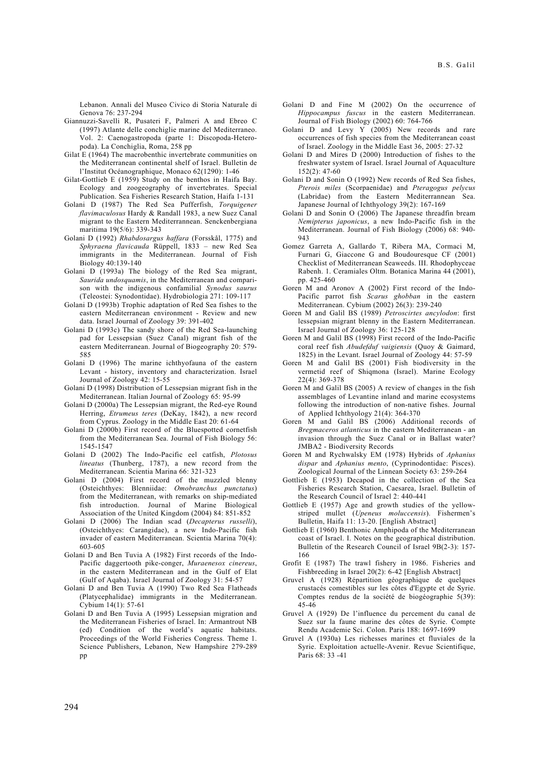Lebanon. Annali del Museo Civico di Storia Naturale di Genova 76: 237-294

Giannuzzi-Savelli R, Pusateri F, Palmeri A and Ebreo C (1997) Atlante delle conchiglie marine del Mediterraneo. Vol. 2: Caenogastropoda (parte 1: Discopoda-Heteropoda). La Conchiglia, Roma, 258 pp

Gilat E (1964) The macrobenthic invertebrate communities on the Mediterranean continental shelf of Israel. Bulletin de l'Institut Océanographique, Monaco 62(1290): 1-46

Gilat-Gottlieb E (1959) Study on the benthos in Haifa Bay. Ecology and zoogeography of invertebrates. Special Publication. Sea Fisheries Research Station, Haifa 1-131

Golani D (1987) The Red Sea Pufferfish, *Torquigener flavimaculosus* Hardy & Randall 1983, a new Suez Canal migrant to the Eastern Mediterrannean. Senckenbergiana maritima 19(5/6): 339-343

Golani D (1992) *Rhabdosargus haffara* (Forsskål, 1775) and *Sphyraena flavicauda* Rüppell, 1833 – new Red Sea immigrants in the Mediterranean. Journal of Fish Biology 40:139-140

Golani D (1993a) The biology of the Red Sea migrant, *Saurida undosquamis*, in the Mediterranean and comparison with the indigenous confamilial *Synodus saurus* (Teleostei: Synodontidae). Hydrobiologia 271: 109-117

Golani D (1993b) Trophic adaptation of Red Sea fishes to the eastern Mediterranean environment - Review and new data. Israel Journal of Zoology 39: 391-402

Golani D (1993c) The sandy shore of the Red Sea-launching pad for Lessepsian (Suez Canal) migrant fish of the eastern Mediterranean. Journal of Biogeography 20: 579-585

Golani D (1996) The marine ichthyofauna of the eastern Levant - history, inventory and characterization. Israel Journal of Zoology 42: 15-55

Golani D (1998) Distribution of Lessepsian migrant fish in the Mediterranean. Italian Journal of Zoology 65: 95-99

Golani D (2000a) The Lessepsian migrant, the Red-eye Round Herring, *Etrumeus teres* (DeKay, 1842), a new record from Cyprus. Zoology in the Middle East 20: 61-64

Golani D (2000b) First record of the Bluespotted cornetfish from the Mediterranean Sea. Journal of Fish Biology 56: 1545-1547

Golani D (2002) The Indo-Pacific eel catfish, *Plotosus lineatus* (Thunberg, 1787), a new record from the Mediterranean. Scientia Marina 66: 321-323

Golani D (2004) First record of the muzzled blenny (Osteichthyes: Blenniidae: *Omobranchus punctatus*) from the Mediterranean, with remarks on ship-mediated fish introduction. Journal of Marine Biological Association of the United Kingdom (2004) 84: 851-852

Golani D (2006) The Indian scad (*Decapterus russelli*), (Osteichthyes: Carangidae), a new Indo-Pacific fish invader of eastern Mediterranean. Scientia Marina 70(4): 603-605

Golani D and Ben Tuvia A (1982) First records of the Indo-Pacific daggertooth pike-conger, *Muraenesox cinereus*, in the eastern Mediterranean and in the Gulf of Elat (Gulf of Aqaba). Israel Journal of Zoology 31: 54-57

Golani D and Ben Tuvia A (1990) Two Red Sea Flatheads (Platycephalidae) immigrants in the Mediterranean. Cybium 14(1): 57-61

Golani D and Ben Tuvia A (1995) Lessepsian migration and the Mediterranean Fisheries of Israel. In: Armantrout NB (ed) Condition of the world's aquatic habitats. Proceedings of the World Fisheries Congress. Theme 1. Science Publishers, Lebanon, New Hampshire 279-289 pp

Golani D and Fine M (2002) On the occurrence of *Hippocampus fuscus* in the eastern Mediterranean. Journal of Fish Biology (2002) 60: 764-766

Golani D and Levy Y (2005) New records and rare occurrences of fish species from the Mediterranean coast of Israel. Zoology in the Middle East 36, 2005: 27-32

Golani D and Mires D (2000) Introduction of fishes to the freshwater system of Israel. Israel Journal of Aquaculture 152(2): 47-60

Golani D and Sonin O (1992) New records of Red Sea fishes, *Pterois miles* (Scorpaenidae) and *Pteragogus pelycus* (Labridae) from the Eastern Mediterrannean Sea. Japanese Journal of Ichthyology 39(2): 167-169

Golani D and Sonin O (2006) The Japanese threadfin bream *Nemipterus japonicus*, a new Indo-Pacific fish in the Mediterranean. Journal of Fish Biology (2006) 68: 940-943

Gomez Garreta A, Gallardo T, Ribera MA, Cormaci M, Furnari G, Giaccone G and Boudouresque CF (2001) Checklist of Mediterranean Seaweeds. III. Rhodophyceae Rabenh. 1. Ceramiales Oltm. Botanica Marina 44 (2001), pp. 425-460

Goren M and Aronov A (2002) First record of the Indo-Pacific parrot fish *Scarus ghobban* in the eastern Mediterranean. Cybium (2002) 26(3): 239-240

Goren M and Galil BS (1989) *Petroscirtes ancylodon*: first lessepsian migrant blenny in the Eastern Mediterranean. Israel Journal of Zoology 36: 125-128

Goren M and Galil BS (1998) First record of the Indo-Pacific coral reef fish *Abudefduf vaigiensis* (Quoy & Gaimard, 1825) in the Levant. Israel Journal of Zoology 44: 57-59

Goren M and Galil BS (2001) Fish biodiversity in the vermetid reef of Shiqmona (Israel). Marine Ecology 22(4): 369-378

Goren M and Galil BS (2005) A review of changes in the fish assemblages of Levantine inland and marine ecosystems following the introduction of non-native fishes. Journal of Applied Ichthyology 21(4): 364-370

Goren M and Galil BS (2006) Additional records of *Bregmaceros atlanticus* in the eastern Mediterranean - an invasion through the Suez Canal or in Ballast water? JMBA2 - Biodiversity Records

Goren M and Rychwalsky EM (1978) Hybrids of *Aphanius dispar* and *Aphanius mento*, (Cyprinodontidae: Pisces). Zoological Journal of the Linnean Society 63: 259-264

Gottlieb E (1953) Decapod in the collection of the Sea Fisheries Research Station, Caesarea, Israel. Bulletin of the Research Council of Israel 2: 440-441

Gottlieb E (1957) Age and growth studies of the yellow-striped mullet (*Upeneus moluccensis*). Fishermen's Bulletin, Haifa 11: 13-20. [English Abstract]

Gottlieb E (1960) Benthonic Amphipoda of the Mediterranean coast of Israel. I. Notes on the geographical distribution. Bulletin of the Research Council of Israel 9B(2-3): 157-166

Grofit E (1987) The trawl fishery in 1986. Fisheries and Fishbreeding in Israel 20(2): 6-42 [English Abstract]

Gruvel A (1928) Répartition géographique de quelques crustacés comestibles sur les côtes d'Egypte et de Syrie. Comptes rendus de la société de biogéographie 5(39): 45-46

Gruvel A (1929) De l'influence du percement du canal de Suez sur la faune marine des côtes de Syrie. Compte Rendu Academie Sci. Colon. Paris 188: 1697-1699

Gruvel A (1930a) Les richesses marines et fluviales de la Syrie. Exploitation actuelle-Avenir. Revue Scientifique, Paris 68: 33 -41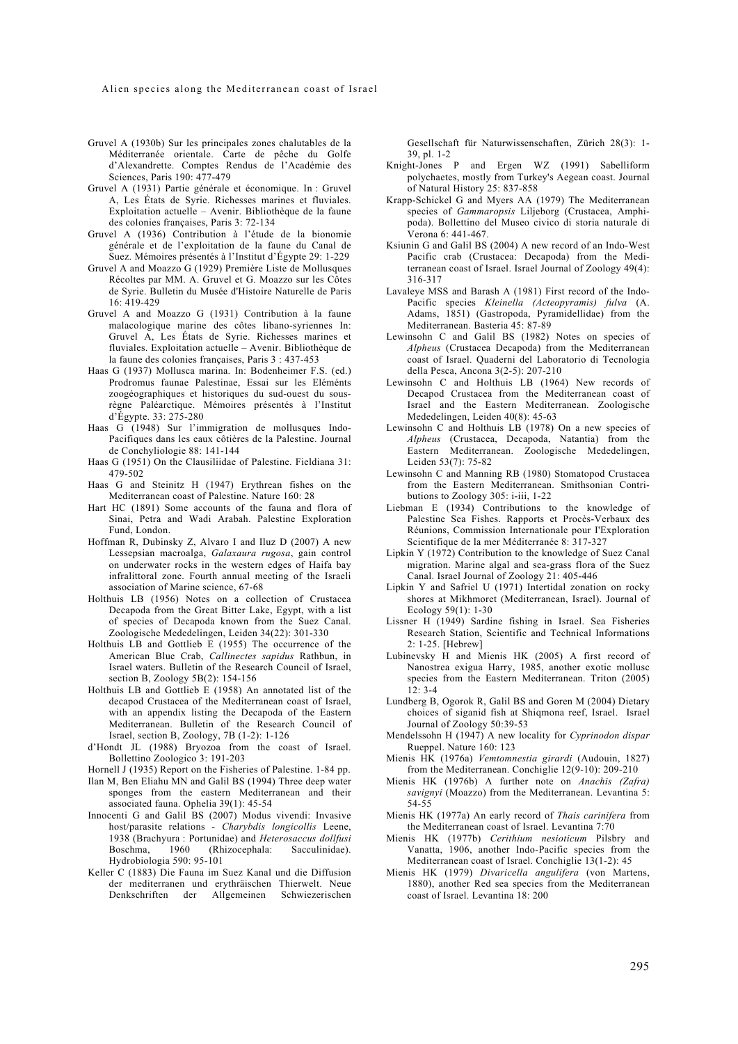Gruvel A (1930b) Sur les principales zones chalutables de la Méditerranée orientale. Carte de pêche du Golfe d'Alexandrette. Comptes Rendus de l'Académie des Sciences, Paris 190: 477-479

Gruvel A (1931) Partie générale et économique. In : Gruvel A, Les États de Syrie. Richesses marines et fluviales. Exploitation actuelle – Avenir. Bibliothèque de la faune des colonies françaises, Paris 3: 72-134

Gruvel A (1936) Contribution à l'étude de la bionomie générale et de l'exploitation de la faune du Canal de Suez. Mémoires présentés à l'Institut d'Égypte 29: 1-229

Gruvel A and Moazzo G (1929) Première Liste de Mollusques Récoltes par MM. A. Gruvel et G. Moazzo sur les Côtes de Syrie. Bulletin du Musée d'Histoire Naturelle de Paris 16: 419-429

Gruvel A and Moazzo G (1931) Contribution à la faune malacologique marine des côtes libano-syriennes In: Gruvel A, Les États de Syrie. Richesses marines et fluviales. Exploitation actuelle – Avenir. Bibliothèque de la faune des colonies françaises, Paris 3 : 437-453

Haas G (1937) Mollusca marina. In: Bodenheimer F.S. (ed.) Prodromus faunae Palestinae, Essai sur les Eléménts zoogéographiques et historiques du sud-ouest du sous-règne Paléarctique. Mémoires présentés à l'Institut d'Égypte. 33: 275-280

Haas G (1948) Sur l'immigration de mollusques Indo-Pacifiques dans les eaux côtières de la Palestine. Journal de Conchyliologie 88: 141-144

Haas G (1951) On the Clausiliidae of Palestine. Fieldiana 31: 479-502

Haas G and Steinitz H (1947) Erythrean fishes on the Mediterranean coast of Palestine. Nature 160: 28

Hart HC (1891) Some accounts of the fauna and flora of Sinai, Petra and Wadi Arabah. Palestine Exploration Fund, London.

Hoffman R, Dubinsky Z, Alvaro I and Iluz D (2007) A new Lessepsian macroalga, *Galaxaura rugosa*, gain control on underwater rocks in the western edges of Haifa bay infralittoral zone. Fourth annual meeting of the Israeli association of Marine science, 67-68

Holthuis LB (1956) Notes on a collection of Crustacea Decapoda from the Great Bitter Lake, Egypt, with a list of species of Decapoda known from the Suez Canal. Zoologische Mededelingen, Leiden 34(22): 301-330

Holthuis LB and Gottlieb E (1955) The occurrence of the American Blue Crab, *Callinectes sapidus* Rathbun, in Israel waters. Bulletin of the Research Council of Israel, section B, Zoology 5B(2): 154-156

Holthuis LB and Gottlieb E (1958) An annotated list of the decapod Crustacea of the Mediterranean coast of Israel, with an appendix listing the Decapoda of the Eastern Mediterranean. Bulletin of the Research Council of Israel, section B, Zoology, 7B (1-2): 1-126

d'Hondt JL (1988) Bryozoa from the coast of Israel. Bollettino Zoologico 3: 191-203

Hornell J (1935) Report on the Fisheries of Palestine. 1-84 pp.

Ilan M, Ben Eliahu MN and Galil BS (1994) Three deep water sponges from the eastern Mediterranean and their associated fauna. Ophelia 39(1): 45-54

Innocenti G and Galil BS (2007) Modus vivendi: Invasive host/parasite relations - *Charybdis longicollis* Leene, 1938 (Brachyura : Portunidae) and *Heterosaccus dollfusi* Boschma, 1960 (Rhizocephala: Sacculinidae). Hydrobiologia 590: 95-101

Keller C (1883) Die Fauna im Suez Kanal und die Diffusion der mediterranen und erythräischen Thierwelt. Neue Denkschriften der Allgemeinen Schwiezerischen Gesellschaft für Naturwissenschaften, Zürich 28(3): 1-39, pl. 1-2

Knight-Jones P and Ergen WZ (1991) Sabelliform polychaetes, mostly from Turkey's Aegean coast. Journal of Natural History 25: 837-858

Krapp-Schickel G and Myers AA (1979) The Mediterranean species of *Gammaropsis* Liljeborg (Crustacea, Amphipoda). Bollettino del Museo civico di storia naturale di Verona 6: 441-467.

Ksiunin G and Galil BS (2004) A new record of an Indo-West Pacific crab (Crustacea: Decapoda) from the Mediterranean coast of Israel. Israel Journal of Zoology 49(4): 316-317

Lavaleye MSS and Barash A (1981) First record of the Indo-Pacific species *Kleinella (Acteopyramis) fulva* (A. Adams, 1851) (Gastropoda, Pyramidellidae) from the Mediterranean. Basteria 45: 87-89

Lewinsohn C and Galil BS (1982) Notes on species of *Alpheus* (Crustacea Decapoda) from the Mediterranean coast of Israel. Quaderni del Laboratorio di Tecnologia della Pesca, Ancona 3(2-5): 207-210

Lewinsohn C and Holthuis LB (1964) New records of Decapod Crustacea from the Mediterranean coast of Israel and the Eastern Mediterranean. Zoologische Mededelingen, Leiden 40(8): 45-63

Lewinsohn C and Holthuis LB (1978) On a new species of *Alpheus* (Crustacea, Decapoda, Natantia) from the Eastern Mediterranean. Zoologische Mededelingen, Leiden 53(7): 75-82

Lewinsohn C and Manning RB (1980) Stomatopod Crustacea from the Eastern Mediterranean. Smithsonian Contributions to Zoology 305: i-iii, 1-22

Liebman E (1934) Contributions to the knowledge of Palestine Sea Fishes. Rapports et Procès-Verbaux des Réunions, Commission Internationale pour l'Exploration Scientifique de la mer Méditerranée 8: 317-327

Lipkin Y (1972) Contribution to the knowledge of Suez Canal migration. Marine algal and sea-grass flora of the Suez Canal. Israel Journal of Zoology 21: 405-446

Lipkin Y and Safriel U (1971) Intertidal zonation on rocky shores at Mikhmoret (Mediterranean, Israel). Journal of Ecology 59(1): 1-30

Lissner H (1949) Sardine fishing in Israel. Sea Fisheries Research Station, Scientific and Technical Informations 2: 1-25. [Hebrew]

Lubinevsky H and Mienis HK (2005) A first record of Nanostrea exigua Harry, 1985, another exotic mollusc species from the Eastern Mediterranean. Triton (2005) 12: 3-4

Lundberg B, Ogorok R, Galil BS and Goren M (2004) Dietary choices of siganid fish at Shiqmona reef, Israel. Israel Journal of Zoology 50:39-53

Mendelssohn H (1947) A new locality for *Cyprinodon dispar* Rueppel. Nature 160: 123

Mienis HK (1976a) *Vemtomnestia girardi* (Audouin, 1827) from the Mediterranean. Conchiglie 12(9-10): 209-210

Mienis HK (1976b) A further note on *Anachis (Zafra) savignyi* (Moazzo) from the Mediterranean. Levantina 5: 54-55

Mienis HK (1977a) An early record of *Thais carinifera* from the Mediterranean coast of Israel. Levantina 7:70

Mienis HK (1977b) *Cerithium nesioticum* Pilsbry and Vanatta, 1906, another Indo-Pacific species from the Mediterranean coast of Israel. Conchiglie 13(1-2): 45

Mienis HK (1979) *Divaricella angulifera* (von Martens, 1880), another Red sea species from the Mediterranean coast of Israel. Levantina 18: 200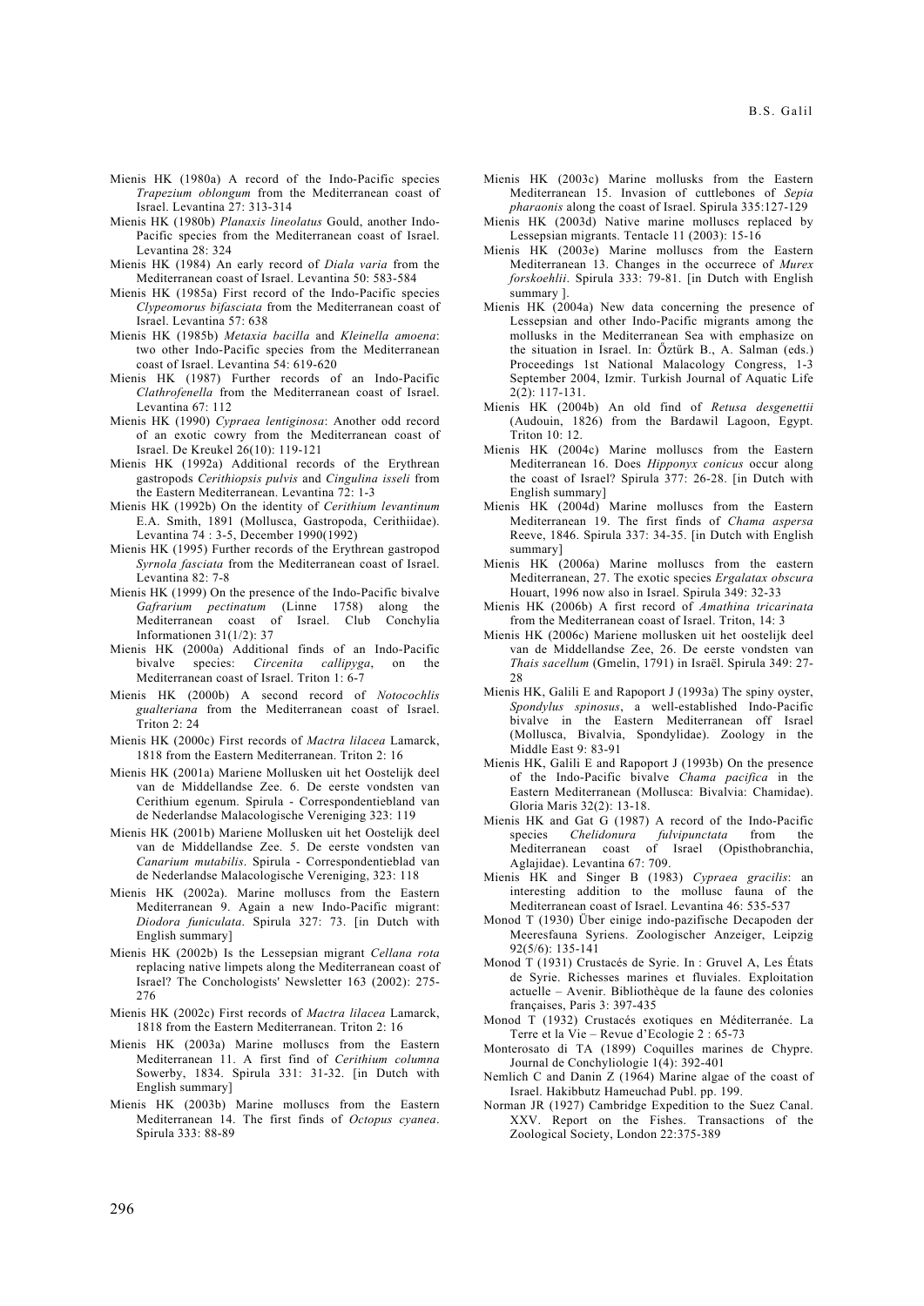Mienis HK (1980a) A record of the Indo-Pacific species *Trapezium oblongum* from the Mediterranean coast of Israel. Levantina 27: 313-314

Mienis HK (1980b) *Planaxis lineolatus* Gould, another Indo-Pacific species from the Mediterranean coast of Israel. Levantina 28: 324

Mienis HK (1984) An early record of *Diala varia* from the Mediterranean coast of Israel. Levantina 50: 583-584

Mienis HK (1985a) First record of the Indo-Pacific species *Clypeomorus bifasciata* from the Mediterranean coast of Israel. Levantina 57: 638

Mienis HK (1985b) *Metaxia bacilla* and *Kleinella amoena*: two other Indo-Pacific species from the Mediterranean coast of Israel. Levantina 54: 619-620

Mienis HK (1987) Further records of an Indo-Pacific *Clathrofenella* from the Mediterranean coast of Israel. Levantina 67: 112

Mienis HK (1990) *Cypraea lentiginosa*: Another odd record of an exotic cowry from the Mediterranean coast of Israel. De Kreukel 26(10): 119-121

Mienis HK (1992a) Additional records of the Erythrean gastropods *Cerithiopsis pulvis* and *Cingulina isseli* from the Eastern Mediterranean. Levantina 72: 1-3

Mienis HK (1992b) On the identity of *Cerithium levantinum* E.A. Smith, 1891 (Mollusca, Gastropoda, Cerithiidae). Levantina 74 : 3-5, December 1990(1992)

Mienis HK (1995) Further records of the Erythrean gastropod *Syrnola fasciata* from the Mediterranean coast of Israel. Levantina 82: 7-8

Mienis HK (1999) On the presence of the Indo-Pacific bivalve *Gafrarium pectinatum* (Linne 1758) along the Mediterranean coast of Israel. Club Conchylia Informationen 31(1/2): 37

Mienis HK (2000a) Additional finds of an Indo-Pacific bivalve species: *Circenita callipyga*, on the Mediterranean coast of Israel. Triton 1: 6-7

Mienis HK (2000b) A second record of *Notocochlis gualteriana* from the Mediterranean coast of Israel. Triton 2: 24

Mienis HK (2000c) First records of *Mactra lilacea* Lamarck, 1818 from the Eastern Mediterranean. Triton 2: 16

Mienis HK (2001a) Mariene Mollusken uit het Oostelijk deel van de Middellandse Zee. 6. De eerste vondsten van Cerithium egenum. Spirula - Correspondentieblad van de Nederlandse Malacologische Vereniging 323: 119

Mienis HK (2001b) Mariene Mollusken uit het Oostelijk deel van de Middellandse Zee. 5. De eerste vondsten van *Canarium mutabilis*. Spirula - Correspondentieblad van de Nederlandse Malacologische Vereniging, 323: 118

Mienis HK (2002a). Marine molluscs from the Eastern Mediterranean 9. Again a new Indo-Pacific migrant: *Diodora funiculata*. Spirula 327: 73. [in Dutch with English summary]

Mienis HK (2002b) Is the Lessepsian migrant *Cellana rota* replacing native limpets along the Mediterranean coast of Israel? The Conchologists' Newsletter 163 (2002): 275-276

Mienis HK (2002c) First records of *Mactra lilacea* Lamarck, 1818 from the Eastern Mediterranean. Triton 2: 16

Mienis HK (2003a) Marine molluscs from the Eastern Mediterranean 11. A first find of *Cerithium columna* Sowerby, 1834. Spirula 331: 31-32. [in Dutch with English summary]

Mienis HK (2003b) Marine molluscs from the Eastern Mediterranean 14. The first finds of *Octopus cyanea*. Spirula 333: 88-89

Mienis HK (2003c) Marine mollusks from the Eastern Mediterranean 15. Invasion of cuttlebones of *Sepia pharaonis* along the coast of Israel. Spirula 335:127-129

Mienis HK (2003d) Native marine molluscs replaced by Lessepsian migrants. Tentacle 11 (2003): 15-16

Mienis HK (2003e) Marine molluscs from the Eastern Mediterranean 13. Changes in the occurrece of *Murex forskoehlii*. Spirula 333: 79-81. [in Dutch with English summary ].

Mienis HK (2004a) New data concerning the presence of Lessepsian and other Indo-Pacific migrants among the mollusks in the Mediterranean Sea with emphasize on the situation in Israel. In: Őztűrk B., A. Salman (eds.) Proceedings 1st National Malacology Congress, 1-3 September 2004, Izmir. Turkish Journal of Aquatic Life 2(2): 117-131.

Mienis HK (2004b) An old find of *Retusa desgenettii* (Audouin, 1826) from the Bardawil Lagoon, Egypt. Triton 10: 12.

Mienis HK (2004c) Marine molluscs from the Eastern Mediterranean 16. Does *Hipponyx conicus* occur along the coast of Israel? Spirula 377: 26-28. [in Dutch with English summary]

Mienis HK (2004d) Marine molluscs from the Eastern Mediterranean 19. The first finds of *Chama aspersa* Reeve, 1846. Spirula 337: 34-35. [in Dutch with English summary]

Mienis HK (2006a) Marine molluscs from the eastern Mediterranean, 27. The exotic species *Ergalatax obscura* Houart, 1996 now also in Israel. Spirula 349: 32-33

Mienis HK (2006b) A first record of *Amathina tricarinata* from the Mediterranean coast of Israel. Triton, 14: 3

Mienis HK (2006c) Mariene mollusken uit het oostelijk deel van de Middellandse Zee, 26. De eerste vondsten van *Thais sacellum* (Gmelin, 1791) in Israël. Spirula 349: 27-28

Mienis HK, Galili E and Rapoport J (1993a) The spiny oyster, *Spondylus spinosus*, a well-established Indo-Pacific bivalve in the Eastern Mediterranean off Israel (Mollusca, Bivalvia, Spondylidae). Zoology in the Middle East 9: 83-91

Mienis HK, Galili E and Rapoport J (1993b) On the presence of the Indo-Pacific bivalve *Chama pacifica* in the Eastern Mediterranean (Mollusca: Bivalvia: Chamidae). Gloria Maris 32(2): 13-18.

Mienis HK and Gat G (1987) A record of the Indo-Pacific species *Chelidonura fulvipunctata* from the Mediterranean coast of Israel (Opisthobranchia, Aglajidae). Levantina 67: 709.

Mienis HK and Singer B (1983) *Cypraea gracilis*: an interesting addition to the mollusc fauna of the Mediterranean coast of Israel. Levantina 46: 535-537

Monod T (1930) Über einige indo-pazifische Decapoden der Meeresfauna Syriens. Zoologischer Anzeiger, Leipzig 92(5/6): 135-141

Monod T (1931) Crustacés de Syrie. In : Gruvel A, Les États de Syrie. Richesses marines et fluviales. Exploitation actuelle – Avenir. Bibliothèque de la faune des colonies françaises, Paris 3: 397-435

Monod T (1932) Crustacés exotiques en Méditerranée. La Terre et la Vie – Revue d'Ecologie 2 : 65-73

Monterosato di TA (1899) Coquilles marines de Chypre. Journal de Conchyliologie 1(4): 392-401

Nemlich C and Danin Z (1964) Marine algae of the coast of Israel. Hakibbutz Hameuchad Publ. pp. 199.

Norman JR (1927) Cambridge Expedition to the Suez Canal. XXV. Report on the Fishes. Transactions of the Zoological Society, London 22:375-389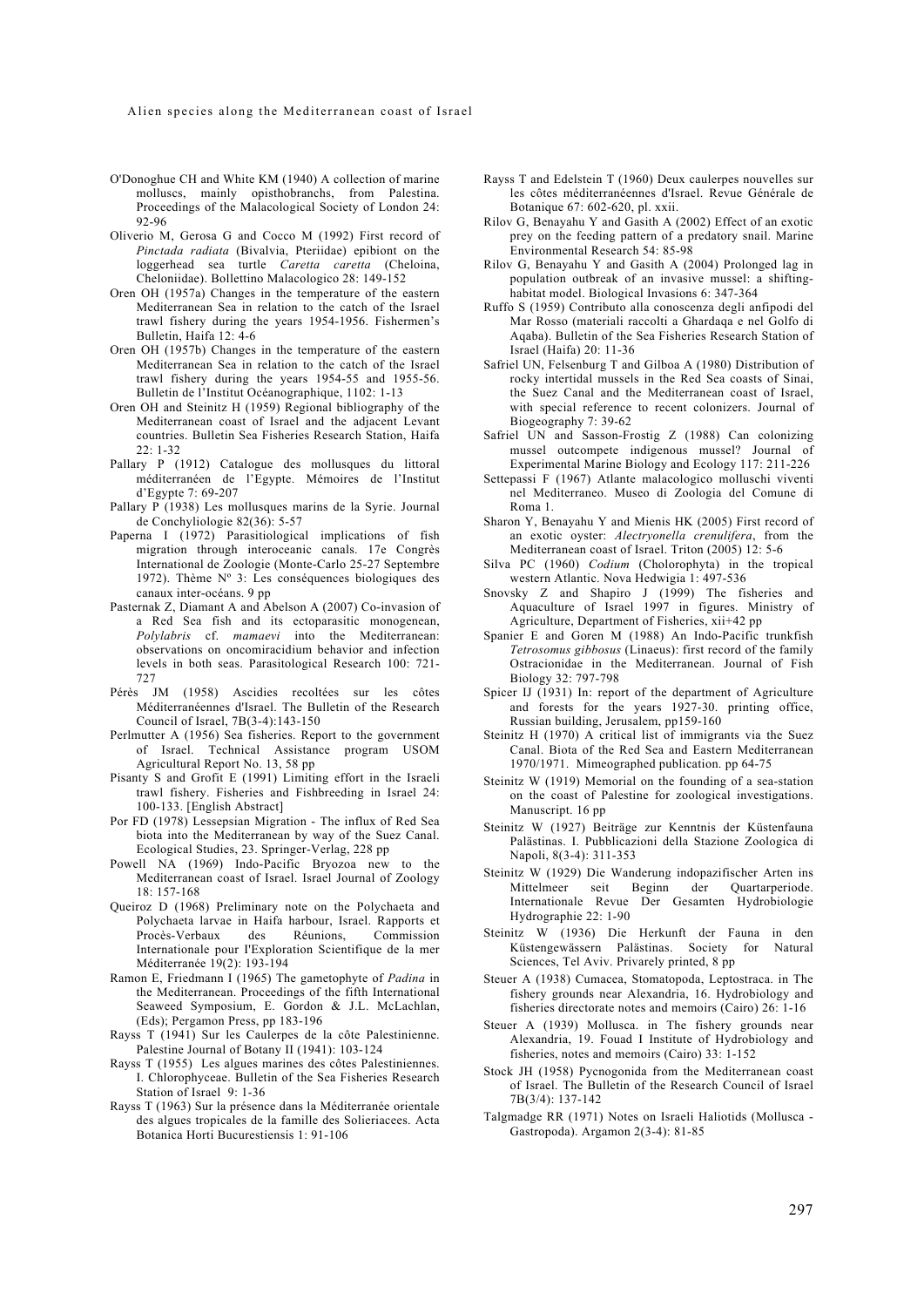O'Donoghue CH and White KM (1940) A collection of marine molluscs, mainly opisthobranchs, from Palestina. Proceedings of the Malacological Society of London 24: 92-96

Oliverio M, Gerosa G and Cocco M (1992) First record of *Pinctada radiata* (Bivalvia, Pteriidae) epibiont on the loggerhead sea turtle *Caretta caretta* (Cheloina, Cheloniidae). Bollettino Malacologico 28: 149-152

Oren OH (1957a) Changes in the temperature of the eastern Mediterranean Sea in relation to the catch of the Israel trawl fishery during the years 1954-1956. Fishermen's Bulletin, Haifa 12: 4-6

Oren OH (1957b) Changes in the temperature of the eastern Mediterranean Sea in relation to the catch of the Israel trawl fishery during the years 1954-55 and 1955-56. Bulletin de l'Institut Océanographique, 1102: 1-13

Oren OH and Steinitz H (1959) Regional bibliography of the Mediterranean coast of Israel and the adjacent Levant countries. Bulletin Sea Fisheries Research Station, Haifa 22: 1-32

Pallary P (1912) Catalogue des mollusques du littoral méditerranéen de l'Egypte. Mémoires de l'Institut d'Egypte 7: 69-207

Pallary P (1938) Les mollusques marins de la Syrie. Journal de Conchyliologie 82(36): 5-57

Paperna I (1972) Parasitiological implications of fish migration through interoceanic canals. 17e Congrès International de Zoologie (Monte-Carlo 25-27 Septembre 1972). Thème Nº 3: Les conséquences biologiques des canaux inter-océans. 9 pp

Pasternak Z, Diamant A and Abelson A (2007) Co-invasion of a Red Sea fish and its ectoparasitic monogenean, *Polylabris* cf. *mamaevi* into the Mediterranean: observations on oncomiracidium behavior and infection levels in both seas. Parasitological Research 100: 721-727

Pérès JM (1958) Ascidies recoltées sur les côtes Méditerranéennes d'Israel. The Bulletin of the Research Council of Israel, 7B(3-4):143-150

Perlmutter A (1956) Sea fisheries. Report to the government of Israel. Technical Assistance program USOM Agricultural Report No. 13, 58 pp

Pisanty S and Grofit E (1991) Limiting effort in the Israeli trawl fishery. Fisheries and Fishbreeding in Israel 24: 100-133. [English Abstract]

Por FD (1978) Lessepsian Migration - The influx of Red Sea biota into the Mediterranean by way of the Suez Canal. Ecological Studies, 23. Springer-Verlag, 228 pp

Powell NA (1969) Indo-Pacific Bryozoa new to the Mediterranean coast of Israel. Israel Journal of Zoology 18: 157-168

Queiroz D (1968) Preliminary note on the Polychaeta and Polychaeta larvae in Haifa harbour, Israel. Rapports et Procès-Verbaux des Réunions, Commission Internationale pour l'Exploration Scientifique de la mer Méditerranée 19(2): 193-194

Ramon E, Friedmann I (1965) The gametophyte of *Padina* in the Mediterranean. Proceedings of the fifth International Seaweed Symposium, E. Gordon & J.L. McLachlan, (Eds); Pergamon Press, pp 183-196

Rayss T (1941) Sur les Caulerpes de la côte Palestinienne. Palestine Journal of Botany II (1941): 103-124

Rayss T (1955) Les algues marines des côtes Palestiniennes. I. Chlorophyceae. Bulletin of the Sea Fisheries Research Station of Israel 9: 1-36

Rayss T (1963) Sur la présence dans la Méditerranée orientale des algues tropicales de la famille des Solieriacees. Acta Botanica Horti Bucurestiensis 1: 91-106

Rayss T and Edelstein T (1960) Deux caulerpes nouvelles sur les côtes méditerranéennes d'Israel. Revue Générale de Botanique 67: 602-620, pl. xxii.

Rilov G, Benayahu Y and Gasith A (2002) Effect of an exotic prey on the feeding pattern of a predatory snail. Marine Environmental Research 54: 85-98

Rilov G, Benayahu Y and Gasith A (2004) Prolonged lag in population outbreak of an invasive mussel: a shifting-habitat model. Biological Invasions 6: 347-364

Ruffo S (1959) Contributo alla conoscenza degli anfipodi del Mar Rosso (materiali raccolti a Ghardaqa e nel Golfo di Aqaba). Bulletin of the Sea Fisheries Research Station of Israel (Haifa) 20: 11-36

Safriel UN, Felsenburg T and Gilboa A (1980) Distribution of rocky intertidal mussels in the Red Sea coasts of Sinai, the Suez Canal and the Mediterranean coast of Israel, with special reference to recent colonizers. Journal of Biogeography 7: 39-62

Safriel UN and Sasson-Frostig Z (1988) Can colonizing mussel outcompete indigenous mussel? Journal of Experimental Marine Biology and Ecology 117: 211-226

Settepassi F (1967) Atlante malacologico molluschi viventi nel Mediterraneo. Museo di Zoologia del Comune di Roma 1.

Sharon Y, Benayahu Y and Mienis HK (2005) First record of an exotic oyster: *Alectryonella crenulifera*, from the Mediterranean coast of Israel. Triton (2005) 12: 5-6

Silva PC (1960) *Codium* (Cholorophyta) in the tropical western Atlantic. Nova Hedwigia 1: 497-536

Snovsky Z and Shapiro J (1999) The fisheries and Aquaculture of Israel 1997 in figures. Ministry of Agriculture, Department of Fisheries, xii+42 pp

Spanier E and Goren M (1988) An Indo-Pacific trunkfish *Tetrosomus gibbosus* (Linaeus): first record of the family Ostracionidae in the Mediterranean. Journal of Fish Biology 32: 797-798

Spicer IJ (1931) In: report of the department of Agriculture and forests for the years 1927-30. printing office, Russian building, Jerusalem, pp159-160

Steinitz H (1970) A critical list of immigrants via the Suez Canal. Biota of the Red Sea and Eastern Mediterranean 1970/1971. Mimeographed publication. pp 64-75

Steinitz W (1919) Memorial on the founding of a sea-station on the coast of Palestine for zoological investigations. Manuscript. 16 pp

Steinitz W (1927) Beiträge zur Kenntnis der Küstenfauna Palästinas. I. Pubblicazioni della Stazione Zoologica di Napoli, 8(3-4): 311-353

Steinitz W (1929) Die Wanderung indopazifischer Arten ins Mittelmeer seit Beginn der Quartarperiode. Internationale Revue Der Gesamten Hydrobiologie Hydrographie 22: 1-90

Steinitz W (1936) Die Herkunft der Fauna in den Küstengewässern Palästinas. Society for Natural Sciences, Tel Aviv. Privarely printed, 8 pp

Steuer A (1938) Cumacea, Stomatopoda, Leptostraca. in The fishery grounds near Alexandria, 16. Hydrobiology and fisheries directorate notes and memoirs (Cairo) 26: 1-16

Steuer A (1939) Mollusca. in The fishery grounds near Alexandria, 19. Fouad I Institute of Hydrobiology and fisheries, notes and memoirs (Cairo) 33: 1-152

Stock JH (1958) Pycnogonida from the Mediterranean coast of Israel. The Bulletin of the Research Council of Israel 7B(3/4): 137-142

Talgmadge RR (1971) Notes on Israeli Haliotids (Mollusca - Gastropoda). Argamon 2(3-4): 81-85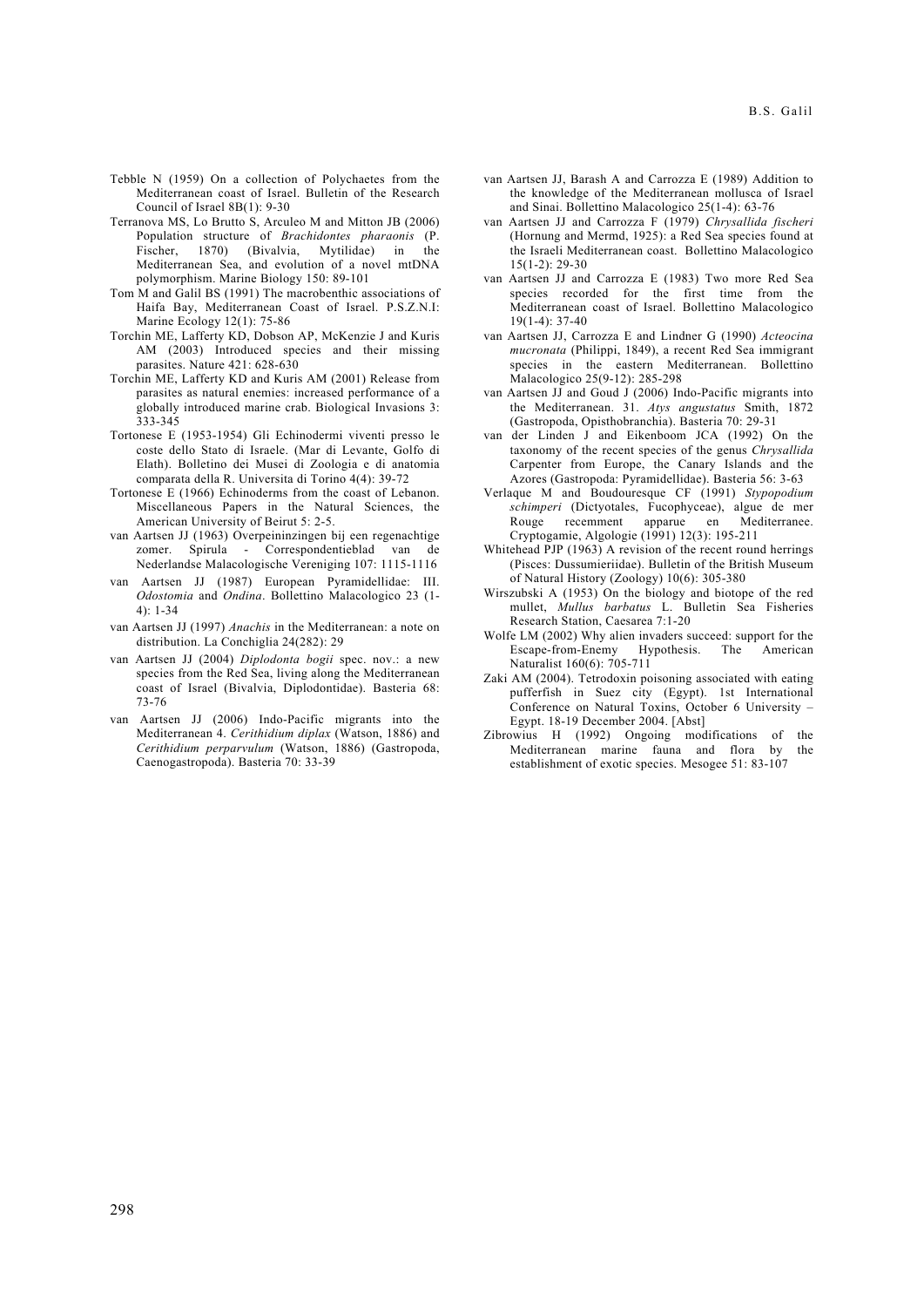Tebble N (1959) On a collection of Polychaetes from the Mediterranean coast of Israel. Bulletin of the Research Council of Israel 8B(1): 9-30

Terranova MS, Lo Brutto S, Arculeo M and Mitton JB (2006) Population structure of *Brachidontes pharaonis* (P. Fischer, 1870) (Bivalvia, Mytilidae) in the Mediterranean Sea, and evolution of a novel mtDNA polymorphism. Marine Biology 150: 89-101

Tom M and Galil BS (1991) The macrobenthic associations of Haifa Bay, Mediterranean Coast of Israel. P.S.Z.N.I: Marine Ecology 12(1): 75-86

Torchin ME, Lafferty KD, Dobson AP, McKenzie J and Kuris AM (2003) Introduced species and their missing parasites. Nature 421: 628-630

Torchin ME, Lafferty KD and Kuris AM (2001) Release from parasites as natural enemies: increased performance of a globally introduced marine crab. Biological Invasions 3: 333-345

Tortonese E (1953-1954) Gli Echinodermi viventi presso le coste dello Stato di Israele. (Mar di Levante, Golfo di Elath). Bolletino dei Musei di Zoologia e di anatomia comparata della R. Universita di Torino 4(4): 39-72

Tortonese E (1966) Echinoderms from the coast of Lebanon. Miscellaneous Papers in the Natural Sciences, the American University of Beirut 5: 2-5.

van Aartsen JJ (1963) Overpeininzingen bij een regenachtige zomer. Spirula - Correspondentieblad van de Nederlandse Malacologische Vereniging 107: 1115-1116

van Aartsen JJ (1987) European Pyramidellidae: III. *Odostomia* and *Ondina*. Bollettino Malacologico 23 (1-4): 1-34

van Aartsen JJ (1997) *Anachis* in the Mediterranean: a note on distribution. La Conchiglia 24(282): 29

van Aartsen JJ (2004) *Diplodonta bogii* spec. nov.: a new species from the Red Sea, living along the Mediterranean coast of Israel (Bivalvia, Diplodontidae). Basteria 68: 73-76

van Aartsen JJ (2006) Indo-Pacific migrants into the Mediterranean 4. *Cerithidium diplax* (Watson, 1886) and *Cerithidium perparvulum* (Watson, 1886) (Gastropoda, Caenogastropoda). Basteria 70: 33-39

van Aartsen JJ, Barash A and Carrozza E (1989) Addition to the knowledge of the Mediterranean mollusca of Israel and Sinai. Bollettino Malacologico 25(1-4): 63-76

van Aartsen JJ and Carrozza F (1979) *Chrysallida fischeri* (Hornung and Mermd, 1925): a Red Sea species found at the Israeli Mediterranean coast. Bollettino Malacologico 15(1-2): 29-30

van Aartsen JJ and Carrozza E (1983) Two more Red Sea species recorded for the first time from the Mediterranean coast of Israel. Bollettino Malacologico 19(1-4): 37-40

van Aartsen JJ, Carrozza E and Lindner G (1990) *Acteocina mucronata* (Philippi, 1849), a recent Red Sea immigrant species in the eastern Mediterranean. Bollettino Malacologico 25(9-12): 285-298

van Aartsen JJ and Goud J (2006) Indo-Pacific migrants into the Mediterranean. 31. *Atys angustatus* Smith, 1872 (Gastropoda, Opisthobranchia). Basteria 70: 29-31

van der Linden J and Eikenboom JCA (1992) On the taxonomy of the recent species of the genus *Chrysallida* Carpenter from Europe, the Canary Islands and the Azores (Gastropoda: Pyramidellidae). Basteria 56: 3-63

Verlaque M and Boudouresque CF (1991) *Stypopodium schimperi* (Dictyotales, Fucophyceae), algue de mer Rouge recemment apparue en Mediterranee. Cryptogamie, Algologie (1991) 12(3): 195-211

Whitehead PJP (1963) A revision of the recent round herrings (Pisces: Dussumieriidae). Bulletin of the British Museum of Natural History (Zoology) 10(6): 305-380

Wirszubski A (1953) On the biology and biotope of the red mullet, *Mullus barbatus* L. Bulletin Sea Fisheries Research Station, Caesarea 7:1-20

Wolfe LM (2002) Why alien invaders succeed: support for the Escape-from-Enemy Hypothesis. The American Naturalist 160(6): 705-711

Zaki AM (2004). Tetrodoxin poisoning associated with eating pufferfish in Suez city (Egypt). 1st International Conference on Natural Toxins, October 6 University – Egypt. 18-19 December 2004. [Abst]

Zibrowius H (1992) Ongoing modifications of the Mediterranean marine fauna and flora by the establishment of exotic species. Mesogee 51: 83-107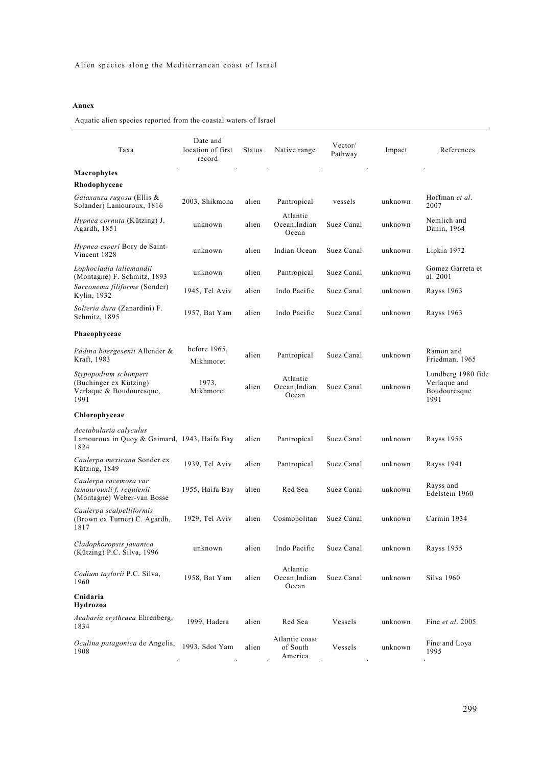## Annex

Aquatic alien species reported from the coastal waters of Israel

| Taxa | Date and location of first record | Status | Native range | Vector/ Pathway | Impact | References |
|---|---|---|---|---|---|---|
| **Macrophytes** | | | | | | |
| **Rhodophyceae** | | | | | | |
| *Galaxaura rugosa* (Ellis & Solander) Lamouroux, 1816 | 2003, Shikmona | alien | Pantropical | vessels | unknown | Hoffman *et al*. 2007 |
| *Hypnea cornuta* (Kützing) J. Agardh, 1851 | unknown | alien | Atlantic Ocean;Indian Ocean | Suez Canal | unknown | Nemlich and Danin, 1964 |
| *Hypnea esperi* Bory de Saint-Vincent 1828 | unknown | alien | Indian Ocean | Suez Canal | unknown | Lipkin 1972 |
| *Lophocladia lallemandii* (Montagne) F. Schmitz, 1893 | unknown | alien | Pantropical | Suez Canal | unknown | Gomez Garreta et al. 2001 |
| *Sarconema filiforme* (Sonder) Kylin, 1932 | 1945, Tel Aviv | alien | Indo Pacific | Suez Canal | unknown | Rayss 1963 |
| *Solieria dura* (Zanardini) F. Schmitz, 1895 | 1957, Bat Yam | alien | Indo Pacific | Suez Canal | unknown | Rayss 1963 |
| **Phaeophyceae** | | | | | | |
| *Padina boergesenii* Allender & Kraft, 1983 | before 1965, Mikhmoret | alien | Pantropical | Suez Canal | unknown | Ramon and Friedman, 1965 |
| *Stypopodium schimperi* (Buchinger ex Kützing) Verlaque & Boudouresque, 1991 | 1973, Mikhmoret | alien | Atlantic Ocean;Indian Ocean | Suez Canal | unknown | Lundberg 1980 fide Verlaque and Boudouresque 1991 |
| **Chlorophyceae** | | | | | | |
| *Acetabularia calyculus* Lamouroux in Quoy & Gaimard, 1824 | 1943, Haifa Bay | alien | Pantropical | Suez Canal | unknown | Rayss 1955 |
| *Caulerpa mexicana* Sonder ex Kützing, 1849 | 1939, Tel Aviv | alien | Pantropical | Suez Canal | unknown | Rayss 1941 |
| *Caulerpa racemosa var lamourouxii f. requienii* (Montagne) Weber-van Bosse | 1955, Haifa Bay | alien | Red Sea | Suez Canal | unknown | Rayss and Edelstein 1960 |
| *Caulerpa scalpelliformis* (Brown ex Turner) C. Agardh, 1817 | 1929, Tel Aviv | alien | Cosmopolitan | Suez Canal | unknown | Carmin 1934 |
| *Cladophoropsis javanica* (Kützing) P.C. Silva, 1996 | unknown | alien | Indo Pacific | Suez Canal | unknown | Rayss 1955 |
| *Codium taylorii* P.C. Silva, 1960 | 1958, Bat Yam | alien | Atlantic Ocean;Indian Ocean | Suez Canal | unknown | Silva 1960 |
| **Cnidaria** | | | | | | |
| **Hydrozoa** | | | | | | |
| *Acabaria erythraea* Ehrenberg, 1834 | 1999, Hadera | alien | Red Sea | Vessels | unknown | Fine *et al*. 2005 |
| *Oculina patagonica* de Angelis, 1908 | 1993, Sdot Yam | alien | Atlantic coast of South America | Vessels | unknown | Fine and Loya 1995 |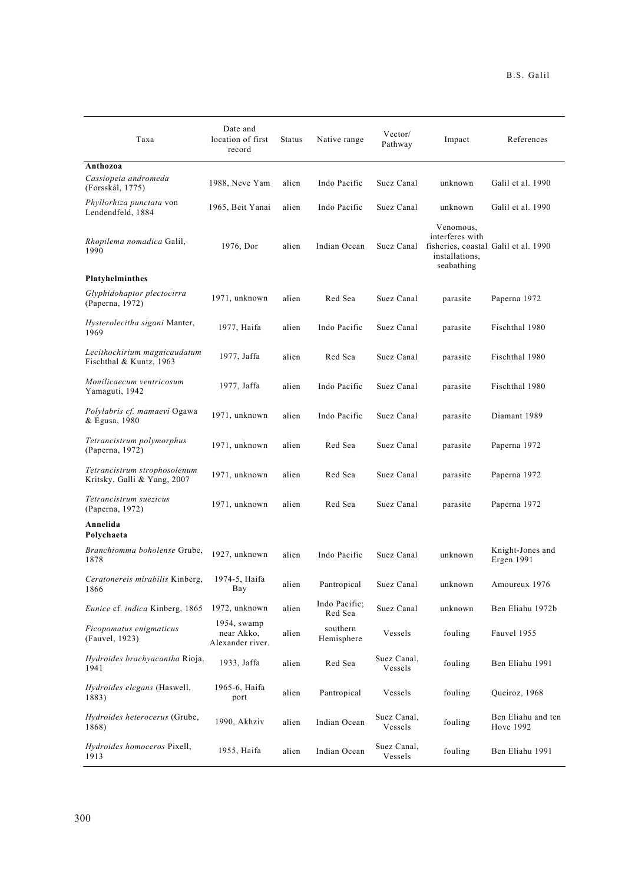| Taxa | Date and location of first record | Status | Native range | Vector/ Pathway | Impact | References |
|---|---|---|---|---|---|---|
| **Anthozoa** | | | | | | |
| *Cassiopeia andromeda* (Forsskål, 1775) | 1988, Neve Yam | alien | Indo Pacific | Suez Canal | unknown | Galil et al. 1990 |
| *Phyllorhiza punctata* von Lendendfeld, 1884 | 1965, Beit Yanai | alien | Indo Pacific | Suez Canal | unknown | Galil et al. 1990 |
| *Rhopilema nomadica* Galil, 1990 | 1976, Dor | alien | Indian Ocean | Suez Canal | Venomous, interferes with fisheries, coastal installations, seabathing | Galil et al. 1990 |
| **Platyhelminthes** | | | | | | |
| *Glyphidohaptor plectocirra* (Paperna, 1972) | 1971, unknown | alien | Red Sea | Suez Canal | parasite | Paperna 1972 |
| *Hysterolecitha sigani* Manter, 1969 | 1977, Haifa | alien | Indo Pacific | Suez Canal | parasite | Fischthal 1980 |
| *Lecithochirium magnicaudatum* Fischthal & Kuntz, 1963 | 1977, Jaffa | alien | Red Sea | Suez Canal | parasite | Fischthal 1980 |
| *Monilicaecum ventricosum* Yamaguti, 1942 | 1977, Jaffa | alien | Indo Pacific | Suez Canal | parasite | Fischthal 1980 |
| *Polylabris cf. mamaevi* Ogawa & Egusa, 1980 | 1971, unknown | alien | Indo Pacific | Suez Canal | parasite | Diamant 1989 |
| *Tetrancistrum polymorphus* (Paperna, 1972) | 1971, unknown | alien | Red Sea | Suez Canal | parasite | Paperna 1972 |
| *Tetrancistrum strophosolenum* Kritsky, Galli & Yang, 2007 | 1971, unknown | alien | Red Sea | Suez Canal | parasite | Paperna 1972 |
| *Tetrancistrum suezicus* (Paperna, 1972) | 1971, unknown | alien | Red Sea | Suez Canal | parasite | Paperna 1972 |
| **Annelida Polychaeta** | | | | | | |
| *Branchiomma boholense* Grube, 1878 | 1927, unknown | alien | Indo Pacific | Suez Canal | unknown | Knight-Jones and Ergen 1991 |
| *Ceratonereis mirabilis* Kinberg, 1866 | 1974-5, Haifa Bay | alien | Pantropical | Suez Canal | unknown | Amoureux 1976 |
| *Eunice* cf. *indica* Kinberg, 1865 | 1972, unknown | alien | Indo Pacific; Red Sea | Suez Canal | unknown | Ben Eliahu 1972b |
| *Ficopomatus enigmaticus* (Fauvel, 1923) | 1954, swamp near Akko, Alexander river. | alien | southern Hemisphere | Vessels | fouling | Fauvel 1955 |
| *Hydroides brachyacantha* Rioja, 1941 | 1933, Jaffa | alien | Red Sea | Suez Canal, Vessels | fouling | Ben Eliahu 1991 |
| *Hydroides elegans* (Haswell, 1883) | 1965-6, Haifa port | alien | Pantropical | Vessels | fouling | Queiroz, 1968 |
| *Hydroides heterocerus* (Grube, 1868) | 1990, Akhziv | alien | Indian Ocean | Suez Canal, Vessels | fouling | Ben Eliahu and ten Hove 1992 |
| *Hydroides homoceros* Pixell, 1913 | 1955, Haifa | alien | Indian Ocean | Suez Canal, Vessels | fouling | Ben Eliahu 1991 |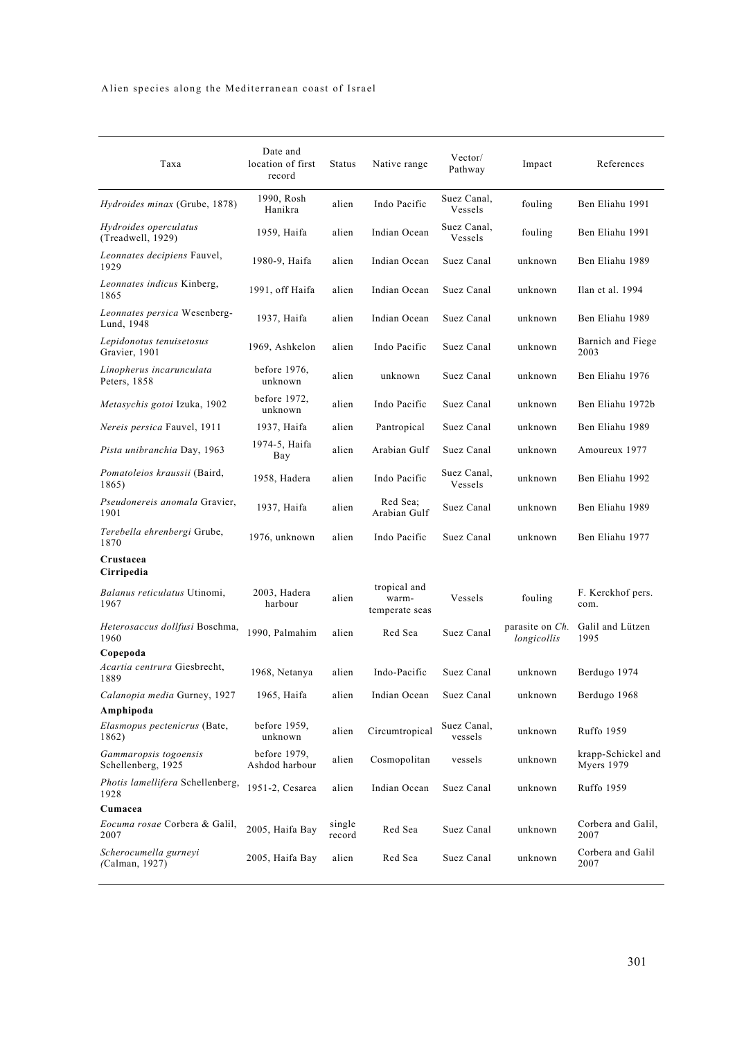| Taxa | Date and location of first record | Status | Native range | Vector/ Pathway | Impact | References |
|---|---|---|---|---|---|---|
| *Hydroides minax* (Grube, 1878) | 1990, Rosh Hanikra | alien | Indo Pacific | Suez Canal, Vessels | fouling | Ben Eliahu 1991 |
| *Hydroides operculatus* (Treadwell, 1929) | 1959, Haifa | alien | Indian Ocean | Suez Canal, Vessels | fouling | Ben Eliahu 1991 |
| *Leonnates decipiens* Fauvel, 1929 | 1980-9, Haifa | alien | Indian Ocean | Suez Canal | unknown | Ben Eliahu 1989 |
| *Leonnates indicus* Kinberg, 1865 | 1991, off Haifa | alien | Indian Ocean | Suez Canal | unknown | Ilan et al. 1994 |
| *Leonnates persica* Wesenberg-Lund, 1948 | 1937, Haifa | alien | Indian Ocean | Suez Canal | unknown | Ben Eliahu 1989 |
| *Lepidonotus tenuisetosus* Gravier, 1901 | 1969, Ashkelon | alien | Indo Pacific | Suez Canal | unknown | Barnich and Fiege 2003 |
| *Linopherus incarunculata* Peters, 1858 | before 1976, unknown | alien | unknown | Suez Canal | unknown | Ben Eliahu 1976 |
| *Metasychis gotoi* Izuka, 1902 | before 1972, unknown | alien | Indo Pacific | Suez Canal | unknown | Ben Eliahu 1972b |
| *Nereis persica* Fauvel, 1911 | 1937, Haifa | alien | Pantropical | Suez Canal | unknown | Ben Eliahu 1989 |
| *Pista unibranchia* Day, 1963 | 1974-5, Haifa Bay | alien | Arabian Gulf | Suez Canal | unknown | Amoureux 1977 |
| *Pomatoleios kraussii* (Baird, 1865) | 1958, Hadera | alien | Indo Pacific | Suez Canal, Vessels | unknown | Ben Eliahu 1992 |
| *Pseudonereis anomala* Gravier, 1901 | 1937, Haifa | alien | Red Sea; Arabian Gulf | Suez Canal | unknown | Ben Eliahu 1989 |
| *Terebella ehrenbergi* Grube, 1870 | 1976, unknown | alien | Indo Pacific | Suez Canal | unknown | Ben Eliahu 1977 |
| **Crustacea** | | | | | | |
| **Cirripedia** | | | | | | |
| *Balanus reticulatus* Utinomi, 1967 | 2003, Hadera harbour | alien | tropical and warm-temperate seas | Vessels | fouling | F. Kerckhof pers. com. |
| *Heterosaccus dollfusi* Boschma, 1960 | 1990, Palmahim | alien | Red Sea | Suez Canal | parasite on *Ch. longicollis* | Galil and Lützen 1995 |
| **Copepoda** | | | | | | |
| *Acartia centrura* Giesbrecht, 1889 | 1968, Netanya | alien | Indo-Pacific | Suez Canal | unknown | Berdugo 1974 |
| *Calanopia media* Gurney, 1927 | 1965, Haifa | alien | Indian Ocean | Suez Canal | unknown | Berdugo 1968 |
| **Amphipoda** | | | | | | |
| *Elasmopus pectenicrus* (Bate, 1862) | before 1959, unknown | alien | Circumtropical | Suez Canal, vessels | unknown | Ruffo 1959 |
| *Gammaropsis togoensis* Schellenberg, 1925 | before 1979, Ashdod harbour | alien | Cosmopolitan | vessels | unknown | krapp-Schickel and Myers 1979 |
| *Photis lamellifera* Schellenberg, 1928 | 1951-2, Cesarea | alien | Indian Ocean | Suez Canal | unknown | Ruffo 1959 |
| **Cumacea** | | | | | | |
| *Eocuma rosae* Corbera & Galil, 2007 | 2005, Haifa Bay | single record | Red Sea | Suez Canal | unknown | Corbera and Galil, 2007 |
| *Scherocumella gurneyi (*Calman, 1927) | 2005, Haifa Bay | alien | Red Sea | Suez Canal | unknown | Corbera and Galil 2007 |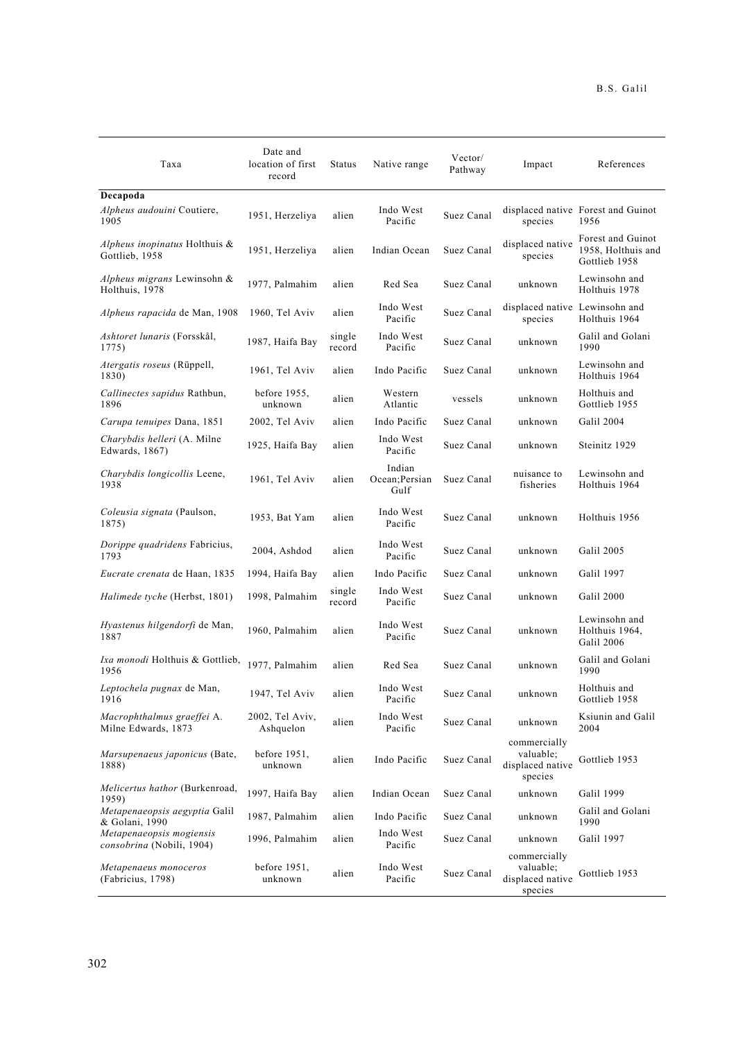| Taxa | Date and location of first record | Status | Native range | Vector/ Pathway | Impact | References |
|---|---|---|---|---|---|---|
| **Decapoda** | | | | | | |
| *Alpheus audouini* Coutiere, 1905 | 1951, Herzeliya | alien | Indo West Pacific | Suez Canal | displaced native species | Forest and Guinot 1956 |
| *Alpheus inopinatus* Holthuis & Gottlieb, 1958 | 1951, Herzeliya | alien | Indian Ocean | Suez Canal | displaced native species | Forest and Guinot 1958, Holthuis and Gottlieb 1958 |
| *Alpheus migrans* Lewinsohn & Holthuis, 1978 | 1977, Palmahim | alien | Red Sea | Suez Canal | unknown | Lewinsohn and Holthuis 1978 |
| *Alpheus rapacida* de Man, 1908 | 1960, Tel Aviv | alien | Indo West Pacific | Suez Canal | displaced native species | Lewinsohn and Holthuis 1964 |
| *Ashtoret lunaris* (Forsskål, 1775) | 1987, Haifa Bay | single record | Indo West Pacific | Suez Canal | unknown | Galil and Golani 1990 |
| *Atergatis roseus* (Rüppell, 1830) | 1961, Tel Aviv | alien | Indo Pacific | Suez Canal | unknown | Lewinsohn and Holthuis 1964 |
| *Callinectes sapidus* Rathbun, 1896 | before 1955, unknown | alien | Western Atlantic | vessels | unknown | Holthuis and Gottlieb 1955 |
| *Carupa tenuipes* Dana, 1851 | 2002, Tel Aviv | alien | Indo Pacific | Suez Canal | unknown | Galil 2004 |
| *Charybdis helleri* (A. Milne Edwards, 1867) | 1925, Haifa Bay | alien | Indo West Pacific | Suez Canal | unknown | Steinitz 1929 |
| *Charybdis longicollis* Leene, 1938 | 1961, Tel Aviv | alien | Indian Ocean;Persian Gulf | Suez Canal | nuisance to fisheries | Lewinsohn and Holthuis 1964 |
| *Coleusia signata* (Paulson, 1875) | 1953, Bat Yam | alien | Indo West Pacific | Suez Canal | unknown | Holthuis 1956 |
| *Dorippe quadridens* Fabricius, 1793 | 2004, Ashdod | alien | Indo West Pacific | Suez Canal | unknown | Galil 2005 |
| *Eucrate crenata* de Haan, 1835 | 1994, Haifa Bay | alien | Indo Pacific | Suez Canal | unknown | Galil 1997 |
| *Halimede tyche* (Herbst, 1801) | 1998, Palmahim | single record | Indo West Pacific | Suez Canal | unknown | Galil 2000 |
| *Hyastenus hilgendorfi* de Man, 1887 | 1960, Palmahim | alien | Indo West Pacific | Suez Canal | unknown | Lewinsohn and Holthuis 1964, Galil 2006 |
| *Ixa monodi* Holthuis & Gottlieb, 1956 | 1977, Palmahim | alien | Red Sea | Suez Canal | unknown | Galil and Golani 1990 |
| *Leptochela pugnax* de Man, 1916 | 1947, Tel Aviv | alien | Indo West Pacific | Suez Canal | unknown | Holthuis and Gottlieb 1958 |
| *Macrophthalmus graeffei* A. Milne Edwards, 1873 | 2002, Tel Aviv, Ashquelon | alien | Indo West Pacific | Suez Canal | unknown | Ksiunin and Galil 2004 |
| *Marsupenaeus japonicus* (Bate, 1888) | before 1951, unknown | alien | Indo Pacific | Suez Canal | commercially valuable; displaced native species | Gottlieb 1953 |
| *Melicertus hathor* (Burkenroad, 1959) | 1997, Haifa Bay | alien | Indian Ocean | Suez Canal | unknown | Galil 1999 |
| *Metapenaeopsis aegyptia* Galil & Golani, 1990 | 1987, Palmahim | alien | Indo Pacific | Suez Canal | unknown | Galil and Golani 1990 |
| *Metapenaeopsis mogiensis consobrina* (Nobili, 1904) | 1996, Palmahim | alien | Indo West Pacific | Suez Canal | unknown | Galil 1997 |
| *Metapenaeus monoceros* (Fabricius, 1798) | before 1951, unknown | alien | Indo West Pacific | Suez Canal | commercially valuable; displaced native species | Gottlieb 1953 |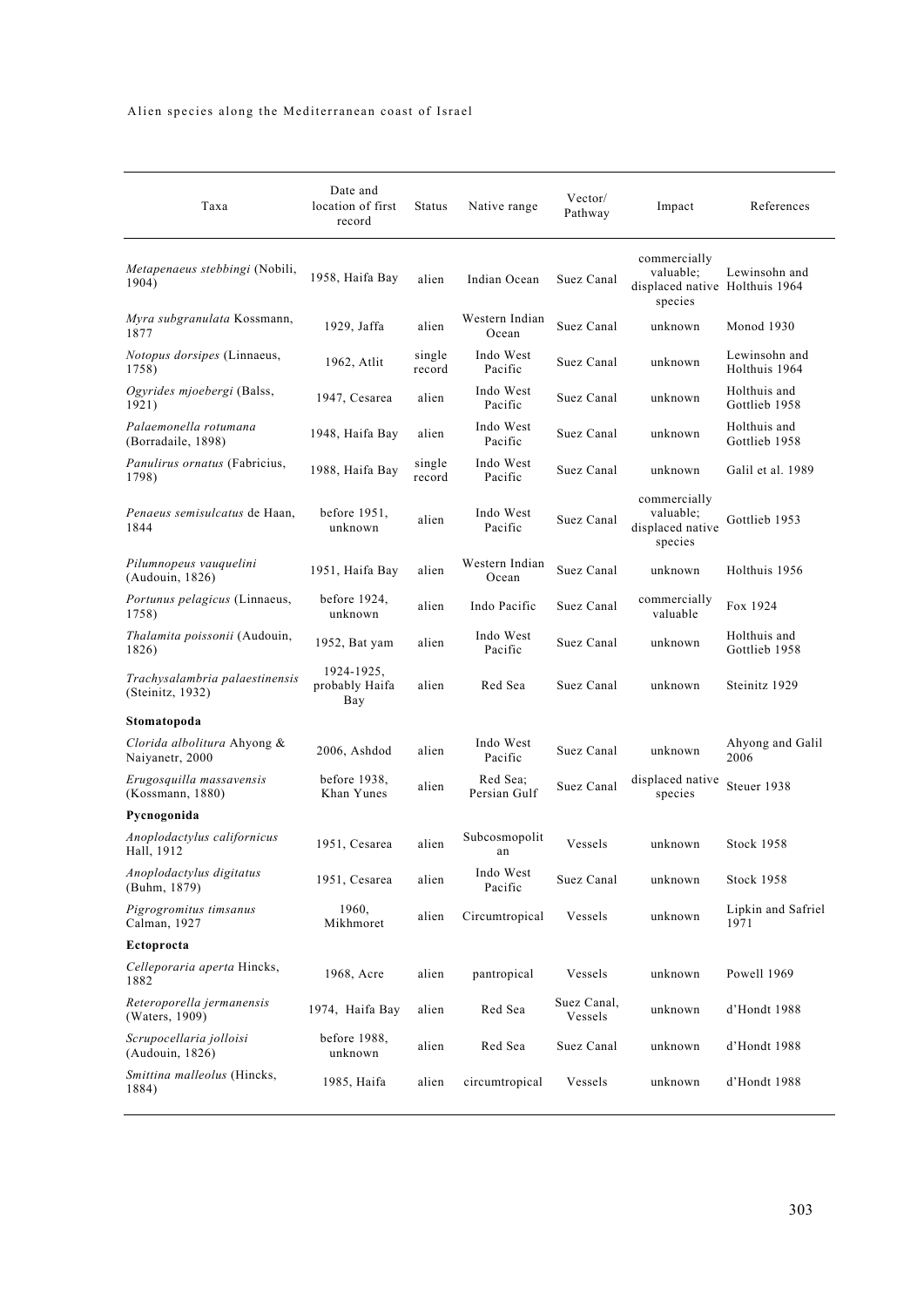| Taxa | Date and location of first record | Status | Native range | Vector/ Pathway | Impact | References |
|---|---|---|---|---|---|---|
| *Metapenaeus stebbingi* (Nobili, 1904) | 1958, Haifa Bay | alien | Indian Ocean | Suez Canal | commercially valuable; displaced native species | Lewinsohn and Holthuis 1964 |
| *Myra subgranulata* Kossmann, 1877 | 1929, Jaffa | alien | Western Indian Ocean | Suez Canal | unknown | Monod 1930 |
| *Notopus dorsipes* (Linnaeus, 1758) | 1962, Atlit | single record | Indo West Pacific | Suez Canal | unknown | Lewinsohn and Holthuis 1964 |
| *Ogyrides mjoebergi* (Balss, 1921) | 1947, Cesarea | alien | Indo West Pacific | Suez Canal | unknown | Holthuis and Gottlieb 1958 |
| *Palaemonella rotumana* (Borradaile, 1898) | 1948, Haifa Bay | alien | Indo West Pacific | Suez Canal | unknown | Holthuis and Gottlieb 1958 |
| *Panulirus ornatus* (Fabricius, 1798) | 1988, Haifa Bay | single record | Indo West Pacific | Suez Canal | unknown | Galil et al. 1989 |
| *Penaeus semisulcatus* de Haan, 1844 | before 1951, unknown | alien | Indo West Pacific | Suez Canal | commercially valuable; displaced native species | Gottlieb 1953 |
| *Pilumnopeus vauquelini* (Audouin, 1826) | 1951, Haifa Bay | alien | Western Indian Ocean | Suez Canal | unknown | Holthuis 1956 |
| *Portunus pelagicus* (Linnaeus, 1758) | before 1924, unknown | alien | Indo Pacific | Suez Canal | commercially valuable | Fox 1924 |
| *Thalamita poissonii* (Audouin, 1826) | 1952, Bat yam | alien | Indo West Pacific | Suez Canal | unknown | Holthuis and Gottlieb 1958 |
| *Trachysalambria palaestinensis* (Steinitz, 1932) | 1924-1925, probably Haifa Bay | alien | Red Sea | Suez Canal | unknown | Steinitz 1929 |
| **Stomatopoda** | | | | | | |
| *Clorida albolitura* Ahyong & Naiyanetr, 2000 | 2006, Ashdod | alien | Indo West Pacific | Suez Canal | unknown | Ahyong and Galil 2006 |
| *Erugosquilla massavensis* (Kossmann, 1880) | before 1938, Khan Yunes | alien | Red Sea; Persian Gulf | Suez Canal | displaced native species | Steuer 1938 |
| **Pycnogonida** | | | | | | |
| *Anoplodactylus californicus* Hall, 1912 | 1951, Cesarea | alien | Subcosmopolitan | Vessels | unknown | Stock 1958 |
| *Anoplodactylus digitatus* (Buhm, 1879) | 1951, Cesarea | alien | Indo West Pacific | Suez Canal | unknown | Stock 1958 |
| *Pigrogromitus timsanus* Calman, 1927 | 1960, Mikhmoret | alien | Circumtropical | Vessels | unknown | Lipkin and Safriel 1971 |
| **Ectoprocta** | | | | | | |
| *Celleporaria aperta* Hincks, 1882 | 1968, Acre | alien | pantropical | Vessels | unknown | Powell 1969 |
| *Reteroporella jermanensis* (Waters, 1909) | 1974, Haifa Bay | alien | Red Sea | Suez Canal, Vessels | unknown | d'Hondt 1988 |
| *Scrupocellaria jolloisi* (Audouin, 1826) | before 1988, unknown | alien | Red Sea | Suez Canal | unknown | d'Hondt 1988 |
| *Smittina malleolus* (Hincks, 1884) | 1985, Haifa | alien | circumtropical | Vessels | unknown | d'Hondt 1988 |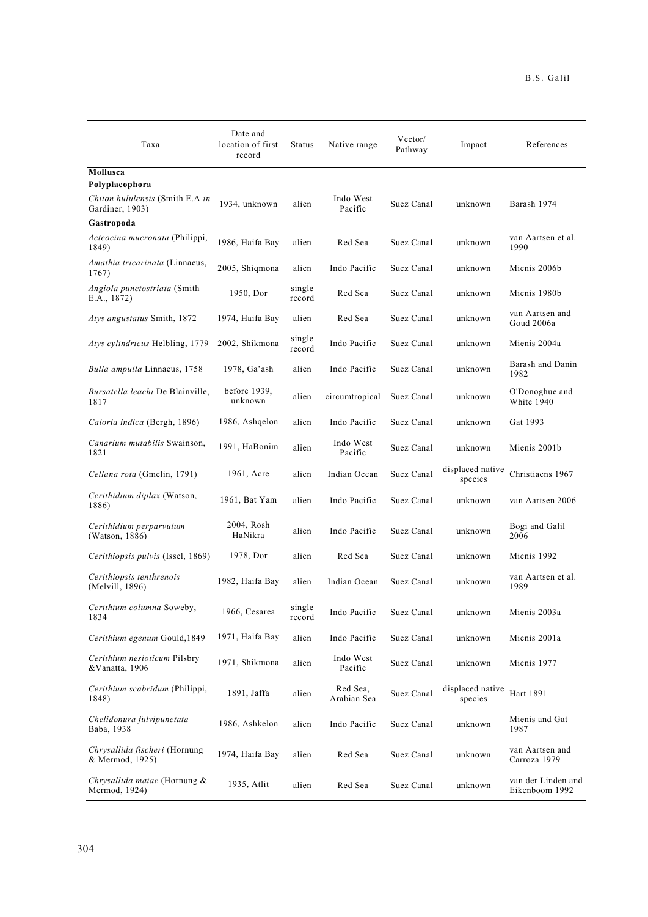| Taxa | Date and location of first record | Status | Native range | Vector/ Pathway | Impact | References |
|---|---|---|---|---|---|---|
| **Mollusca** | | | | | | |
| **Polyplacophora** | | | | | | |
| *Chiton hululensis* (Smith E.A *in* Gardiner, 1903) | 1934, unknown | alien | Indo West Pacific | Suez Canal | unknown | Barash 1974 |
| **Gastropoda** | | | | | | |
| *Acteocina mucronata* (Philippi, 1849) | 1986, Haifa Bay | alien | Red Sea | Suez Canal | unknown | van Aartsen et al. 1990 |
| *Amathia tricarinata* (Linnaeus, 1767) | 2005, Shiqmona | alien | Indo Pacific | Suez Canal | unknown | Mienis 2006b |
| *Angiola punctostriata* (Smith E.A., 1872) | 1950, Dor | single record | Red Sea | Suez Canal | unknown | Mienis 1980b |
| *Atys angustatus* Smith, 1872 | 1974, Haifa Bay | alien | Red Sea | Suez Canal | unknown | van Aartsen and Goud 2006a |
| *Atys cylindricus* Helbling, 1779 | 2002, Shikmona | single record | Indo Pacific | Suez Canal | unknown | Mienis 2004a |
| *Bulla ampulla* Linnaeus, 1758 | 1978, Ga'ash | alien | Indo Pacific | Suez Canal | unknown | Barash and Danin 1982 |
| *Bursatella leachi* De Blainville, 1817 | before 1939, unknown | alien | circumtropical | Suez Canal | unknown | O'Donoghue and White 1940 |
| *Caloria indica* (Bergh, 1896) | 1986, Ashqelon | alien | Indo Pacific | Suez Canal | unknown | Gat 1993 |
| *Canarium mutabilis* Swainson, 1821 | 1991, HaBonim | alien | Indo West Pacific | Suez Canal | unknown | Mienis 2001b |
| *Cellana rota* (Gmelin, 1791) | 1961, Acre | alien | Indian Ocean | Suez Canal | displaced native species | Christiaens 1967 |
| *Cerithidium diplax* (Watson, 1886) | 1961, Bat Yam | alien | Indo Pacific | Suez Canal | unknown | van Aartsen 2006 |
| *Cerithidium perparvulum* (Watson, 1886) | 2004, Rosh HaNikra | alien | Indo Pacific | Suez Canal | unknown | Bogi and Galil 2006 |
| *Cerithiopsis pulvis* (Issel, 1869) | 1978, Dor | alien | Red Sea | Suez Canal | unknown | Mienis 1992 |
| *Cerithiopsis tenthrenois* (Melvill, 1896) | 1982, Haifa Bay | alien | Indian Ocean | Suez Canal | unknown | van Aartsen et al. 1989 |
| *Cerithium columna* Soweby, 1834 | 1966, Cesarea | single record | Indo Pacific | Suez Canal | unknown | Mienis 2003a |
| *Cerithium egenum* Gould,1849 | 1971, Haifa Bay | alien | Indo Pacific | Suez Canal | unknown | Mienis 2001a |
| *Cerithium nesioticum* Pilsbry &Vanatta, 1906 | 1971, Shikmona | alien | Indo West Pacific | Suez Canal | unknown | Mienis 1977 |
| *Cerithium scabridum* (Philippi, 1848) | 1891, Jaffa | alien | Red Sea, Arabian Sea | Suez Canal | displaced native species | Hart 1891 |
| *Chelidonura fulvipunctata* Baba, 1938 | 1986, Ashkelon | alien | Indo Pacific | Suez Canal | unknown | Mienis and Gat 1987 |
| *Chrysallida fischeri* (Hornung & Mermod, 1925) | 1974, Haifa Bay | alien | Red Sea | Suez Canal | unknown | van Aartsen and Carroza 1979 |
| *Chrysallida maiae* (Hornung & Mermod, 1924) | 1935, Atlit | alien | Red Sea | Suez Canal | unknown | van der Linden and Eikenboom 1992 |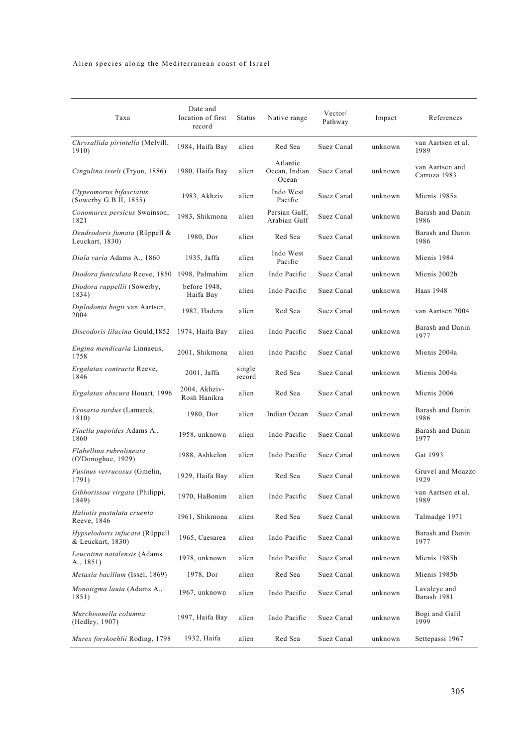| Taxa | Date and location of first record | Status | Native range | Vector/ Pathway | Impact | References |
|---|---|---|---|---|---|---|
| *Chrysallida pirintella* (Melvill, 1910) | 1984, Haifa Bay | alien | Red Sea | Suez Canal | unknown | van Aartsen et al. 1989 |
| *Cingulina isseli* (Tryon, 1886) | 1980, Haifa Bay | alien | Atlantic Ocean, Indian Ocean | Suez Canal | unknown | van Aartsen and Carroza 1983 |
| *Clypeomorus bifasciatus* (Sowerby G.B II, 1855) | 1983, Akhziv | alien | Indo West Pacific | Suez Canal | unknown | Mienis 1985a |
| *Conomurex persicus* Swainson, 1821 | 1983, Shikmona | alien | Persian Gulf, Arabian Gulf | Suez Canal | unknown | Barash and Danin 1986 |
| *Dendrodoris fumata* (Rüppell & Leuckart, 1830) | 1980, Dor | alien | Red Sea | Suez Canal | unknown | Barash and Danin 1986 |
| *Diala varia* Adams A., 1860 | 1935, Jaffa | alien | Indo West Pacific | Suez Canal | unknown | Mienis 1984 |
| *Diodora funiculata* Reeve, 1850 | 1998, Palmahim | alien | Indo Pacific | Suez Canal | unknown | Mienis 2002b |
| *Diodora ruppellii* (Sowerby, 1834) | before 1948, Haifa Bay | alien | Indo Pacific | Suez Canal | unknown | Haas 1948 |
| *Diplodonta bogii* van Aartsen, 2004 | 1982, Hadera | alien | Red Sea | Suez Canal | unknown | van Aartsen 2004 |
| *Discodoris lilacina* Gould,1852 | 1974, Haifa Bay | alien | Indo Pacific | Suez Canal | unknown | Barash and Danin 1977 |
| *Engina mendicaria* Linnaeus, 1758 | 2001, Shikmona | alien | Indo Pacific | Suez Canal | unknown | Mienis 2004a |
| *Ergalatax contracta* Reeve, 1846 | 2001, Jaffa | single record | Red Sea | Suez Canal | unknown | Mienis 2004a |
| *Ergalatax obscura* Houart, 1996 | 2004, Akhziv-Rosh Hanikra | alien | Red Sea | Suez Canal | unknown | Mienis 2006 |
| *Erosaria turdus* (Lamarck, 1810) | 1980, Dor | alien | Indian Ocean | Suez Canal | unknown | Barash and Danin 1986 |
| *Finella pupoides* Adams A., 1860 | 1958, unknown | alien | Indo Pacific | Suez Canal | unknown | Barash and Danin 1977 |
| *Flabellina rubrolineata* (O'Donoghue, 1929) | 1988, Ashkelon | alien | Indo Pacific | Suez Canal | unknown | Gat 1993 |
| *Fusinus verrucosus* (Gmelin, 1791) | 1929, Haifa Bay | alien | Red Sea | Suez Canal | unknown | Gruvel and Moazzo 1929 |
| *Gibborissoa virgata* (Philippi, 1849) | 1970, HaBonim | alien | Indo Pacific | Suez Canal | unknown | van Aartsen et al. 1989 |
| *Haliotis pustulata cruenta* Reeve, 1846 | 1961, Shikmona | alien | Red Sea | Suez Canal | unknown | Talmadge 1971 |
| *Hypselodoris infucata* (Rüppell & Leuckart, 1830) | 1965, Caesarea | alien | Indo Pacific | Suez Canal | unknown | Barash and Danin 1977 |
| *Leucotina natalensis* (Adams A., 1851) | 1978, unknown | alien | Indo Pacific | Suez Canal | unknown | Mienis 1985b |
| *Metaxia bacillum* (Issel, 1869) | 1978, Dor | alien | Red Sea | Suez Canal | unknown | Mienis 1985b |
| *Monotigma lauta* (Adams A., 1851) | 1967, unknown | alien | Indo Pacific | Suez Canal | unknown | Lavaleye and Barash 1981 |
| *Murchisonella columna* (Hedley, 1907) | 1997, Haifa Bay | alien | Indo Pacific | Suez Canal | unknown | Bogi and Galil 1999 |
| *Murex forskoehlii* Roding, 1798 | 1932, Haifa | alien | Red Sea | Suez Canal | unknown | Settepassi 1967 |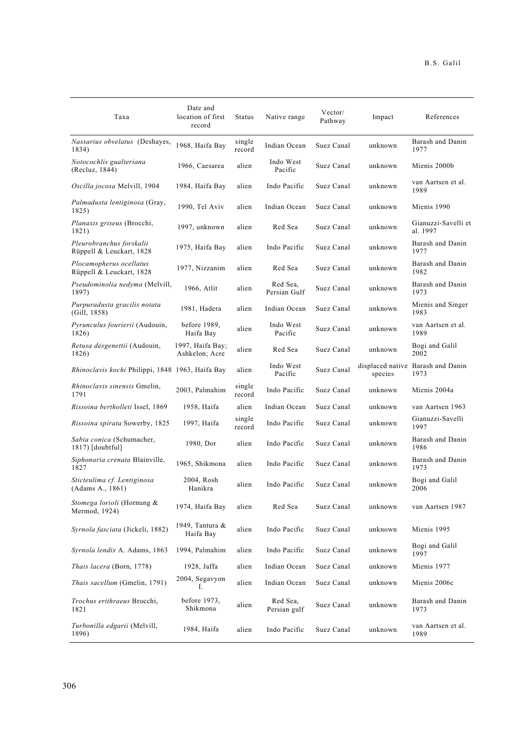| Taxa | Date and location of first record | Status | Native range | Vector/ Pathway | Impact | References |
|---|---|---|---|---|---|---|
| *Nassarius obvelatus* (Deshayes, 1834) | 1968, Haifa Bay | single record | Indian Ocean | Suez Canal | unknown | Barash and Danin 1977 |
| *Notocochlis gualteriana* (Recluz, 1844) | 1966, Caesarea | alien | Indo West Pacific | Suez Canal | unknown | Mienis 2000b |
| *Oscilla jocosa* Melvill, 1904 | 1984, Haifa Bay | alien | Indo Pacific | Suez Canal | unknown | van Aartsen et al. 1989 |
| *Palmadusta lentiginosa* (Gray, 1825) | 1990, Tel Aviv | alien | Indian Ocean | Suez Canal | unknown | Mienis 1990 |
| *Planaxis griseus* (Brocchi, 1821) | 1997, unknown | alien | Red Sea | Suez Canal | unknown | Gianuzzi-Savelli et al. 1997 |
| *Pleurobranchus forskalii* Rüppell & Leuckart, 1828 | 1975, Haifa Bay | alien | Indo Pacific | Suez Canal | unknown | Barash and Danin 1977 |
| *Plocamopherus ocellatus* Rüppell & Leuckart, 1828 | 1977, Nizzanim | alien | Red Sea | Suez Canal | unknown | Barash and Danin 1982 |
| *Pseudominolia nedyma* (Melvill, 1897) | 1966, Atlit | alien | Red Sea, Persian Gulf | Suez Canal | unknown | Barash and Danin 1973 |
| *Purpuradusta gracilis notata* (Gill, 1858) | 1981, Hadera | alien | Indian Ocean | Suez Canal | unknown | Mienis and Singer 1983 |
| *Pyrunculus fourierii* (Audouin, 1826) | before 1989, Haifa Bay | alien | Indo West Pacific | Suez Canal | unknown | van Aartsen et al. 1989 |
| *Retusa desgenettii* (Audouin, 1826) | 1997, Haifa Bay; Ashkelon; Acre | alien | Red Sea | Suez Canal | unknown | Bogi and Galil 2002 |
| *Rhinoclavis kochi* Philippi, 1848 | 1963, Haifa Bay | alien | Indo West Pacific | Suez Canal | displaced native species | Barash and Danin 1973 |
| *Rhinoclavis sinensis* Gmelin, 1791 | 2003, Palmahim | single record | Indo Pacific | Suez Canal | unknown | Mienis 2004a |
| *Rissoina bertholleti* Issel, 1869 | 1958, Haifa | alien | Indian Ocean | Suez Canal | unknown | van Aartsen 1963 |
| *Rissoina spirata* Sowerby, 1825 | 1997, Haifa | single record | Indo Pacific | Suez Canal | unknown | Gianuzzi-Savelli 1997 |
| *Sabia conica* (Schumacher, 1817) [doubtful] | 1980, Dor | alien | Indo Pacific | Suez Canal | unknown | Barash and Danin 1986 |
| *Siphonaria crenata* Blainville, 1827 | 1965, Shikmona | alien | Indo Pacific | Suez Canal | unknown | Barash and Danin 1973 |
| *Sticteulima cf. Lentiginosa* (Adams A., 1861) | 2004, Rosh Hanikra | alien | Indo Pacific | Suez Canal | unknown | Bogi and Galil 2006 |
| *Stomega lorioli* (Hornung & Mermod, 1924) | 1974, Haifa Bay | alien | Red Sea | Suez Canal | unknown | van Aartsen 1987 |
| *Syrnola fasciata* (Jickeli, 1882) | 1949, Tantura & Haifa Bay | alien | Indo Pacific | Suez Canal | unknown | Mienis 1995 |
| *Syrnola lendix* A. Adams, 1863 | 1994, Palmahim | alien | Indo Pacific | Suez Canal | unknown | Bogi and Galil 1997 |
| *Thais lacera* (Born, 1778) | 1928, Jaffa | alien | Indian Ocean | Suez Canal | unknown | Mienis 1977 |
| *Thais sacellum* (Gmelin, 1791) | 2004, Segavyon I. | alien | Indian Ocean | Suez Canal | unknown | Mienis 2006c |
| *Trochus erithraeus* Brocchi, 1821 | before 1973, Shikmona | alien | Red Sea, Persian gulf | Suez Canal | unknown | Barash and Danin 1973 |
| *Turbonilla edgarii* (Melvill, 1896) | 1984, Haifa | alien | Indo Pacific | Suez Canal | unknown | van Aartsen et al. 1989 |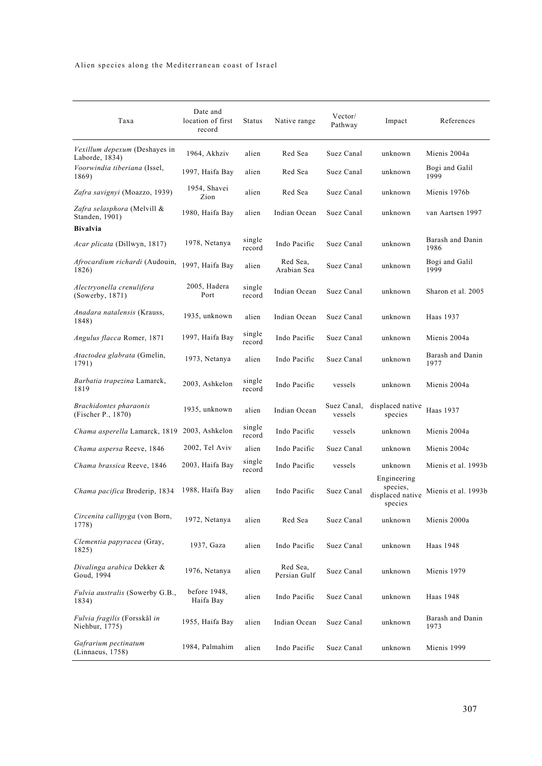| Taxa | Date and location of first record | Status | Native range | Vector/ Pathway | Impact | References |
|---|---|---|---|---|---|---|
| *Vexillum depexum* (Deshayes in Laborde, 1834) | 1964, Akhziv | alien | Red Sea | Suez Canal | unknown | Mienis 2004a |
| *Voorwindia tiberiana* (Issel, 1869) | 1997, Haifa Bay | alien | Red Sea | Suez Canal | unknown | Bogi and Galil 1999 |
| *Zafra savignyi* (Moazzo, 1939) | 1954, Shavei Zion | alien | Red Sea | Suez Canal | unknown | Mienis 1976b |
| *Zafra selasphora* (Melvill & Standen, 1901) | 1980, Haifa Bay | alien | Indian Ocean | Suez Canal | unknown | van Aartsen 1997 |
| **Bivalvia** | | | | | | |
| *Acar plicata* (Dillwyn, 1817) | 1978, Netanya | single record | Indo Pacific | Suez Canal | unknown | Barash and Danin 1986 |
| *Afrocardium richardi* (Audouin, 1826) | 1997, Haifa Bay | alien | Red Sea, Arabian Sea | Suez Canal | unknown | Bogi and Galil 1999 |
| *Alectryonella crenulifera* (Sowerby, 1871) | 2005, Hadera Port | single record | Indian Ocean | Suez Canal | unknown | Sharon et al. 2005 |
| *Anadara natalensis* (Krauss, 1848) | 1935, unknown | alien | Indian Ocean | Suez Canal | unknown | Haas 1937 |
| *Angulus flacca* Romer, 1871 | 1997, Haifa Bay | single record | Indo Pacific | Suez Canal | unknown | Mienis 2004a |
| *Atactodea glabrata* (Gmelin, 1791) | 1973, Netanya | alien | Indo Pacific | Suez Canal | unknown | Barash and Danin 1977 |
| *Barbatia trapezina* Lamarck, 1819 | 2003, Ashkelon | single record | Indo Pacific | vessels | unknown | Mienis 2004a |
| *Brachidontes pharaonis* (Fischer P., 1870) | 1935, unknown | alien | Indian Ocean | Suez Canal, vessels | displaced native species | Haas 1937 |
| *Chama asperella* Lamarck, 1819 | 2003, Ashkelon | single record | Indo Pacific | vessels | unknown | Mienis 2004a |
| *Chama aspersa* Reeve, 1846 | 2002, Tel Aviv | alien | Indo Pacific | Suez Canal | unknown | Mienis 2004c |
| *Chama brassica* Reeve, 1846 | 2003, Haifa Bay | single record | Indo Pacific | vessels | unknown | Mienis et al. 1993b |
| *Chama pacifica* Broderip, 1834 | 1988, Haifa Bay | alien | Indo Pacific | Suez Canal | Engineering species, displaced native species | Mienis et al. 1993b |
| *Circenita callipyga* (von Born, 1778) | 1972, Netanya | alien | Red Sea | Suez Canal | unknown | Mienis 2000a |
| *Clementia papyracea* (Gray, 1825) | 1937, Gaza | alien | Indo Pacific | Suez Canal | unknown | Haas 1948 |
| *Divalinga arabica* Dekker & Goud, 1994 | 1976, Netanya | alien | Red Sea, Persian Gulf | Suez Canal | unknown | Mienis 1979 |
| *Fulvia australis* (Sowerby G.B., 1834) | before 1948, Haifa Bay | alien | Indo Pacific | Suez Canal | unknown | Haas 1948 |
| *Fulvia fragilis* (Forsskål *in* Niehbur, 1775) | 1955, Haifa Bay | alien | Indian Ocean | Suez Canal | unknown | Barash and Danin 1973 |
| *Gafrarium pectinatum* (Linnaeus, 1758) | 1984, Palmahim | alien | Indo Pacific | Suez Canal | unknown | Mienis 1999 |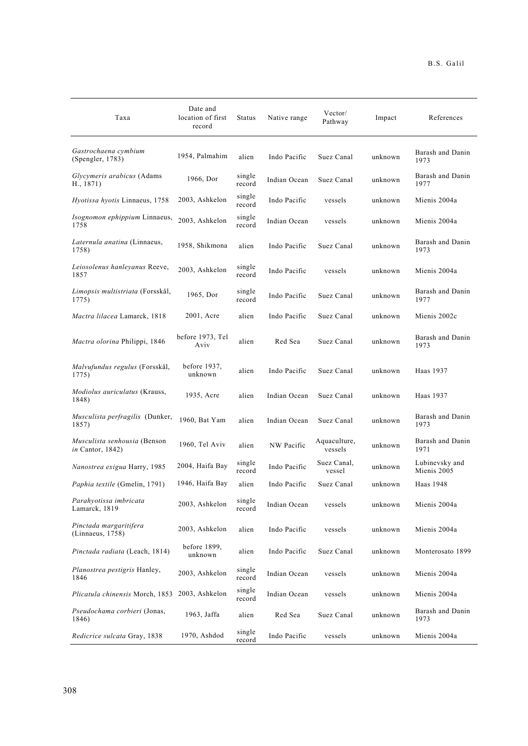| Taxa | Date and location of first record | Status | Native range | Vector/ Pathway | Impact | References |
|---|---|---|---|---|---|---|
| *Gastrochaena cymbium* (Spengler, 1783) | 1954, Palmahim | alien | Indo Pacific | Suez Canal | unknown | Barash and Danin 1973 |
| *Glycymeris arabicus* (Adams H., 1871) | 1966, Dor | single record | Indian Ocean | Suez Canal | unknown | Barash and Danin 1977 |
| *Hyotissa hyotis* Linnaeus, 1758 | 2003, Ashkelon | single record | Indo Pacific | vessels | unknown | Mienis 2004a |
| *Isognomon ephippium* Linnaeus, 1758 | 2003, Ashkelon | single record | Indian Ocean | vessels | unknown | Mienis 2004a |
| *Laternula anatina* (Linnaeus, 1758) | 1958, Shikmona | alien | Indo Pacific | Suez Canal | unknown | Barash and Danin 1973 |
| *Leiosolenus hanleyanus* Reeve, 1857 | 2003, Ashkelon | single record | Indo Pacific | vessels | unknown | Mienis 2004a |
| *Limopsis multistriata* (Forsskål, 1775) | 1965, Dor | single record | Indo Pacific | Suez Canal | unknown | Barash and Danin 1977 |
| *Mactra lilacea* Lamarck, 1818 | 2001, Acre | alien | Indo Pacific | Suez Canal | unknown | Mienis 2002c |
| *Mactra olorina* Philippi, 1846 | before 1973, Tel Aviv | alien | Red Sea | Suez Canal | unknown | Barash and Danin 1973 |
| *Malvufundus regulus* (Forsskål, 1775) | before 1937, unknown | alien | Indo Pacific | Suez Canal | unknown | Haas 1937 |
| *Modiolus auriculatus* (Krauss, 1848) | 1935, Acre | alien | Indian Ocean | Suez Canal | unknown | Haas 1937 |
| *Musculista perfragilis* (Dunker, 1857) | 1960, Bat Yam | alien | Indian Ocean | Suez Canal | unknown | Barash and Danin 1973 |
| *Musculista senhousia* (Benson *in* Cantor, 1842) | 1960, Tel Aviv | alien | NW Pacific | Aquaculture, vessels | unknown | Barash and Danin 1971 |
| *Nanostrea exigua* Harry, 1985 | 2004, Haifa Bay | single record | Indo Pacific | Suez Canal, vessel | unknown | Lubinevsky and Mienis 2005 |
| *Paphia textile* (Gmelin, 1791) | 1946, Haifa Bay | alien | Indo Pacific | Suez Canal | unknown | Haas 1948 |
| *Parahyotissa imbricata* Lamarck, 1819 | 2003, Ashkelon | single record | Indian Ocean | vessels | unknown | Mienis 2004a |
| *Pinctada margaritifera* (Linnaeus, 1758) | 2003, Ashkelon | alien | Indo Pacific | vessels | unknown | Mienis 2004a |
| *Pinctada radiata* (Leach, 1814) | before 1899, unknown | alien | Indo Pacific | Suez Canal | unknown | Monterosato 1899 |
| *Planostrea pestigris* Hanley, 1846 | 2003, Ashkelon | single record | Indian Ocean | vessels | unknown | Mienis 2004a |
| *Plicatula chinensis* Morch, 1853 | 2003, Ashkelon | single record | Indian Ocean | vessels | unknown | Mienis 2004a |
| *Pseudochama corbieri* (Jonas, 1846) | 1963, Jaffa | alien | Red Sea | Suez Canal | unknown | Barash and Danin 1973 |
| *Redicrice sulcata* Gray, 1838 | 1970, Ashdod | single record | Indo Pacific | vessels | unknown | Mienis 2004a |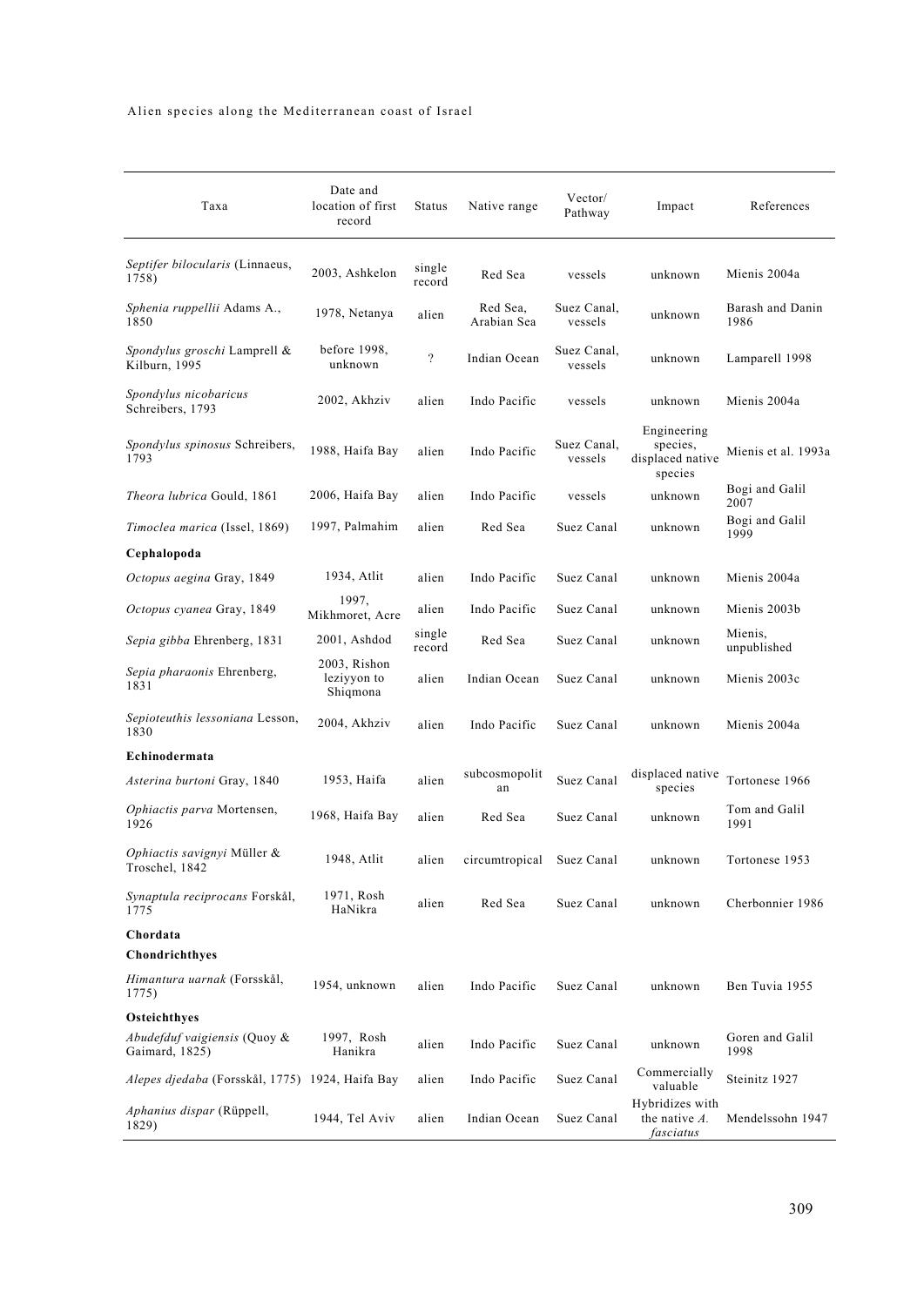| Taxa | Date and location of first record | Status | Native range | Vector/ Pathway | Impact | References |
|---|---|---|---|---|---|---|
| *Septifer bilocularis* (Linnaeus, 1758) | 2003, Ashkelon | single record | Red Sea | vessels | unknown | Mienis 2004a |
| *Sphenia ruppellii* Adams A., 1850 | 1978, Netanya | alien | Red Sea, Arabian Sea | Suez Canal, vessels | unknown | Barash and Danin 1986 |
| *Spondylus groschi* Lamprell & Kilburn, 1995 | before 1998, unknown | ? | Indian Ocean | Suez Canal, vessels | unknown | Lamparell 1998 |
| *Spondylus nicobaricus* Schreibers, 1793 | 2002, Akhziv | alien | Indo Pacific | vessels | unknown | Mienis 2004a |
| *Spondylus spinosus* Schreibers, 1793 | 1988, Haifa Bay | alien | Indo Pacific | Suez Canal, vessels | Engineering species, displaced native species | Mienis et al. 1993a |
| *Theora lubrica* Gould, 1861 | 2006, Haifa Bay | alien | Indo Pacific | vessels | unknown | Bogi and Galil 2007 |
| *Timoclea marica* (Issel, 1869) | 1997, Palmahim | alien | Red Sea | Suez Canal | unknown | Bogi and Galil 1999 |
| **Cephalopoda** | | | | | | |
| *Octopus aegina* Gray, 1849 | 1934, Atlit | alien | Indo Pacific | Suez Canal | unknown | Mienis 2004a |
| *Octopus cyanea* Gray, 1849 | 1997, Mikhmoret, Acre | alien | Indo Pacific | Suez Canal | unknown | Mienis 2003b |
| *Sepia gibba* Ehrenberg, 1831 | 2001, Ashdod | single record | Red Sea | Suez Canal | unknown | Mienis, unpublished |
| *Sepia pharaonis* Ehrenberg, 1831 | 2003, Rishon leziyyon to Shiqmona | alien | Indian Ocean | Suez Canal | unknown | Mienis 2003c |
| *Sepioteuthis lessoniana* Lesson, 1830 | 2004, Akhziv | alien | Indo Pacific | Suez Canal | unknown | Mienis 2004a |
| **Echinodermata** | | | | | | |
| *Asterina burtoni* Gray, 1840 | 1953, Haifa | alien | subcosmopolitan | Suez Canal | displaced native species | Tortonese 1966 |
| *Ophiactis parva* Mortensen, 1926 | 1968, Haifa Bay | alien | Red Sea | Suez Canal | unknown | Tom and Galil 1991 |
| *Ophiactis savignyi* Müller & Troschel, 1842 | 1948, Atlit | alien | circumtropical | Suez Canal | unknown | Tortonese 1953 |
| *Synaptula reciprocans* Forskål, 1775 | 1971, Rosh HaNikra | alien | Red Sea | Suez Canal | unknown | Cherbonnier 1986 |
| **Chordata** | | | | | | |
| **Chondrichthyes** | | | | | | |
| *Himantura uarnak* (Forsskål, 1775) | 1954, unknown | alien | Indo Pacific | Suez Canal | unknown | Ben Tuvia 1955 |
| **Osteichthyes** | | | | | | |
| *Abudefduf vaigiensis* (Quoy & Gaimard, 1825) | 1997, Rosh Hanikra | alien | Indo Pacific | Suez Canal | unknown | Goren and Galil 1998 |
| *Alepes djedaba* (Forsskål, 1775) | 1924, Haifa Bay | alien | Indo Pacific | Suez Canal | Commercially valuable | Steinitz 1927 |
| *Aphanius dispar* (Rüppell, 1829) | 1944, Tel Aviv | alien | Indian Ocean | Suez Canal | Hybridizes with the native *A. fasciatus* | Mendelssohn 1947 |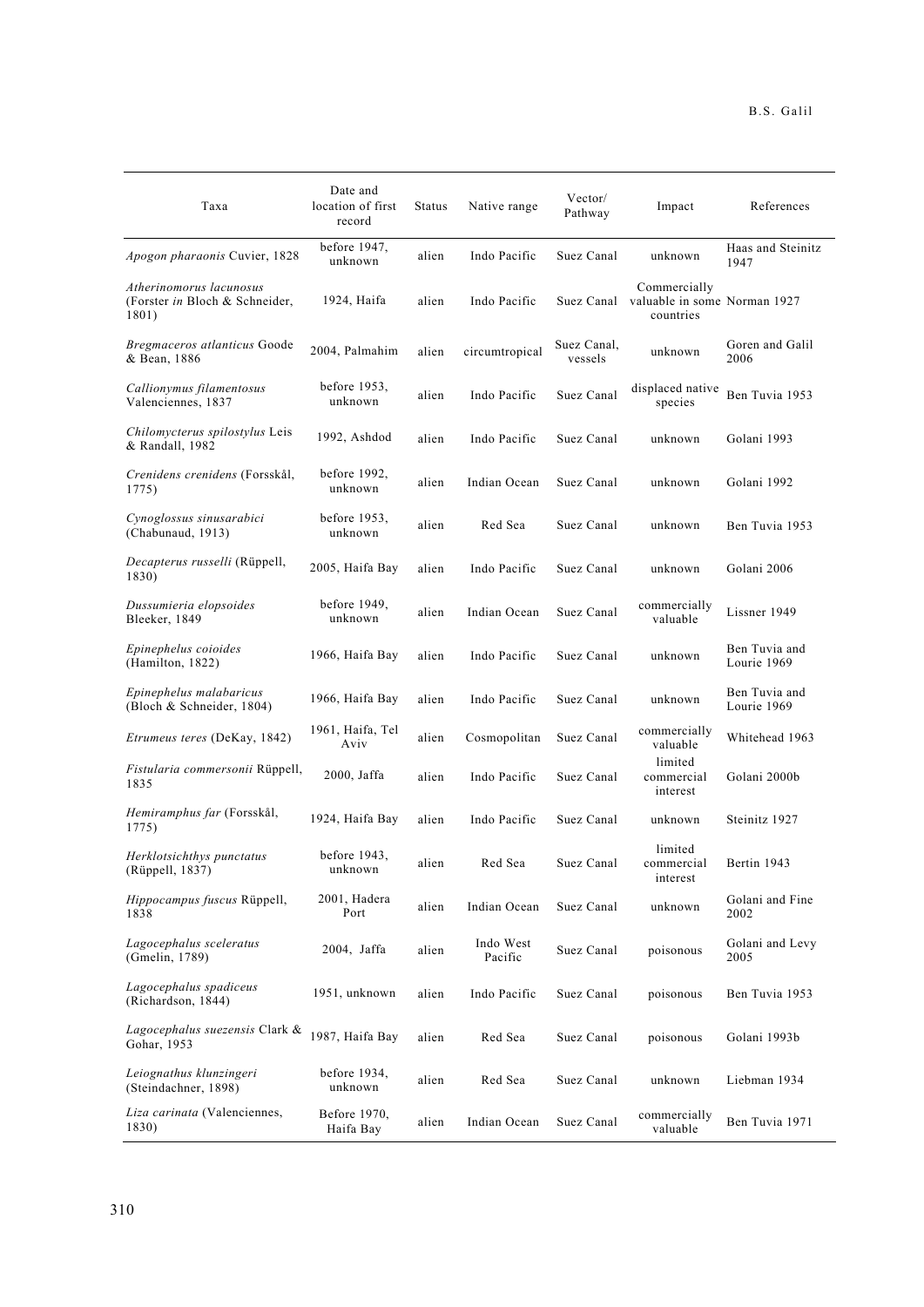| Taxa | Date and location of first record | Status | Native range | Vector/ Pathway | Impact | References |
|---|---|---|---|---|---|---|
| *Apogon pharaonis* Cuvier, 1828 | before 1947, unknown | alien | Indo Pacific | Suez Canal | unknown | Haas and Steinitz 1947 |
| *Atherinomorus lacunosus* (Forster *in* Bloch & Schneider, 1801) | 1924, Haifa | alien | Indo Pacific | Suez Canal | Commercially valuable in some countries | Norman 1927 |
| *Bregmaceros atlanticus* Goode & Bean, 1886 | 2004, Palmahim | alien | circumtropical | Suez Canal, vessels | unknown | Goren and Galil 2006 |
| *Callionymus filamentosus* Valenciennes, 1837 | before 1953, unknown | alien | Indo Pacific | Suez Canal | displaced native species | Ben Tuvia 1953 |
| *Chilomycterus spilostylus* Leis & Randall, 1982 | 1992, Ashdod | alien | Indo Pacific | Suez Canal | unknown | Golani 1993 |
| *Crenidens crenidens* (Forsskål, 1775) | before 1992, unknown | alien | Indian Ocean | Suez Canal | unknown | Golani 1992 |
| *Cynoglossus sinusarabici* (Chabunaud, 1913) | before 1953, unknown | alien | Red Sea | Suez Canal | unknown | Ben Tuvia 1953 |
| *Decapterus russelli* (Rüppell, 1830) | 2005, Haifa Bay | alien | Indo Pacific | Suez Canal | unknown | Golani 2006 |
| *Dussumieria elopsoides* Bleeker, 1849 | before 1949, unknown | alien | Indian Ocean | Suez Canal | commercially valuable | Lissner 1949 |
| *Epinephelus coioides* (Hamilton, 1822) | 1966, Haifa Bay | alien | Indo Pacific | Suez Canal | unknown | Ben Tuvia and Lourie 1969 |
| *Epinephelus malabaricus* (Bloch & Schneider, 1804) | 1966, Haifa Bay | alien | Indo Pacific | Suez Canal | unknown | Ben Tuvia and Lourie 1969 |
| *Etrumeus teres* (DeKay, 1842) | 1961, Haifa, Tel Aviv | alien | Cosmopolitan | Suez Canal | commercially valuable | Whitehead 1963 |
| *Fistularia commersonii* Rüppell, 1835 | 2000, Jaffa | alien | Indo Pacific | Suez Canal | limited commercial interest | Golani 2000b |
| *Hemiramphus far* (Forsskål, 1775) | 1924, Haifa Bay | alien | Indo Pacific | Suez Canal | unknown | Steinitz 1927 |
| *Herklotsichthys punctatus* (Rüppell, 1837) | before 1943, unknown | alien | Red Sea | Suez Canal | limited commercial interest | Bertin 1943 |
| *Hippocampus fuscus* Rüppell, 1838 | 2001, Hadera Port | alien | Indian Ocean | Suez Canal | unknown | Golani and Fine 2002 |
| *Lagocephalus sceleratus* (Gmelin, 1789) | 2004, Jaffa | alien | Indo West Pacific | Suez Canal | poisonous | Golani and Levy 2005 |
| *Lagocephalus spadiceus* (Richardson, 1844) | 1951, unknown | alien | Indo Pacific | Suez Canal | poisonous | Ben Tuvia 1953 |
| *Lagocephalus suezensis* Clark & Gohar, 1953 | 1987, Haifa Bay | alien | Red Sea | Suez Canal | poisonous | Golani 1993b |
| *Leiognathus klunzingeri* (Steindachner, 1898) | before 1934, unknown | alien | Red Sea | Suez Canal | unknown | Liebman 1934 |
| *Liza carinata* (Valenciennes, 1830) | Before 1970, Haifa Bay | alien | Indian Ocean | Suez Canal | commercially valuable | Ben Tuvia 1971 |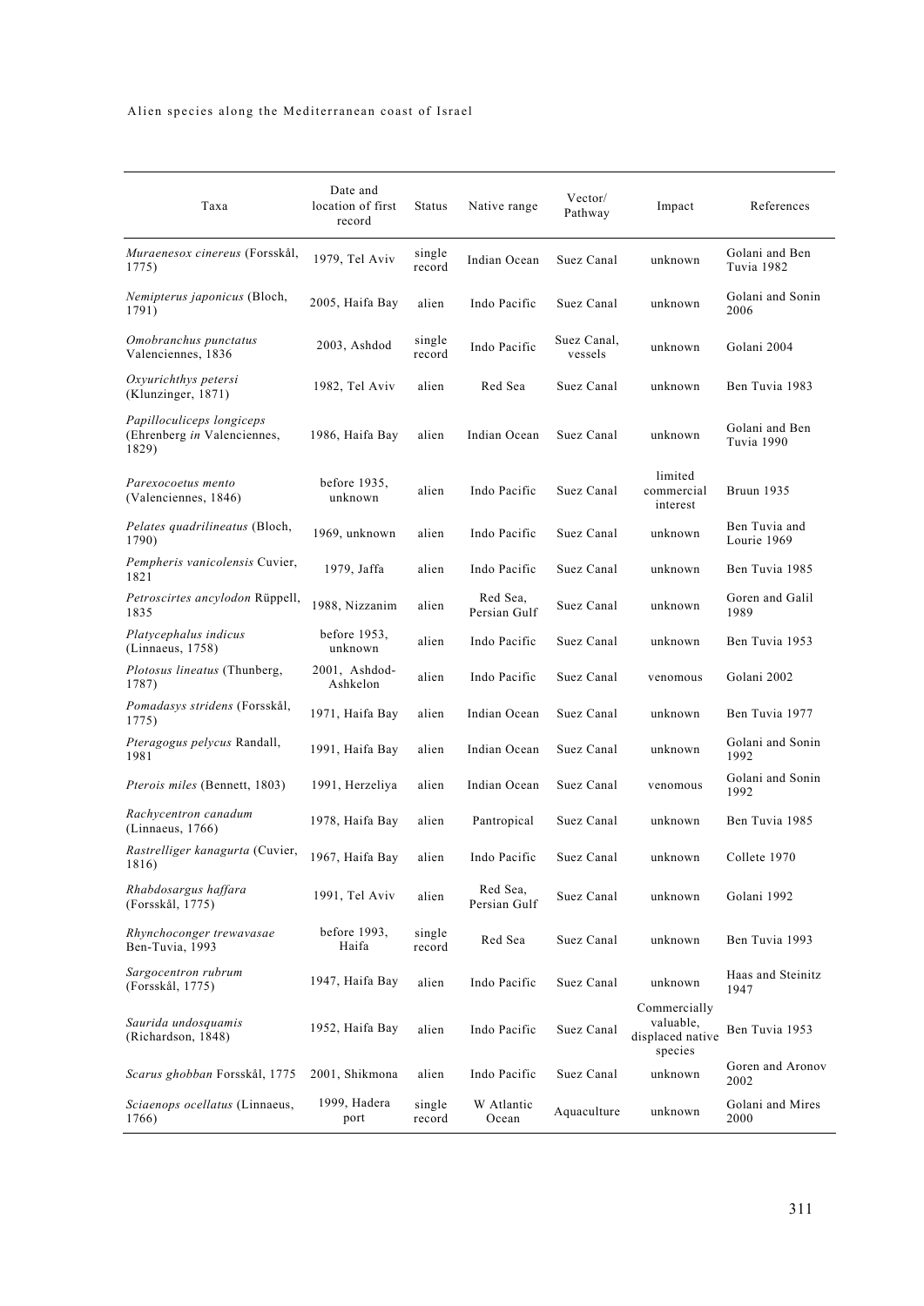| Taxa | Date and location of first record | Status | Native range | Vector/ Pathway | Impact | References |
|---|---|---|---|---|---|---|
| *Muraenesox cinereus* (Forsskål, 1775) | 1979, Tel Aviv | single record | Indian Ocean | Suez Canal | unknown | Golani and Ben Tuvia 1982 |
| *Nemipterus japonicus* (Bloch, 1791) | 2005, Haifa Bay | alien | Indo Pacific | Suez Canal | unknown | Golani and Sonin 2006 |
| *Omobranchus punctatus* Valenciennes, 1836 | 2003, Ashdod | single record | Indo Pacific | Suez Canal, vessels | unknown | Golani 2004 |
| *Oxyurichthys petersi* (Klunzinger, 1871) | 1982, Tel Aviv | alien | Red Sea | Suez Canal | unknown | Ben Tuvia 1983 |
| *Papilloculiceps longiceps* (Ehrenberg *in* Valenciennes, 1829) | 1986, Haifa Bay | alien | Indian Ocean | Suez Canal | unknown | Golani and Ben Tuvia 1990 |
| *Parexocoetus mento* (Valenciennes, 1846) | before 1935, unknown | alien | Indo Pacific | Suez Canal | limited commercial interest | Bruun 1935 |
| *Pelates quadrilineatus* (Bloch, 1790) | 1969, unknown | alien | Indo Pacific | Suez Canal | unknown | Ben Tuvia and Lourie 1969 |
| *Pempheris vanicolensis* Cuvier, 1821 | 1979, Jaffa | alien | Indo Pacific | Suez Canal | unknown | Ben Tuvia 1985 |
| *Petroscirtes ancylodon* Rüppell, 1835 | 1988, Nizzanim | alien | Red Sea, Persian Gulf | Suez Canal | unknown | Goren and Galil 1989 |
| *Platycephalus indicus* (Linnaeus, 1758) | before 1953, unknown | alien | Indo Pacific | Suez Canal | unknown | Ben Tuvia 1953 |
| *Plotosus lineatus* (Thunberg, 1787) | 2001, Ashdod-Ashkelon | alien | Indo Pacific | Suez Canal | venomous | Golani 2002 |
| *Pomadasys stridens* (Forsskål, 1775) | 1971, Haifa Bay | alien | Indian Ocean | Suez Canal | unknown | Ben Tuvia 1977 |
| *Pteragogus pelycus* Randall, 1981 | 1991, Haifa Bay | alien | Indian Ocean | Suez Canal | unknown | Golani and Sonin 1992 |
| *Pterois miles* (Bennett, 1803) | 1991, Herzeliya | alien | Indian Ocean | Suez Canal | venomous | Golani and Sonin 1992 |
| *Rachycentron canadum* (Linnaeus, 1766) | 1978, Haifa Bay | alien | Pantropical | Suez Canal | unknown | Ben Tuvia 1985 |
| *Rastrelliger kanagurta* (Cuvier, 1816) | 1967, Haifa Bay | alien | Indo Pacific | Suez Canal | unknown | Collete 1970 |
| *Rhabdosargus haffara* (Forsskål, 1775) | 1991, Tel Aviv | alien | Red Sea, Persian Gulf | Suez Canal | unknown | Golani 1992 |
| *Rhynchoconger trewavasae* Ben-Tuvia, 1993 | before 1993, Haifa | single record | Red Sea | Suez Canal | unknown | Ben Tuvia 1993 |
| *Sargocentron rubrum* (Forsskål, 1775) | 1947, Haifa Bay | alien | Indo Pacific | Suez Canal | unknown | Haas and Steinitz 1947 |
| *Saurida undosquamis* (Richardson, 1848) | 1952, Haifa Bay | alien | Indo Pacific | Suez Canal | Commercially valuable, displaced native species | Ben Tuvia 1953 |
| *Scarus ghobban* Forsskål, 1775 | 2001, Shikmona | alien | Indo Pacific | Suez Canal | unknown | Goren and Aronov 2002 |
| *Sciaenops ocellatus* (Linnaeus, 1766) | 1999, Hadera port | single record | W Atlantic Ocean | Aquaculture | unknown | Golani and Mires 2000 |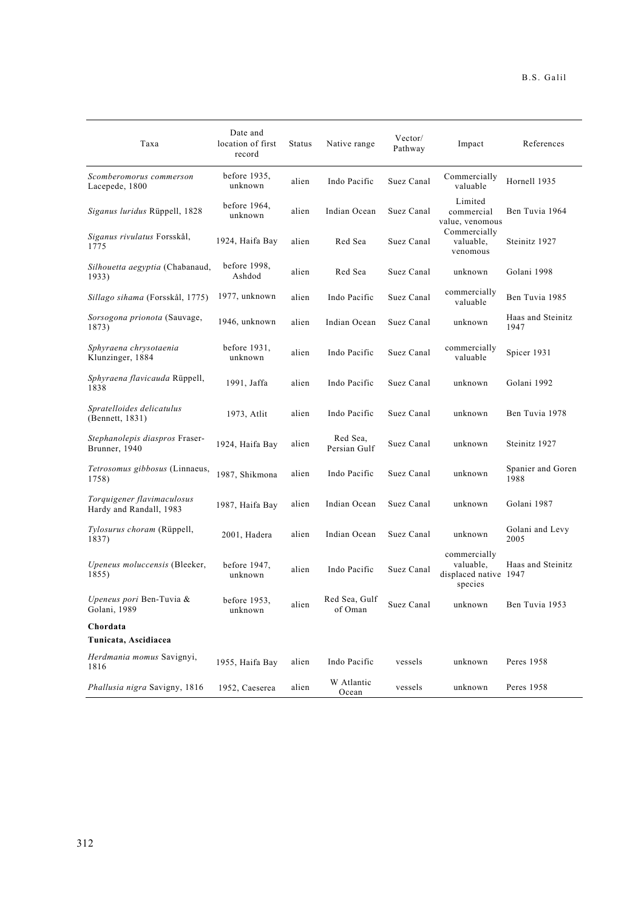| Taxa | Date and location of first record | Status | Native range | Vector/ Pathway | Impact | References |
|---|---|---|---|---|---|---|
| *Scomberomorus commerson* Lacepede, 1800 | before 1935, unknown | alien | Indo Pacific | Suez Canal | Commercially valuable | Hornell 1935 |
| *Siganus luridus* Rüppell, 1828 | before 1964, unknown | alien | Indian Ocean | Suez Canal | Limited commercial value, venomous | Ben Tuvia 1964 |
| *Siganus rivulatus* Forsskål, 1775 | 1924, Haifa Bay | alien | Red Sea | Suez Canal | Commercially valuable, venomous | Steinitz 1927 |
| *Silhouetta aegyptia* (Chabanaud, 1933) | before 1998, Ashdod | alien | Red Sea | Suez Canal | unknown | Golani 1998 |
| *Sillago sihama* (Forsskål, 1775) | 1977, unknown | alien | Indo Pacific | Suez Canal | commercially valuable | Ben Tuvia 1985 |
| *Sorsogona prionota* (Sauvage, 1873) | 1946, unknown | alien | Indian Ocean | Suez Canal | unknown | Haas and Steinitz 1947 |
| *Sphyraena chrysotaenia* Klunzinger, 1884 | before 1931, unknown | alien | Indo Pacific | Suez Canal | commercially valuable | Spicer 1931 |
| *Sphyraena flavicauda* Rüppell, 1838 | 1991, Jaffa | alien | Indo Pacific | Suez Canal | unknown | Golani 1992 |
| *Spratelloides delicatulus* (Bennett, 1831) | 1973, Atlit | alien | Indo Pacific | Suez Canal | unknown | Ben Tuvia 1978 |
| *Stephanolepis diaspros* Fraser-Brunner, 1940 | 1924, Haifa Bay | alien | Red Sea, Persian Gulf | Suez Canal | unknown | Steinitz 1927 |
| *Tetrosomus gibbosus* (Linnaeus, 1758) | 1987, Shikmona | alien | Indo Pacific | Suez Canal | unknown | Spanier and Goren 1988 |
| *Torquigener flavimaculosus* Hardy and Randall, 1983 | 1987, Haifa Bay | alien | Indian Ocean | Suez Canal | unknown | Golani 1987 |
| *Tylosurus choram* (Rüppell, 1837) | 2001, Hadera | alien | Indian Ocean | Suez Canal | unknown | Golani and Levy 2005 |
| *Upeneus moluccensis* (Bleeker, 1855) | before 1947, unknown | alien | Indo Pacific | Suez Canal | commercially valuable, displaced native species | Haas and Steinitz 1947 |
| *Upeneus pori* Ben-Tuvia & Golani, 1989 | before 1953, unknown | alien | Red Sea, Gulf of Oman | Suez Canal | unknown | Ben Tuvia 1953 |
| **Chordata** | | | | | | |
| **Tunicata, Ascidiacea** | | | | | | |
| *Herdmania momus* Savignyi, 1816 | 1955, Haifa Bay | alien | Indo Pacific | vessels | unknown | Peres 1958 |
| *Phallusia nigra* Savigny, 1816 | 1952, Caeserea | alien | W Atlantic Ocean | vessels | unknown | Peres 1958 |